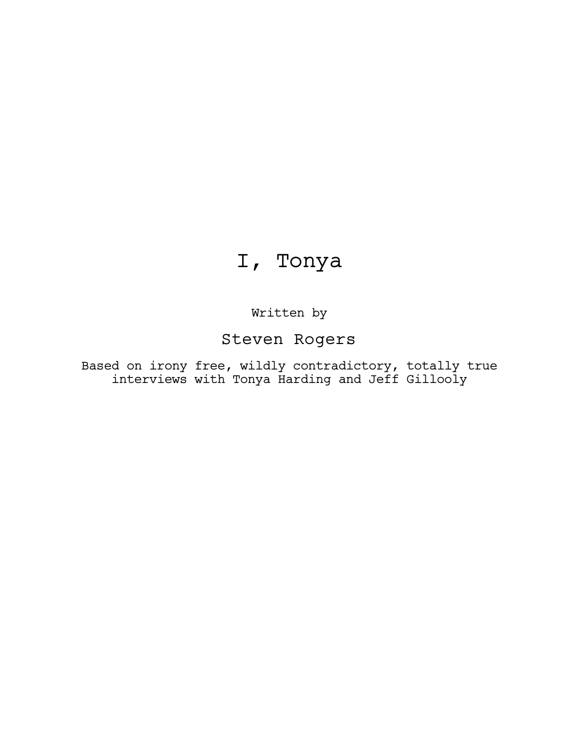# I, Tonya

Written by

Steven Rogers

Based on irony free, wildly contradictory, totally true interviews with Tonya Harding and Jeff Gillooly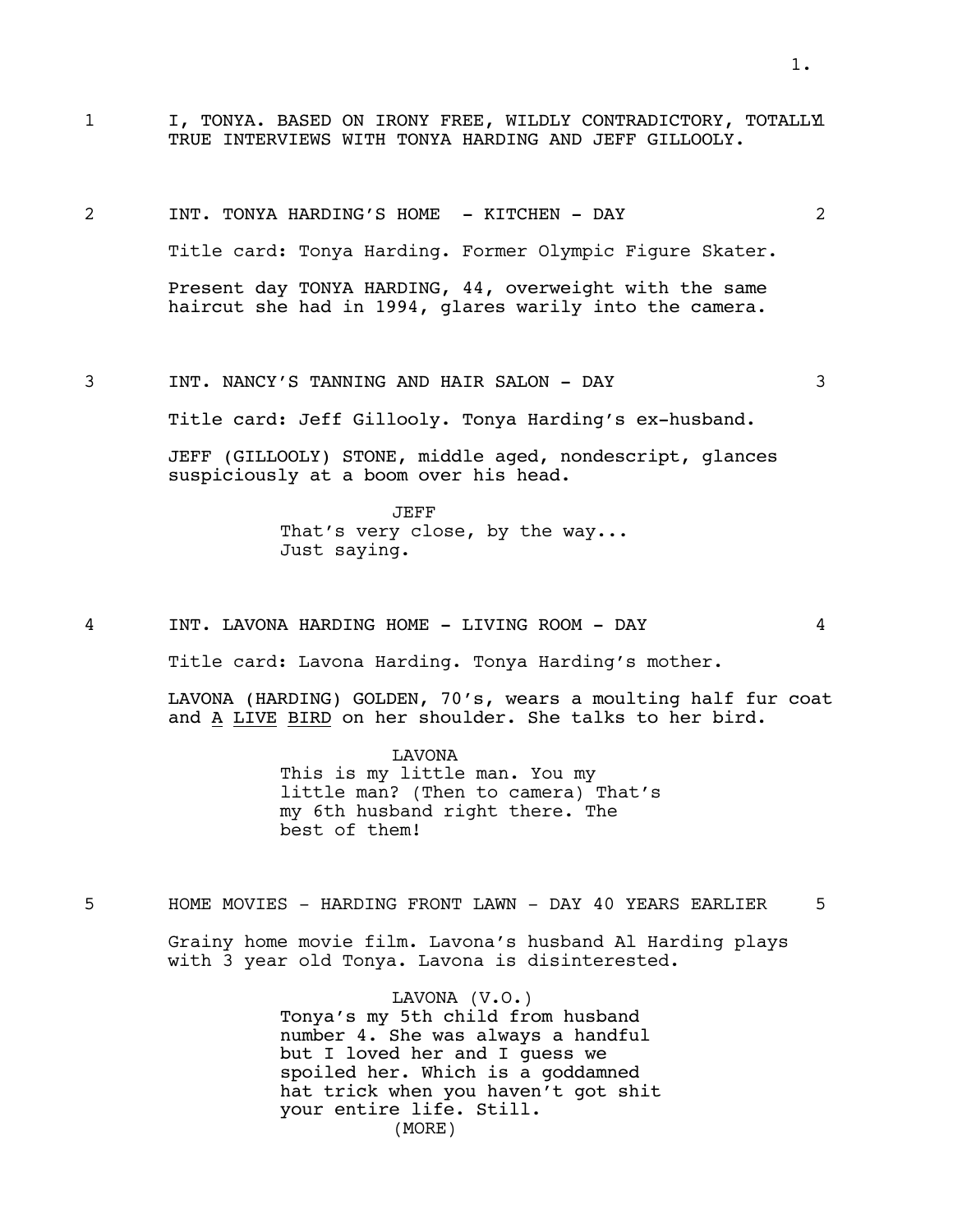1 I, TONYA. BASED ON IRONY FREE, WILDLY CONTRADICTORY, TOTALLY TRUE INTERVIEWS WITH TONYA HARDING AND JEFF GILLOOLY. 1

2 INT. TONYA HARDING'S HOME - KITCHEN - DAY 2

Title card: Tonya Harding. Former Olympic Figure Skater.

Present day TONYA HARDING, 44, overweight with the same haircut she had in 1994, glares warily into the camera.

3 INT. NANCY'S TANNING AND HAIR SALON - DAY 3

Title card: Jeff Gillooly. Tonya Harding's ex-husband.

JEFF (GILLOOLY) STONE, middle aged, nondescript, glances suspiciously at a boom over his head.

JEFF
That's very close, by the way... Just saying.

4 INT. LAVONA HARDING HOME - LIVING ROOM - DAY 4

Title card: Lavona Harding. Tonya Harding's mother.

LAVONA (HARDING) GOLDEN, 70's, wears a moulting half fur coat and <u>A LIVE BIRD</u> on her shoulder. She talks to her bird.

LAVONA
This is my little man. You my little man? (Then to camera) That's my 6th husband right there. The best of them!

5 HOME MOVIES - HARDING FRONT LAWN - DAY 40 YEARS EARLIER 5

Grainy home movie film. Lavona's husband Al Harding plays with 3 year old Tonya. Lavona is disinterested.

LAVONA (V.O.)
Tonya's my 5th child from husband number 4. She was always a handful but I loved her and I guess we spoiled her. Which is a goddamned hat trick when you haven't got shit your entire life. Still.
(MORE)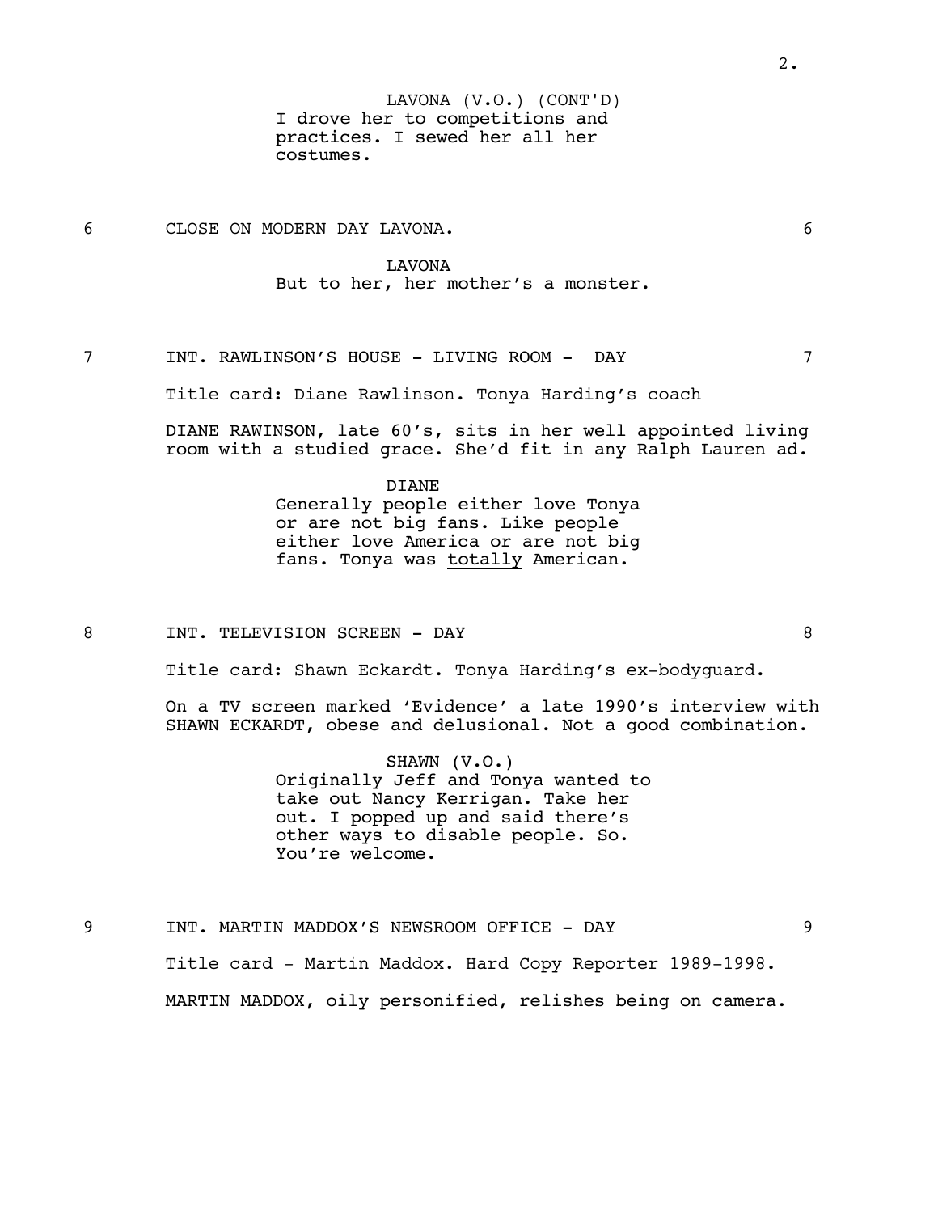LAVONA (V.O.) (CONT'D)
I drove her to competitions and practices. I sewed her all her costumes.

6 CLOSE ON MODERN DAY LAVONA. 6

LAVONA
But to her, her mother's a monster.

7 INT. RAWLINSON'S HOUSE - LIVING ROOM - DAY 7

Title card: Diane Rawlinson. Tonya Harding's coach

DIANE RAWINSON, late 60's, sits in her well appointed living room with a studied grace. She'd fit in any Ralph Lauren ad.

DIANE
Generally people either love Tonya or are not big fans. Like people either love America or are not big fans. Tonya was <u>totally</u> American.

8 INT. TELEVISION SCREEN - DAY 8

Title card: Shawn Eckardt. Tonya Harding's ex-bodyguard.

On a TV screen marked 'Evidence' a late 1990's interview with SHAWN ECKARDT, obese and delusional. Not a good combination.

SHAWN (V.O.)
Originally Jeff and Tonya wanted to take out Nancy Kerrigan. Take her out. I popped up and said there's other ways to disable people. So. You're welcome.

9 INT. MARTIN MADDOX'S NEWSROOM OFFICE - DAY 9

Title card - Martin Maddox. Hard Copy Reporter 1989-1998.

MARTIN MADDOX, oily personified, relishes being on camera.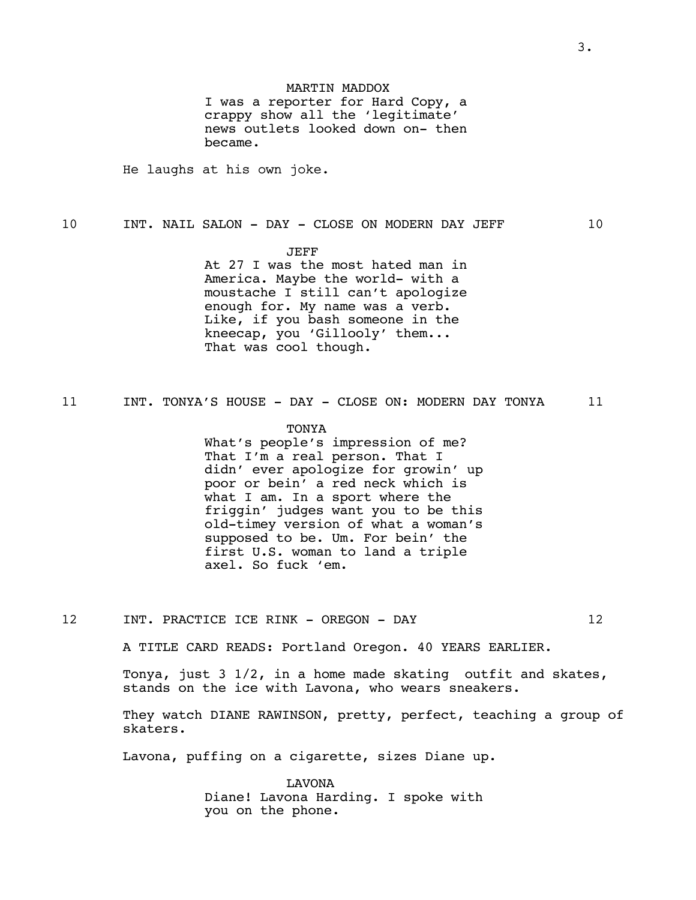MARTIN MADDOX

I was a reporter for Hard Copy, a crappy show all the 'legitimate' news outlets looked down on- then became.

He laughs at his own joke.

10 INT. NAIL SALON - DAY - CLOSE ON MODERN DAY JEFF 10

JEFF

At 27 I was the most hated man in America. Maybe the world- with a moustache I still can't apologize enough for. My name was a verb. Like, if you bash someone in the kneecap, you 'Gillooly' them... That was cool though.

11 INT. TONYA'S HOUSE - DAY - CLOSE ON: MODERN DAY TONYA 11

TONYA

What's people's impression of me? That I'm a real person. That I didn' ever apologize for growin' up poor or bein' a red neck which is what I am. In a sport where the friggin' judges want you to be this old-timey version of what a woman's supposed to be. Um. For bein' the first U.S. woman to land a triple axel. So fuck 'em.

12 INT. PRACTICE ICE RINK - OREGON - DAY 12

A TITLE CARD READS: Portland Oregon. 40 YEARS EARLIER.

Tonya, just 3 1/2, in a home made skating outfit and skates, stands on the ice with Lavona, who wears sneakers.

They watch DIANE RAWINSON, pretty, perfect, teaching a group of skaters.

Lavona, puffing on a cigarette, sizes Diane up.

LAVONA

Diane! Lavona Harding. I spoke with you on the phone.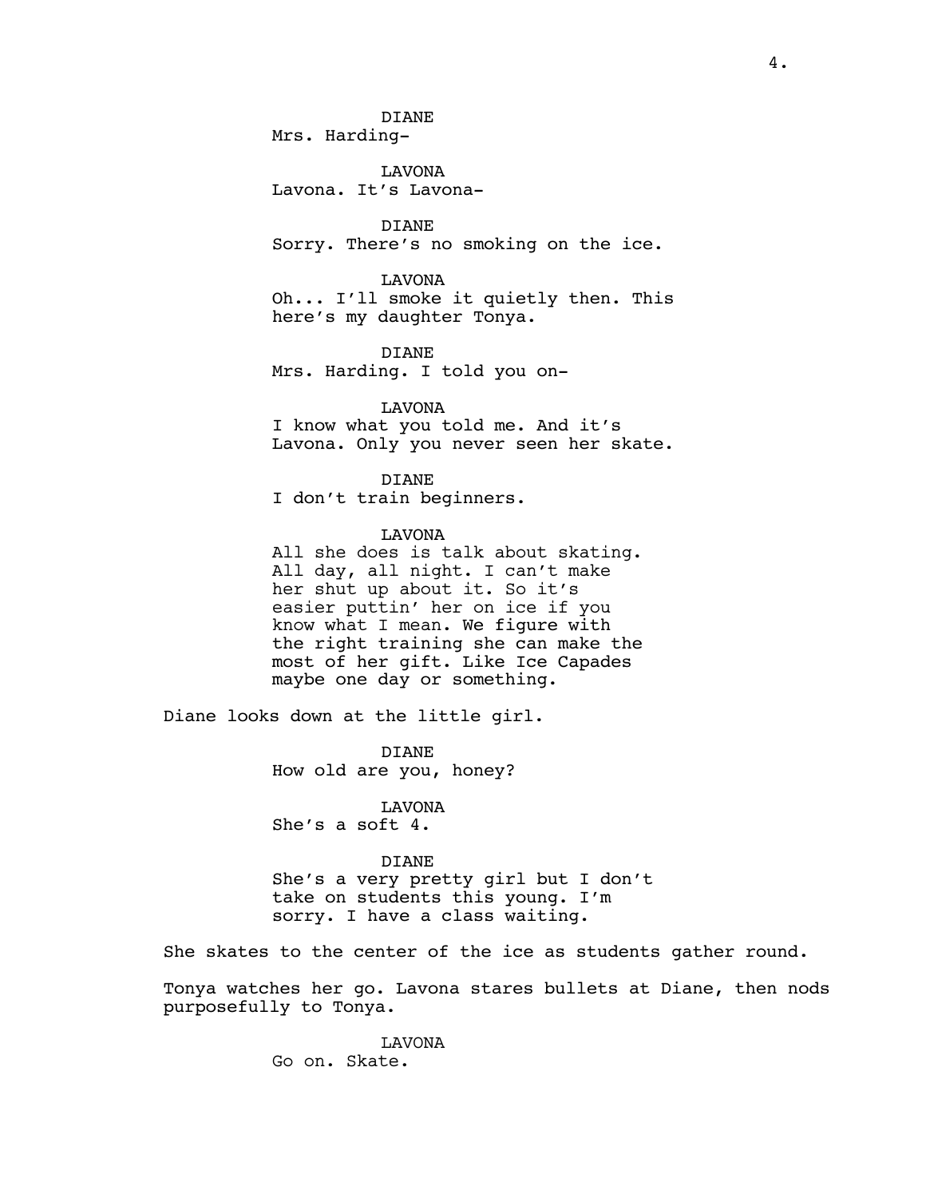DIANE
Mrs. Harding-

LAVONA
Lavona. It's Lavona-

DIANE
Sorry. There's no smoking on the ice.

LAVONA
Oh... I'll smoke it quietly then. This here's my daughter Tonya.

DIANE
Mrs. Harding. I told you on-

LAVONA
I know what you told me. And it's Lavona. Only you never seen her skate.

DIANE
I don't train beginners.

LAVONA
All she does is talk about skating. All day, all night. I can't make her shut up about it. So it's easier puttin' her on ice if you know what I mean. We figure with the right training she can make the most of her gift. Like Ice Capades maybe one day or something.

Diane looks down at the little girl.

DIANE
How old are you, honey?

LAVONA
She's a soft 4.

DIANE
She's a very pretty girl but I don't take on students this young. I'm sorry. I have a class waiting.

She skates to the center of the ice as students gather round.

Tonya watches her go. Lavona stares bullets at Diane, then nods purposefully to Tonya.

LAVONA
Go on. Skate.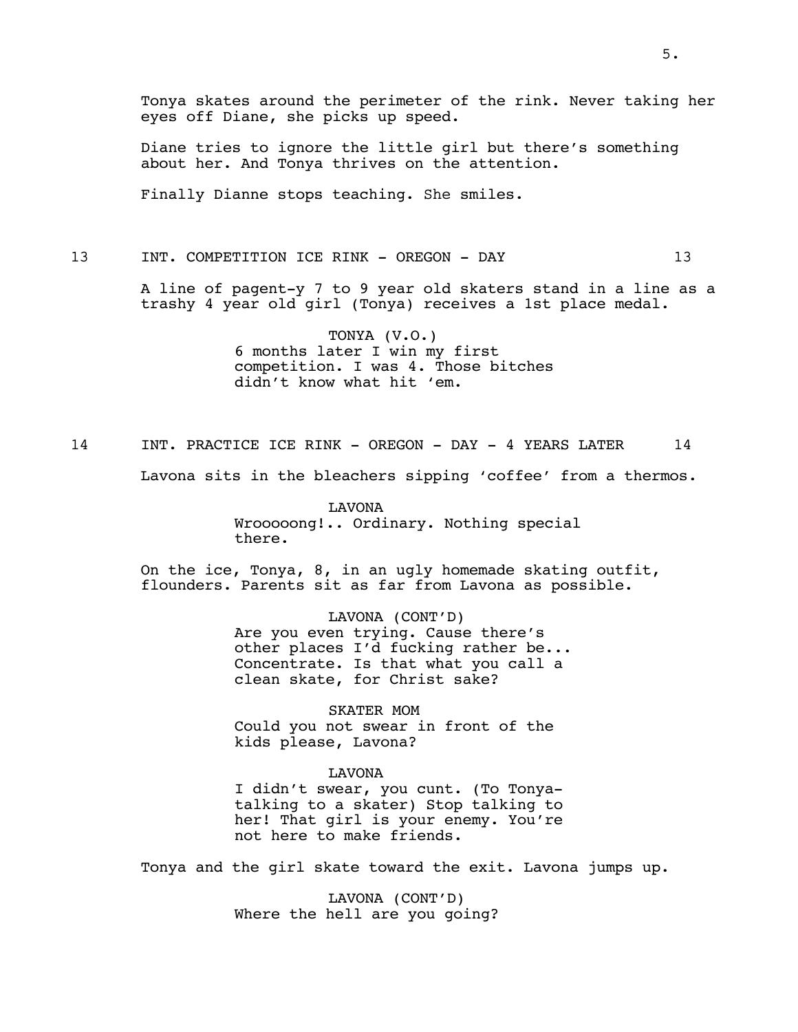Tonya skates around the perimeter of the rink. Never taking her eyes off Diane, she picks up speed.

Diane tries to ignore the little girl but there's something about her. And Tonya thrives on the attention.

Finally Dianne stops teaching. She smiles.

13 INT. COMPETITION ICE RINK - OREGON - DAY 13

A line of pagent-y 7 to 9 year old skaters stand in a line as a trashy 4 year old girl (Tonya) receives a 1st place medal.

TONYA (V.O.)
6 months later I win my first competition. I was 4. Those bitches didn't know what hit 'em.

14 INT. PRACTICE ICE RINK - OREGON - DAY - 4 YEARS LATER 14

Lavona sits in the bleachers sipping 'coffee' from a thermos.

LAVONA
Wrooooong!.. Ordinary. Nothing special there.

On the ice, Tonya, 8, in an ugly homemade skating outfit, flounders. Parents sit as far from Lavona as possible.

LAVONA (CONT'D)
Are you even trying. Cause there's other places I'd fucking rather be... Concentrate. Is that what you call a clean skate, for Christ sake?

SKATER MOM
Could you not swear in front of the kids please, Lavona?

LAVONA
I didn't swear, you cunt. (To Tonya- talking to a skater) Stop talking to her! That girl is your enemy. You're not here to make friends.

Tonya and the girl skate toward the exit. Lavona jumps up.

LAVONA (CONT'D)
Where the hell are you going?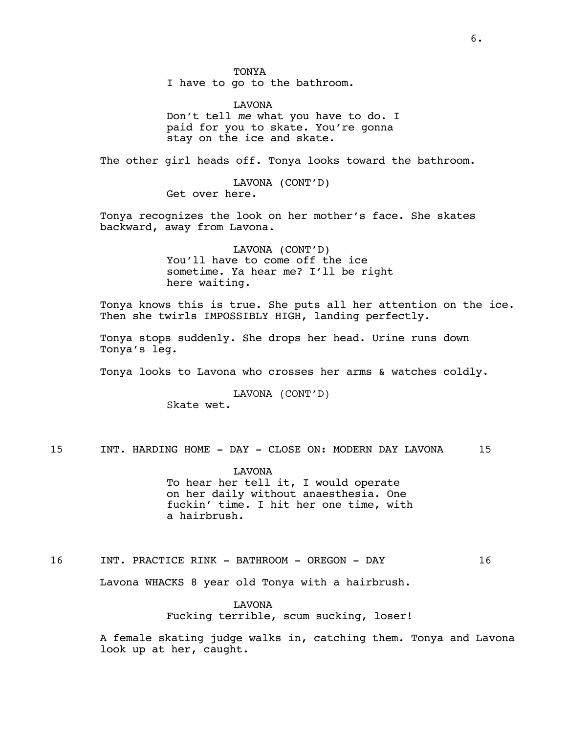TONYA
I have to go to the bathroom.

LAVONA
Don't tell *me* what you have to do. I paid for you to skate. You're gonna stay on the ice and skate.

The other girl heads off. Tonya looks toward the bathroom.

LAVONA (CONT'D)
Get over here.

Tonya recognizes the look on her mother's face. She skates backward, away from Lavona.

LAVONA (CONT'D)
You'll have to come off the ice sometime. Ya hear me? I'll be right here waiting.

Tonya knows this is true. She puts all her attention on the ice. Then she twirls IMPOSSIBLY HIGH, landing perfectly.

Tonya stops suddenly. She drops her head. Urine runs down Tonya's leg.

Tonya looks to Lavona who crosses her arms & watches coldly.

LAVONA (CONT'D)
Skate wet.

15 INT. HARDING HOME - DAY - CLOSE ON: MODERN DAY LAVONA 15

LAVONA
To hear her tell it, I would operate on her daily without anaesthesia. One fuckin' time. I hit her one time, with a hairbrush.

16 INT. PRACTICE RINK - BATHROOM - OREGON - DAY 16

Lavona WHACKS 8 year old Tonya with a hairbrush.

LAVONA
Fucking terrible, scum sucking, loser!

A female skating judge walks in, catching them. Tonya and Lavona look up at her, caught.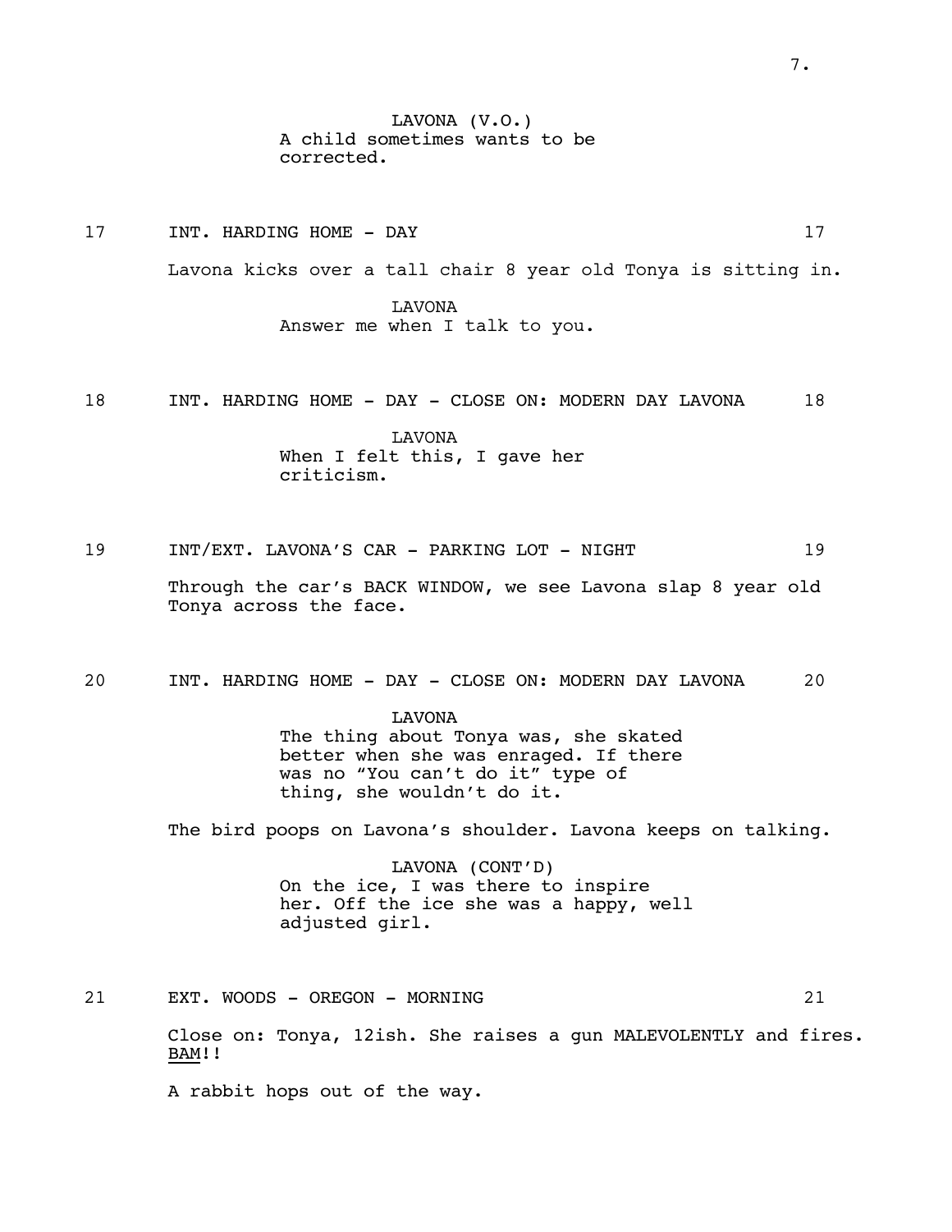LAVONA (V.O.)
A child sometimes wants to be corrected.

17 INT. HARDING HOME - DAY 17

Lavona kicks over a tall chair 8 year old Tonya is sitting in.

LAVONA
Answer me when I talk to you.

18 INT. HARDING HOME - DAY - CLOSE ON: MODERN DAY LAVONA 18

LAVONA
When I felt this, I gave her criticism.

19 INT/EXT. LAVONA'S CAR - PARKING LOT - NIGHT 19

Through the car's BACK WINDOW, we see Lavona slap 8 year old Tonya across the face.

20 INT. HARDING HOME - DAY - CLOSE ON: MODERN DAY LAVONA 20

LAVONA
The thing about Tonya was, she skated better when she was enraged. If there was no "You can't do it" type of thing, she wouldn't do it.

The bird poops on Lavona's shoulder. Lavona keeps on talking.

LAVONA (CONT'D)
On the ice, I was there to inspire her. Off the ice she was a happy, well adjusted girl.

21 EXT. WOODS - OREGON - MORNING 21

Close on: Tonya, 12ish. She raises a gun MALEVOLENTLY and fires. BAM!!

A rabbit hops out of the way.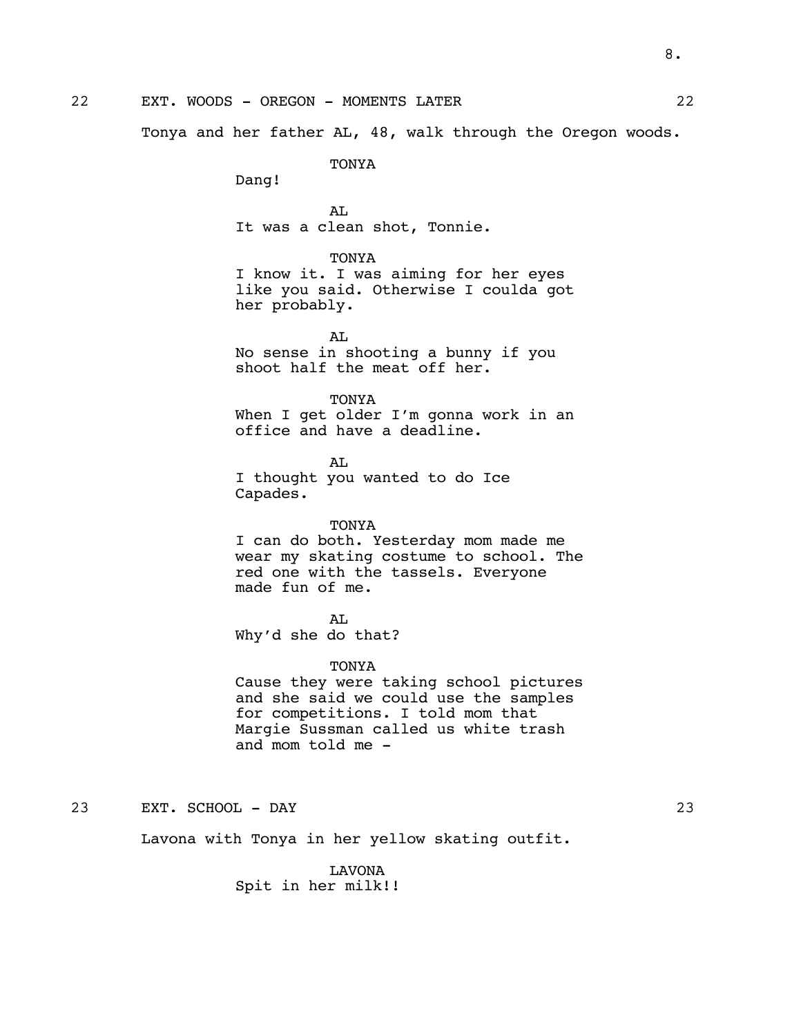22 EXT. WOODS - OREGON - MOMENTS LATER 22

Tonya and her father AL, 48, walk through the Oregon woods.

TONYA
Dang!

AL
It was a clean shot, Tonnie.

TONYA
I know it. I was aiming for her eyes like you said. Otherwise I coulda got her probably.

AL
No sense in shooting a bunny if you shoot half the meat off her.

TONYA
When I get older I'm gonna work in an office and have a deadline.

AL
I thought you wanted to do Ice Capades.

TONYA
I can do both. Yesterday mom made me wear my skating costume to school. The red one with the tassels. Everyone made fun of me.

AL
Why'd she do that?

TONYA
Cause they were taking school pictures and she said we could use the samples for competitions. I told mom that Margie Sussman called us white trash and mom told me -

23 EXT. SCHOOL - DAY 23

Lavona with Tonya in her yellow skating outfit.

LAVONA
Spit in her milk!!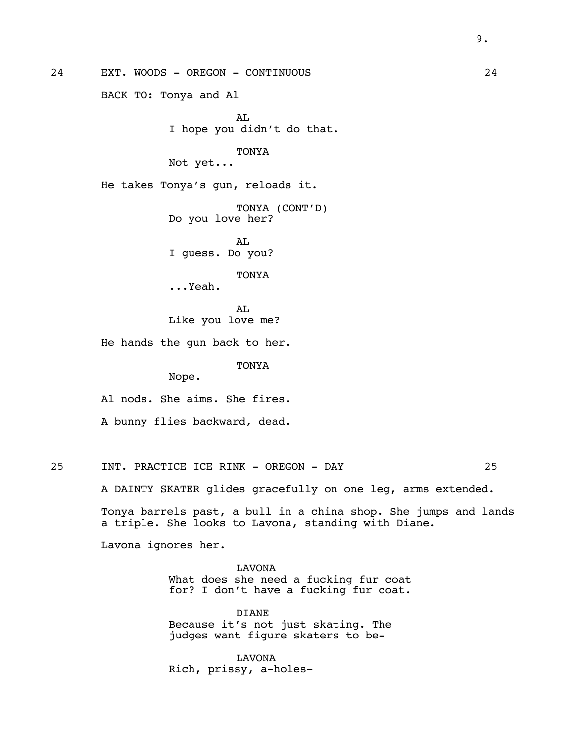24 EXT. WOODS - OREGON - CONTINUOUS 24

BACK TO: Tonya and Al

AL
I hope you didn't do that.

TONYA
Not yet...

He takes Tonya's gun, reloads it.

TONYA (CONT'D)
Do you love her?

AL
I guess. Do you?

TONYA
...Yeah.

AL
Like you love me?

He hands the gun back to her.

TONYA
Nope.

Al nods. She aims. She fires.

A bunny flies backward, dead.

25 INT. PRACTICE ICE RINK - OREGON - DAY 25

A DAINTY SKATER glides gracefully on one leg, arms extended.

Tonya barrels past, a bull in a china shop. She jumps and lands a triple. She looks to Lavona, standing with Diane.

Lavona ignores her.

LAVONA
What does she need a fucking fur coat for? I don't have a fucking fur coat.

DIANE
Because it's not just skating. The judges want figure skaters to be-

LAVONA
Rich, prissy, a-holes-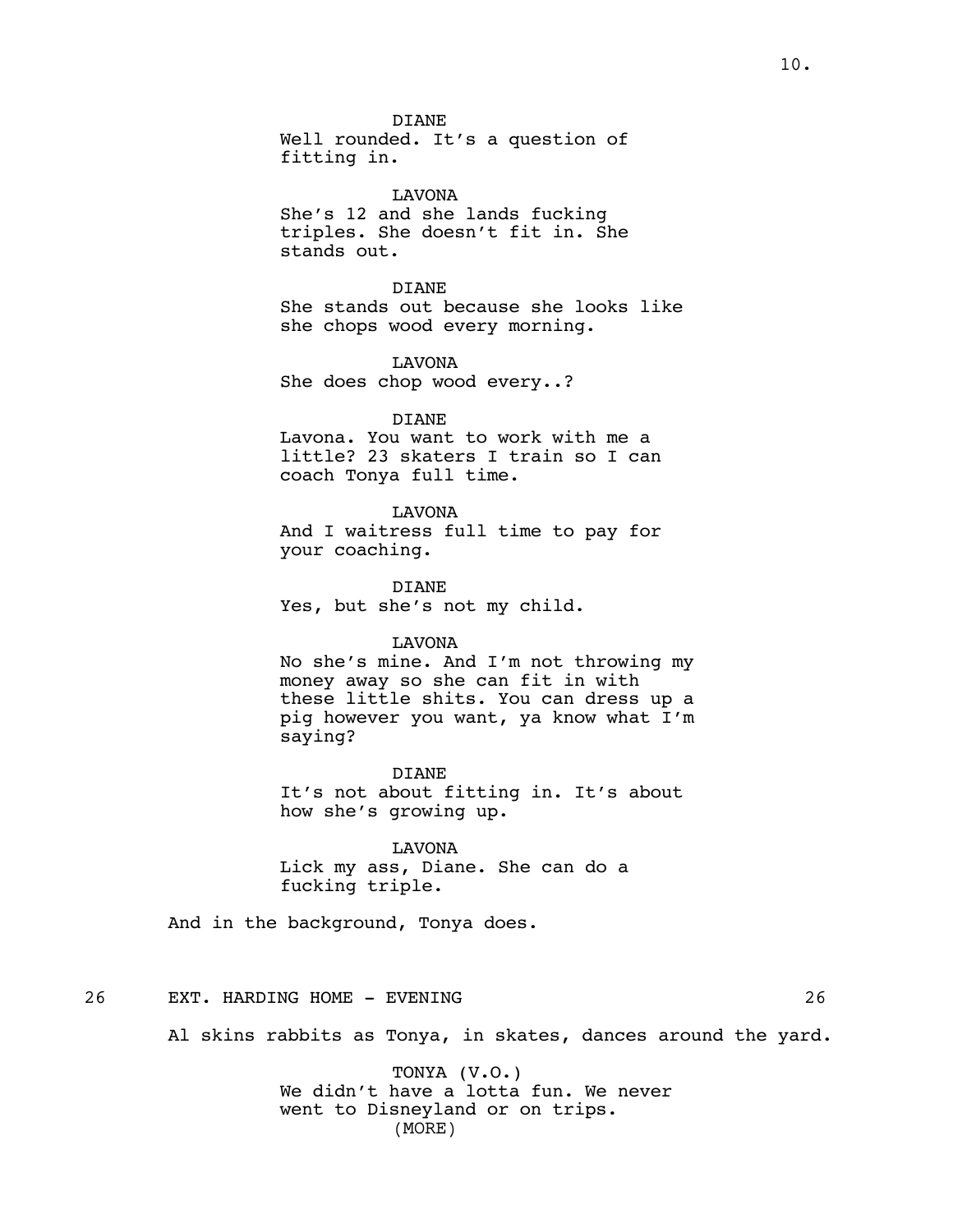DIANE
Well rounded. It's a question of fitting in.

LAVONA
She's 12 and she lands fucking triples. She doesn't fit in. She stands out.

DIANE
She stands out because she looks like she chops wood every morning.

LAVONA
She does chop wood every..?

DIANE
Lavona. You want to work with me a little? 23 skaters I train so I can coach Tonya full time.

LAVONA
And I waitress full time to pay for your coaching.

DIANE
Yes, but she's not my child.

LAVONA
No she's mine. And I'm not throwing my money away so she can fit in with these little shits. You can dress up a pig however you want, ya know what I'm saying?

DIANE
It's not about fitting in. It's about how she's growing up.

LAVONA
Lick my ass, Diane. She can do a fucking triple.

And in the background, Tonya does.

26 EXT. HARDING HOME - EVENING 26

Al skins rabbits as Tonya, in skates, dances around the yard.

TONYA (V.O.)
We didn't have a lotta fun. We never went to Disneyland or on trips.
(MORE)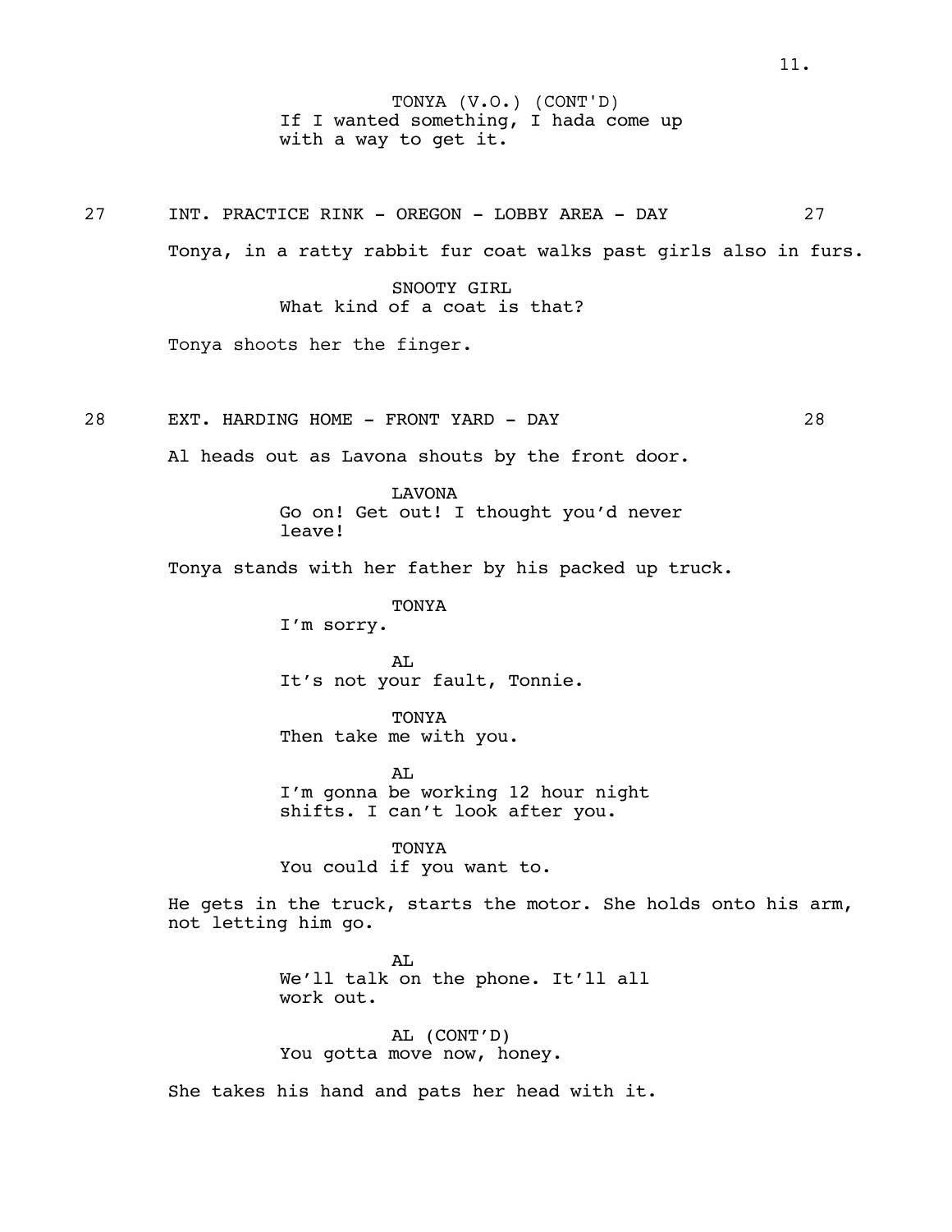TONYA (V.O.) (CONT'D)
If I wanted something, I hada come up with a way to get it.

27 INT. PRACTICE RINK - OREGON - LOBBY AREA - DAY 27

Tonya, in a ratty rabbit fur coat walks past girls also in furs.

SNOOTY GIRL
What kind of a coat is that?

Tonya shoots her the finger.

28 EXT. HARDING HOME - FRONT YARD - DAY 28

Al heads out as Lavona shouts by the front door.

LAVONA
Go on! Get out! I thought you'd never leave!

Tonya stands with her father by his packed up truck.

TONYA
I'm sorry.

AL
It's not your fault, Tonnie.

TONYA
Then take me with you.

AL
I'm gonna be working 12 hour night shifts. I can't look after you.

TONYA
You could if you want to.

He gets in the truck, starts the motor. She holds onto his arm, not letting him go.

AL
We'll talk on the phone. It'll all work out.

AL (CONT'D)
You gotta move now, honey.

She takes his hand and pats her head with it.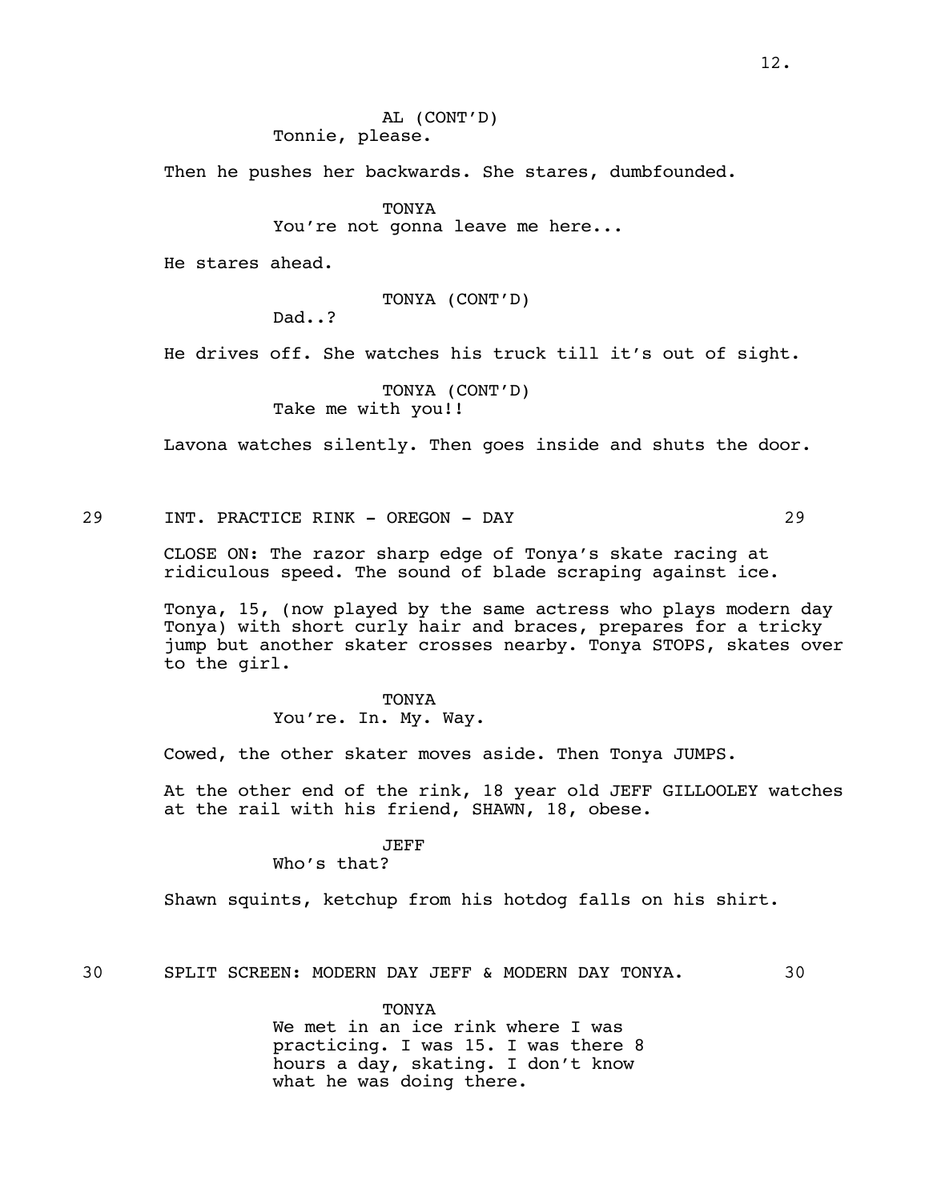AL (CONT'D)
Tonnie, please.

Then he pushes her backwards. She stares, dumbfounded.

TONYA
You're not gonna leave me here...

He stares ahead.

TONYA (CONT'D)
Dad..?

He drives off. She watches his truck till it's out of sight.

TONYA (CONT'D)
Take me with you!!

Lavona watches silently. Then goes inside and shuts the door.

29 INT. PRACTICE RINK - OREGON - DAY 29

CLOSE ON: The razor sharp edge of Tonya's skate racing at ridiculous speed. The sound of blade scraping against ice.

Tonya, 15, (now played by the same actress who plays modern day Tonya) with short curly hair and braces, prepares for a tricky jump but another skater crosses nearby. Tonya STOPS, skates over to the girl.

TONYA
You're. In. My. Way.

Cowed, the other skater moves aside. Then Tonya JUMPS.

At the other end of the rink, 18 year old JEFF GILLOOLEY watches at the rail with his friend, SHAWN, 18, obese.

JEFF
Who's that?

Shawn squints, ketchup from his hotdog falls on his shirt.

30 SPLIT SCREEN: MODERN DAY JEFF & MODERN DAY TONYA. 30

TONYA
We met in an ice rink where I was practicing. I was 15. I was there 8 hours a day, skating. I don't know what he was doing there.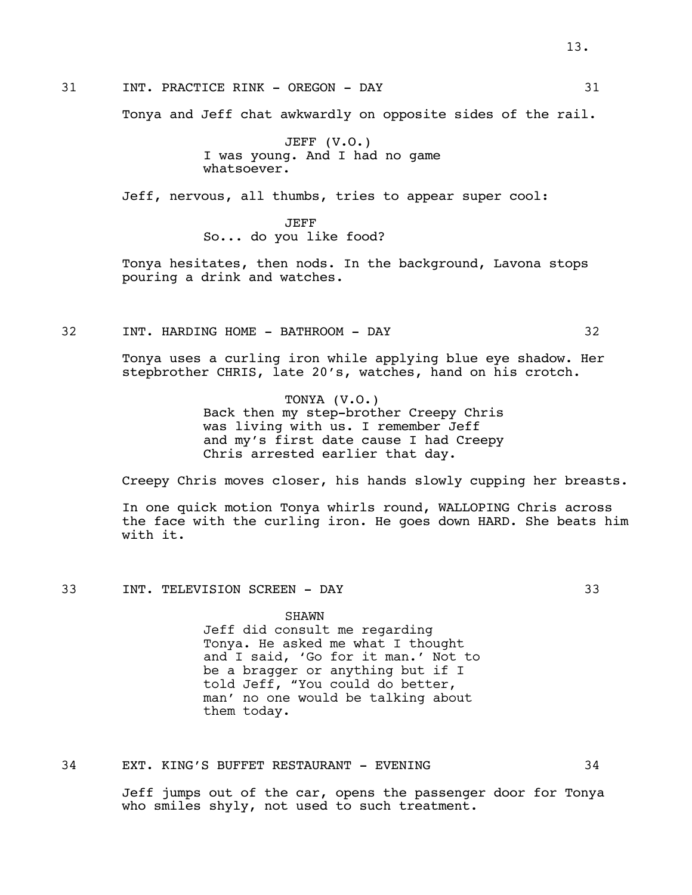31 INT. PRACTICE RINK - OREGON - DAY 31

Tonya and Jeff chat awkwardly on opposite sides of the rail.

JEFF (V.O.)
I was young. And I had no game whatsoever.

Jeff, nervous, all thumbs, tries to appear super cool:

JEFF
So... do you like food?

Tonya hesitates, then nods. In the background, Lavona stops pouring a drink and watches.

32 INT. HARDING HOME - BATHROOM - DAY 32

Tonya uses a curling iron while applying blue eye shadow. Her stepbrother CHRIS, late 20's, watches, hand on his crotch.

TONYA (V.O.)
Back then my step-brother Creepy Chris was living with us. I remember Jeff and my's first date cause I had Creepy Chris arrested earlier that day.

Creepy Chris moves closer, his hands slowly cupping her breasts.

In one quick motion Tonya whirls round, WALLOPING Chris across the face with the curling iron. He goes down HARD. She beats him with it.

33 INT. TELEVISION SCREEN - DAY 33

SHAWN
Jeff did consult me regarding Tonya. He asked me what I thought and I said, 'Go for it man.' Not to be a bragger or anything but if I told Jeff, "You could do better, man' no one would be talking about them today.

34 EXT. KING'S BUFFET RESTAURANT - EVENING 34

Jeff jumps out of the car, opens the passenger door for Tonya who smiles shyly, not used to such treatment.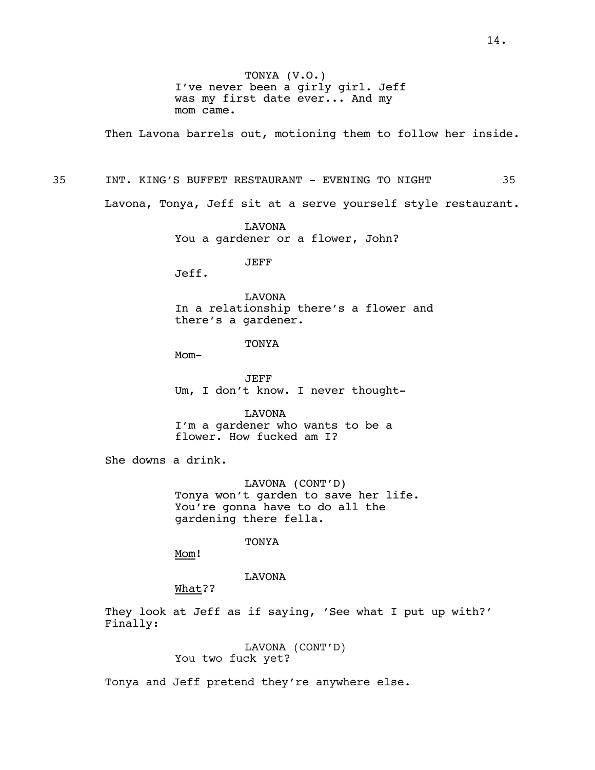TONYA (V.O.)
I've never been a girly girl. Jeff was my first date ever... And my mom came.

Then Lavona barrels out, motioning them to follow her inside.

35 INT. KING'S BUFFET RESTAURANT - EVENING TO NIGHT 35

Lavona, Tonya, Jeff sit at a serve yourself style restaurant.

LAVONA
You a gardener or a flower, John?

JEFF
Jeff.

LAVONA
In a relationship there's a flower and there's a gardener.

TONYA
Mom-

JEFF
Um, I don't know. I never thought-

LAVONA
I'm a gardener who wants to be a flower. How fucked am I?

She downs a drink.

LAVONA (CONT'D)
Tonya won't garden to save her life. You're gonna have to do all the gardening there fella.

TONYA
<u>Mom</u>!

LAVONA
<u>What</u>??

They look at Jeff as if saying, 'See what I put up with?' Finally:

LAVONA (CONT'D)
You two fuck yet?

Tonya and Jeff pretend they're anywhere else.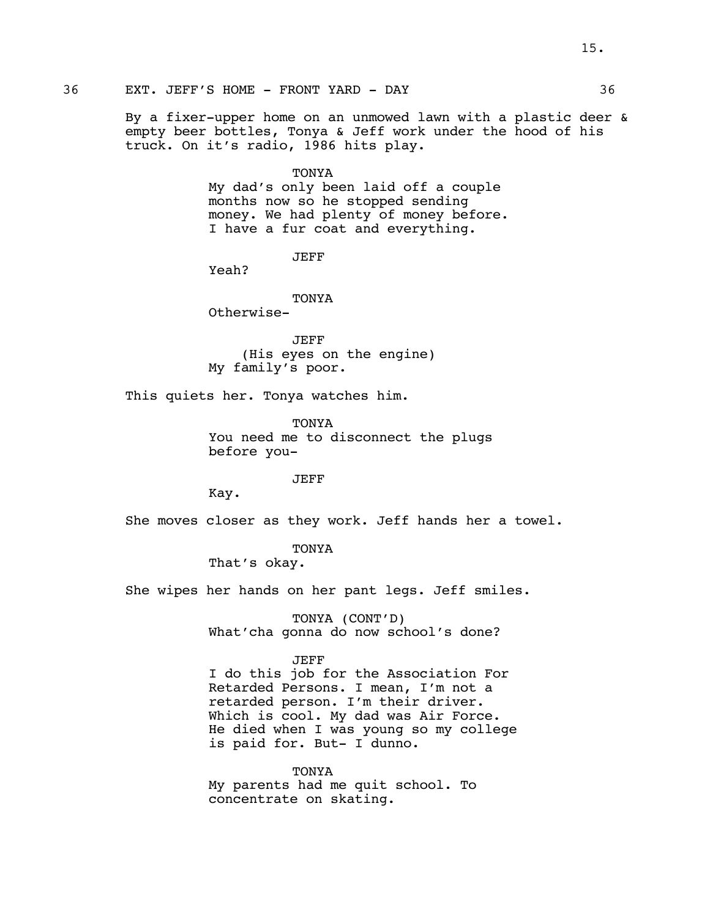36 EXT. JEFF'S HOME - FRONT YARD - DAY 36

By a fixer-upper home on an unmowed lawn with a plastic deer & empty beer bottles, Tonya & Jeff work under the hood of his truck. On it's radio, 1986 hits play.

TONYA
My dad's only been laid off a couple months now so he stopped sending money. We had plenty of money before. I have a fur coat and everything.

JEFF
Yeah?

TONYA
Otherwise-

JEFF
(His eyes on the engine)
My family's poor.

This quiets her. Tonya watches him.

TONYA
You need me to disconnect the plugs before you-

JEFF
Kay.

She moves closer as they work. Jeff hands her a towel.

TONYA
That's okay.

She wipes her hands on her pant legs. Jeff smiles.

TONYA (CONT'D)
What'cha gonna do now school's done?

JEFF
I do this job for the Association For Retarded Persons. I mean, I'm not a retarded person. I'm their driver. Which is cool. My dad was Air Force. He died when I was young so my college is paid for. But- I dunno.

TONYA
My parents had me quit school. To concentrate on skating.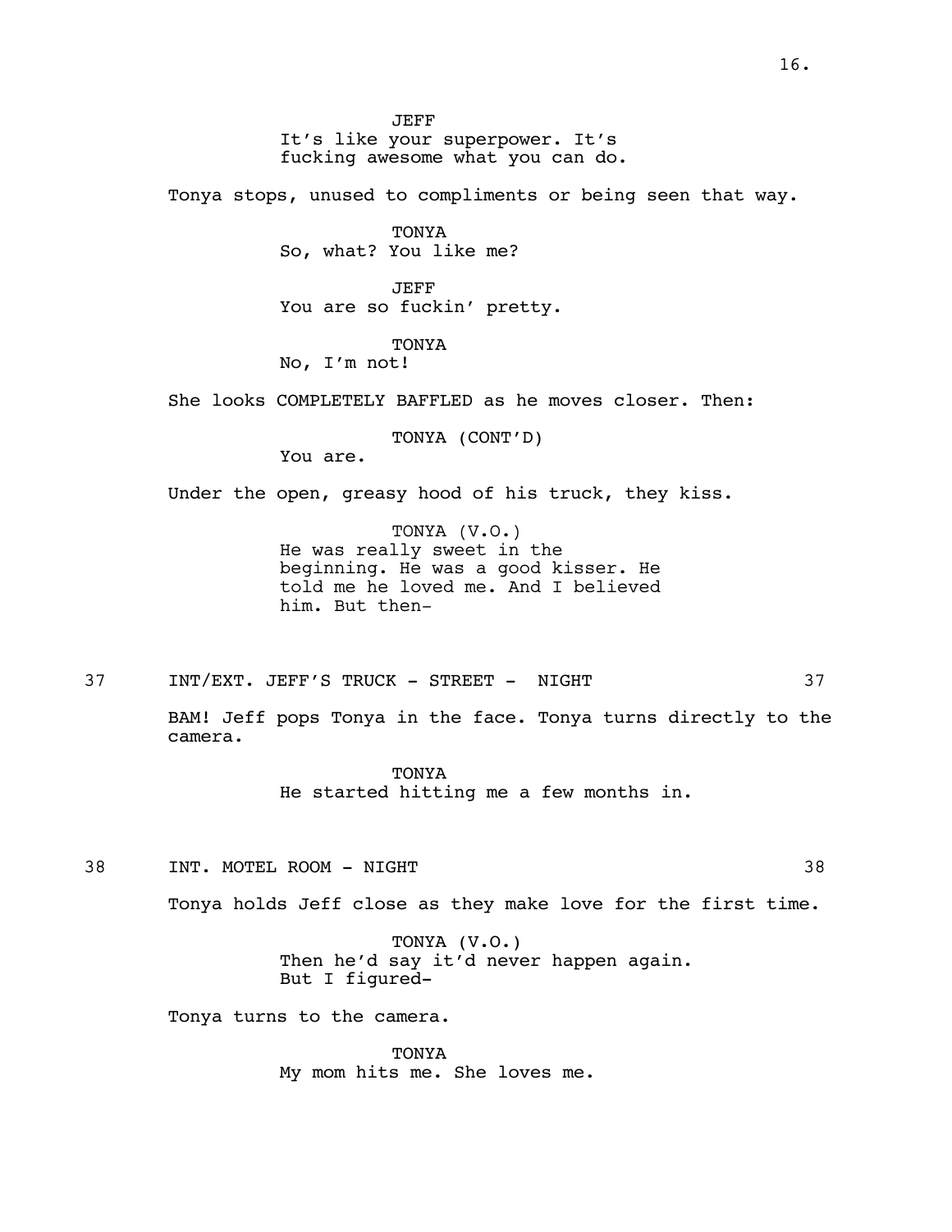JEFF
It's like your superpower. It's fucking awesome what you can do.

Tonya stops, unused to compliments or being seen that way.

TONYA
So, what? You like me?

JEFF
You are so fuckin' pretty.

TONYA
No, I'm not!

She looks COMPLETELY BAFFLED as he moves closer. Then:

TONYA (CONT'D)
You are.

Under the open, greasy hood of his truck, they kiss.

TONYA (V.O.)
He was really sweet in the beginning. He was a good kisser. He told me he loved me. And I believed him. But then-

37 INT/EXT. JEFF'S TRUCK - STREET - NIGHT 37

BAM! Jeff pops Tonya in the face. Tonya turns directly to the camera.

TONYA
He started hitting me a few months in.

38 INT. MOTEL ROOM - NIGHT 38

Tonya holds Jeff close as they make love for the first time.

TONYA (V.O.)
Then he'd say it'd never happen again. But I figured-

Tonya turns to the camera.

TONYA
My mom hits me. She loves me.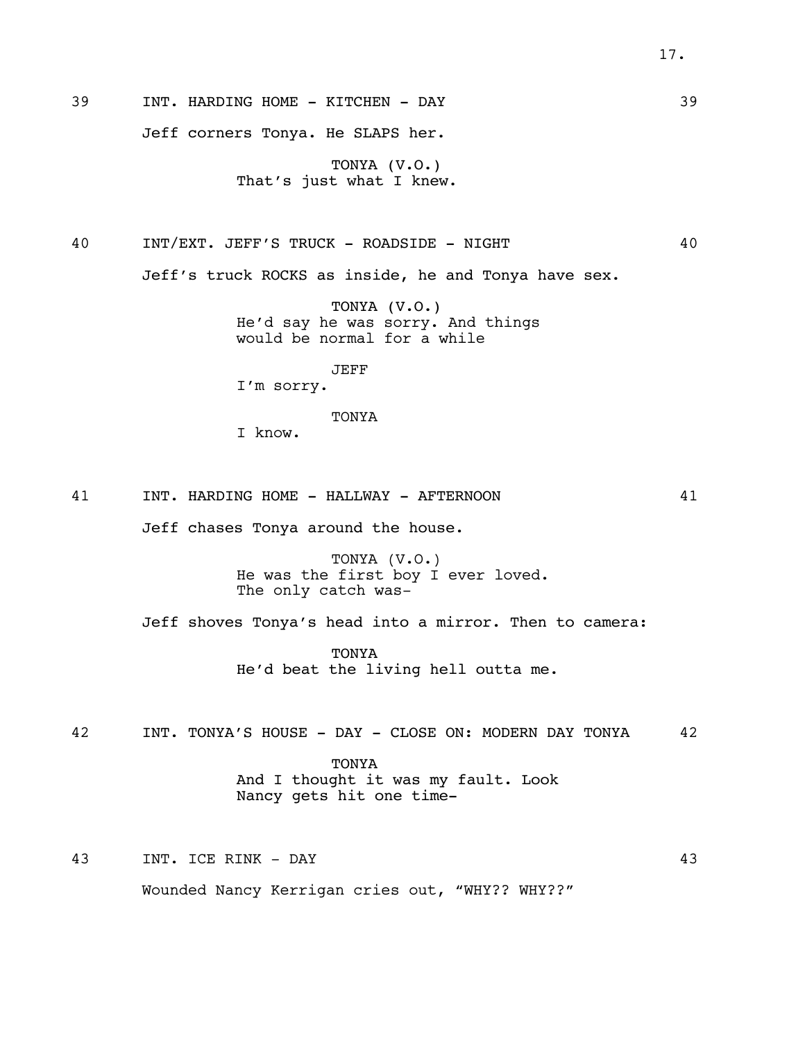39 INT. HARDING HOME - KITCHEN - DAY 39

Jeff corners Tonya. He SLAPS her.

TONYA (V.O.)
That's just what I knew.

40 INT/EXT. JEFF'S TRUCK - ROADSIDE - NIGHT 40

Jeff's truck ROCKS as inside, he and Tonya have sex.

TONYA (V.O.)
He'd say he was sorry. And things would be normal for a while

JEFF
I'm sorry.

TONYA
I know.

41 INT. HARDING HOME - HALLWAY - AFTERNOON 41

Jeff chases Tonya around the house.

TONYA (V.O.)
He was the first boy I ever loved. The only catch was-

Jeff shoves Tonya's head into a mirror. Then to camera:

TONYA
He'd beat the living hell outta me.

42 INT. TONYA'S HOUSE - DAY - CLOSE ON: MODERN DAY TONYA 42

TONYA
And I thought it was my fault. Look Nancy gets hit one time-

43 INT. ICE RINK - DAY 43

Wounded Nancy Kerrigan cries out, "WHY?? WHY??"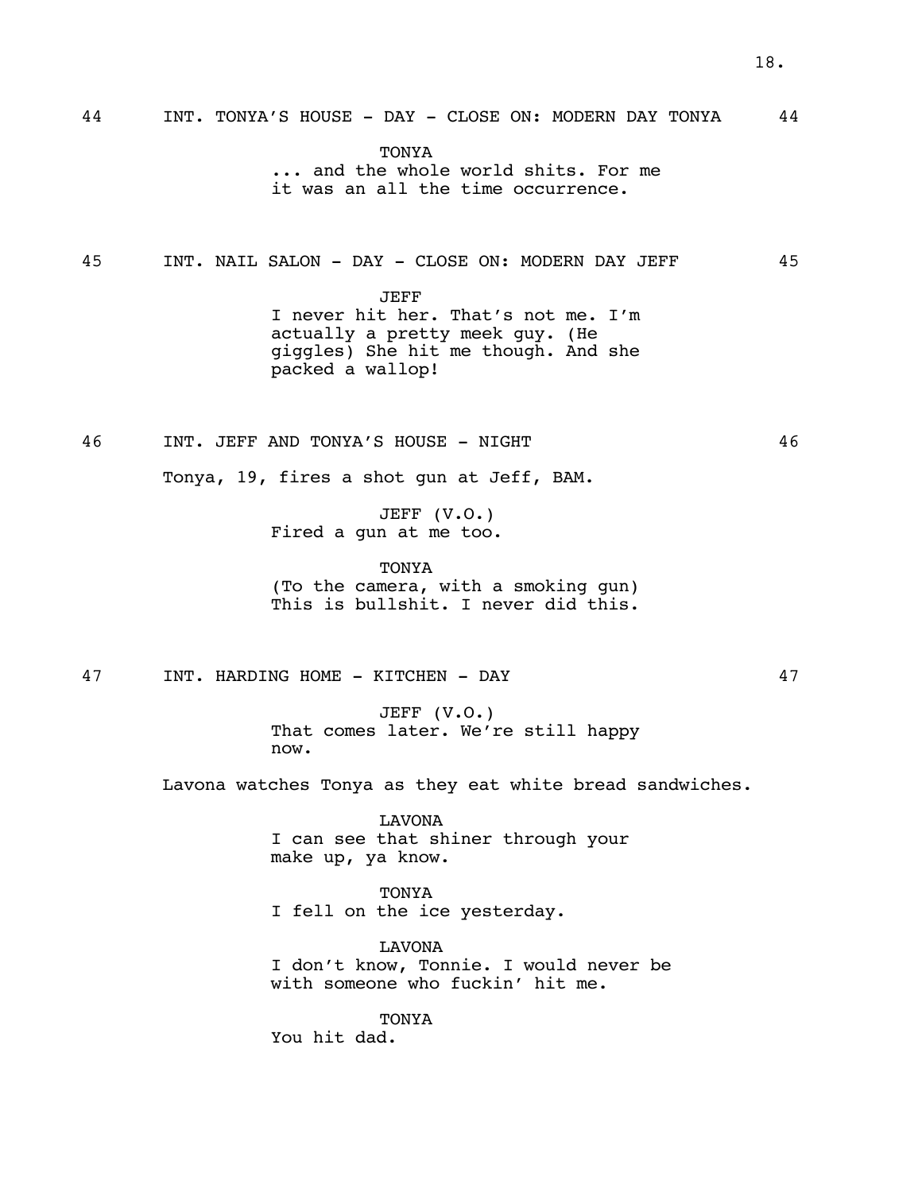44 INT. TONYA'S HOUSE - DAY - CLOSE ON: MODERN DAY TONYA 44

TONYA
... and the whole world shits. For me it was an all the time occurrence.

45 INT. NAIL SALON - DAY - CLOSE ON: MODERN DAY JEFF 45

JEFF
I never hit her. That's not me. I'm actually a pretty meek guy. (He giggles) She hit me though. And she packed a wallop!

46 INT. JEFF AND TONYA'S HOUSE - NIGHT 46

Tonya, 19, fires a shot gun at Jeff, BAM.

JEFF (V.O.)
Fired a gun at me too.

TONYA
(To the camera, with a smoking gun)
This is bullshit. I never did this.

47 INT. HARDING HOME - KITCHEN - DAY 47

JEFF (V.O.)
That comes later. We're still happy now.

Lavona watches Tonya as they eat white bread sandwiches.

LAVONA
I can see that shiner through your make up, ya know.

TONYA
I fell on the ice yesterday.

LAVONA
I don't know, Tonnie. I would never be with someone who fuckin' hit me.

TONYA
You hit dad.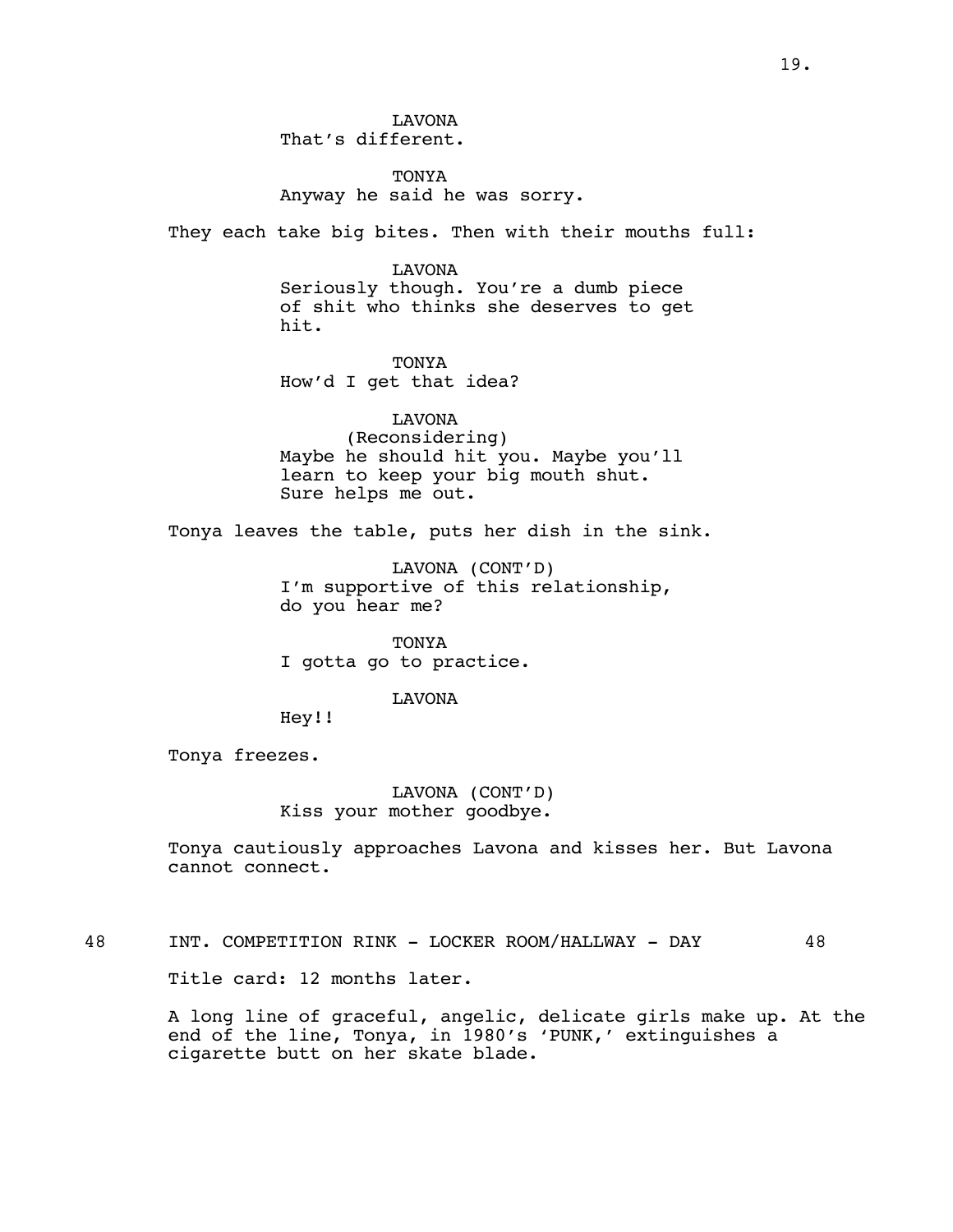LAVONA
That's different.

TONYA
Anyway he said he was sorry.

They each take big bites. Then with their mouths full:

LAVONA
Seriously though. You're a dumb piece of shit who thinks she deserves to get hit.

TONYA
How'd I get that idea?

LAVONA
(Reconsidering)
Maybe he should hit you. Maybe you'll learn to keep your big mouth shut. Sure helps me out.

Tonya leaves the table, puts her dish in the sink.

LAVONA (CONT'D)
I'm supportive of this relationship, do you hear me?

TONYA
I gotta go to practice.

LAVONA
Hey!!

Tonya freezes.

LAVONA (CONT'D)
Kiss your mother goodbye.

Tonya cautiously approaches Lavona and kisses her. But Lavona cannot connect.

48 INT. COMPETITION RINK - LOCKER ROOM/HALLWAY - DAY 48

Title card: 12 months later.

A long line of graceful, angelic, delicate girls make up. At the end of the line, Tonya, in 1980's 'PUNK,' extinguishes a cigarette butt on her skate blade.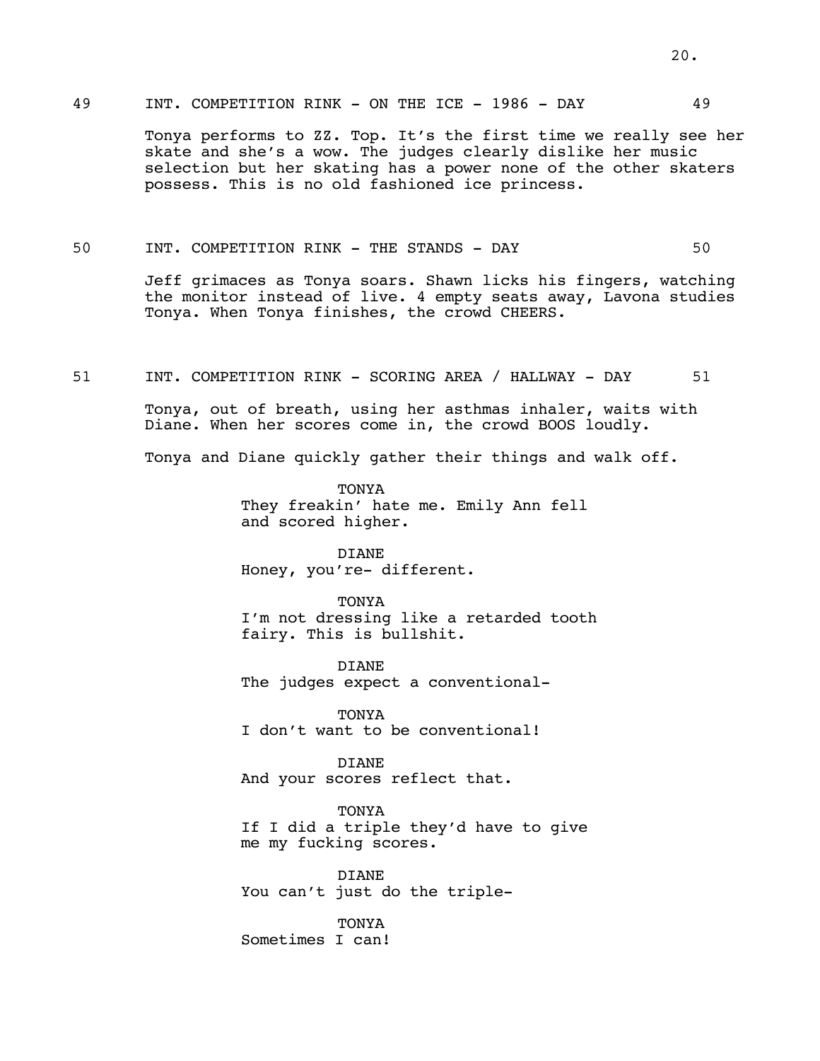49 INT. COMPETITION RINK - ON THE ICE - 1986 - DAY 49

Tonya performs to ZZ. Top. It's the first time we really see her skate and she's a wow. The judges clearly dislike her music selection but her skating has a power none of the other skaters possess. This is no old fashioned ice princess.

50 INT. COMPETITION RINK - THE STANDS - DAY 50

Jeff grimaces as Tonya soars. Shawn licks his fingers, watching the monitor instead of live. 4 empty seats away, Lavona studies Tonya. When Tonya finishes, the crowd CHEERS.

51 INT. COMPETITION RINK - SCORING AREA / HALLWAY - DAY 51

Tonya, out of breath, using her asthmas inhaler, waits with Diane. When her scores come in, the crowd BOOS loudly.

Tonya and Diane quickly gather their things and walk off.

TONYA
They freakin' hate me. Emily Ann fell and scored higher.

DIANE
Honey, you're- different.

TONYA
I'm not dressing like a retarded tooth fairy. This is bullshit.

DIANE
The judges expect a conventional-

TONYA
I don't want to be conventional!

DIANE
And your scores reflect that.

TONYA
If I did a triple they'd have to give me my fucking scores.

DIANE
You can't just do the triple-

TONYA
Sometimes I can!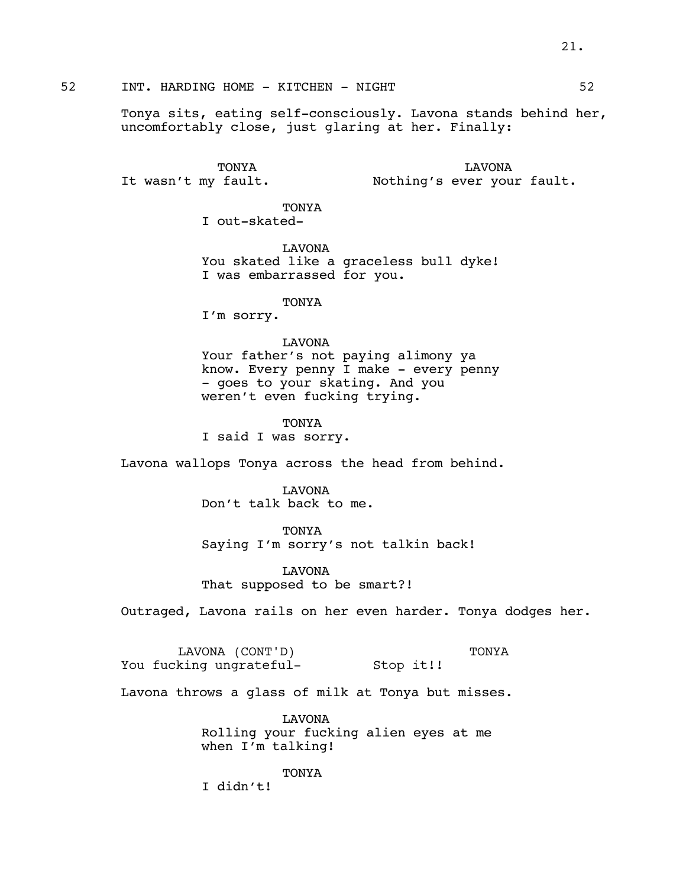52 INT. HARDING HOME - KITCHEN - NIGHT 52

Tonya sits, eating self-consciously. Lavona stands behind her, uncomfortably close, just glaring at her. Finally:

TONYA
It wasn't my fault.

LAVONA
Nothing's ever your fault.

TONYA
I out-skated-

LAVONA
You skated like a graceless bull dyke! I was embarrassed for you.

TONYA
I'm sorry.

LAVONA
Your father's not paying alimony ya know. Every penny I make - every penny - goes to your skating. And you weren't even fucking trying.

TONYA
I said I was sorry.

Lavona wallops Tonya across the head from behind.

LAVONA
Don't talk back to me.

TONYA
Saying I'm sorry's not talkin back!

LAVONA
That supposed to be smart?!

Outraged, Lavona rails on her even harder. Tonya dodges her.

LAVONA (CONT'D)
You fucking ungrateful-

TONYA
Stop it!!

Lavona throws a glass of milk at Tonya but misses.

LAVONA
Rolling your fucking alien eyes at me when I'm talking!

TONYA
I didn't!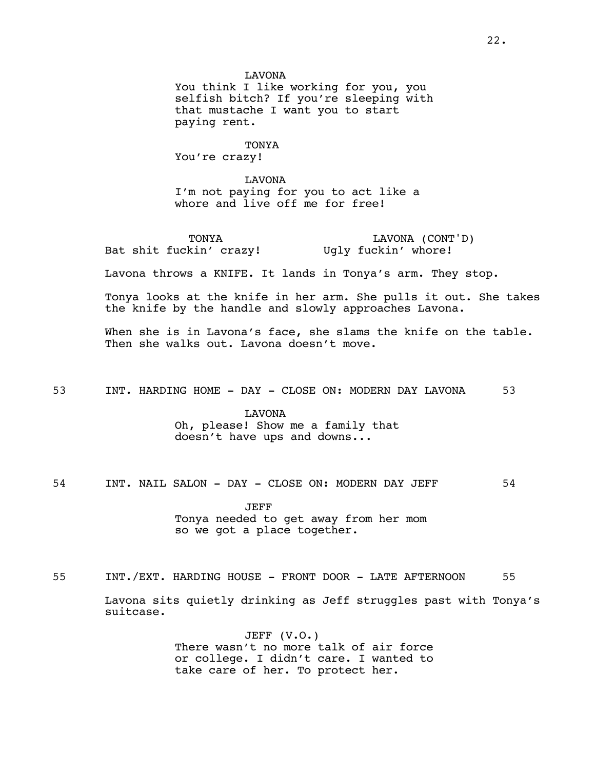LAVONA
You think I like working for you, you selfish bitch? If you're sleeping with that mustache I want you to start paying rent.

TONYA
You're crazy!

LAVONA
I'm not paying for you to act like a whore and live off me for free!

TONYA
Bat shit fuckin' crazy!

LAVONA (CONT'D)
Ugly fuckin' whore!

Lavona throws a KNIFE. It lands in Tonya's arm. They stop.

Tonya looks at the knife in her arm. She pulls it out. She takes the knife by the handle and slowly approaches Lavona.

When she is in Lavona's face, she slams the knife on the table. Then she walks out. Lavona doesn't move.

53 INT. HARDING HOME - DAY - CLOSE ON: MODERN DAY LAVONA 53

LAVONA
Oh, please! Show me a family that doesn't have ups and downs...

54 INT. NAIL SALON - DAY - CLOSE ON: MODERN DAY JEFF 54

JEFF
Tonya needed to get away from her mom so we got a place together.

55 INT./EXT. HARDING HOUSE - FRONT DOOR - LATE AFTERNOON 55

Lavona sits quietly drinking as Jeff struggles past with Tonya's suitcase.

JEFF (V.O.)
There wasn't no more talk of air force or college. I didn't care. I wanted to take care of her. To protect her.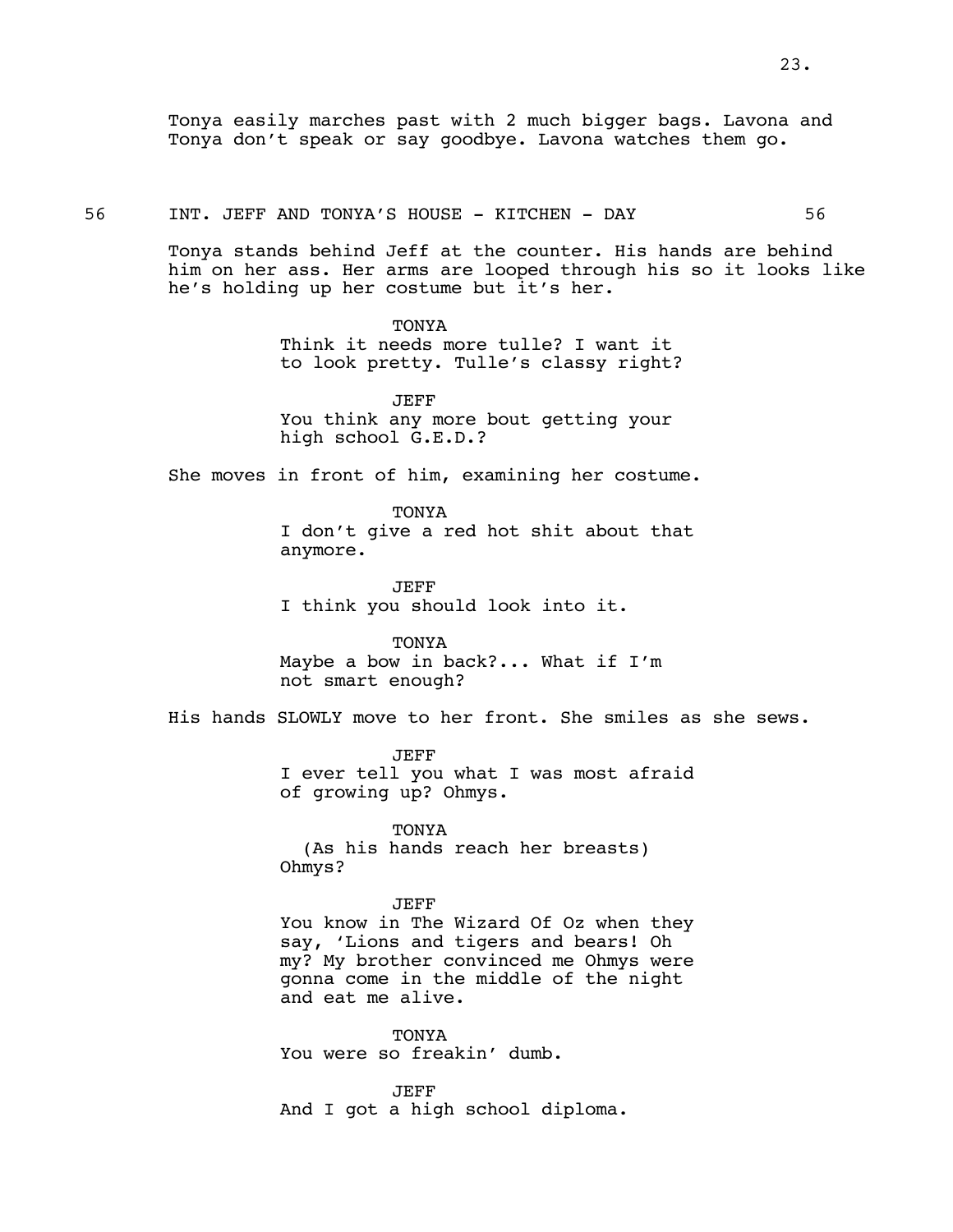Tonya easily marches past with 2 much bigger bags. Lavona and Tonya don't speak or say goodbye. Lavona watches them go.

56 INT. JEFF AND TONYA'S HOUSE - KITCHEN - DAY 56

Tonya stands behind Jeff at the counter. His hands are behind him on her ass. Her arms are looped through his so it looks like he's holding up her costume but it's her.

TONYA
Think it needs more tulle? I want it to look pretty. Tulle's classy right?

JEFF
You think any more bout getting your high school G.E.D.?

She moves in front of him, examining her costume.

TONYA
I don't give a red hot shit about that anymore.

JEFF
I think you should look into it.

TONYA
Maybe a bow in back?... What if I'm not smart enough?

His hands SLOWLY move to her front. She smiles as she sews.

JEFF
I ever tell you what I was most afraid of growing up? Ohmys.

TONYA
(As his hands reach her breasts)
Ohmys?

JEFF
You know in The Wizard Of Oz when they say, 'Lions and tigers and bears! Oh my? My brother convinced me Ohmys were gonna come in the middle of the night and eat me alive.

TONYA
You were so freakin' dumb.

JEFF
And I got a high school diploma.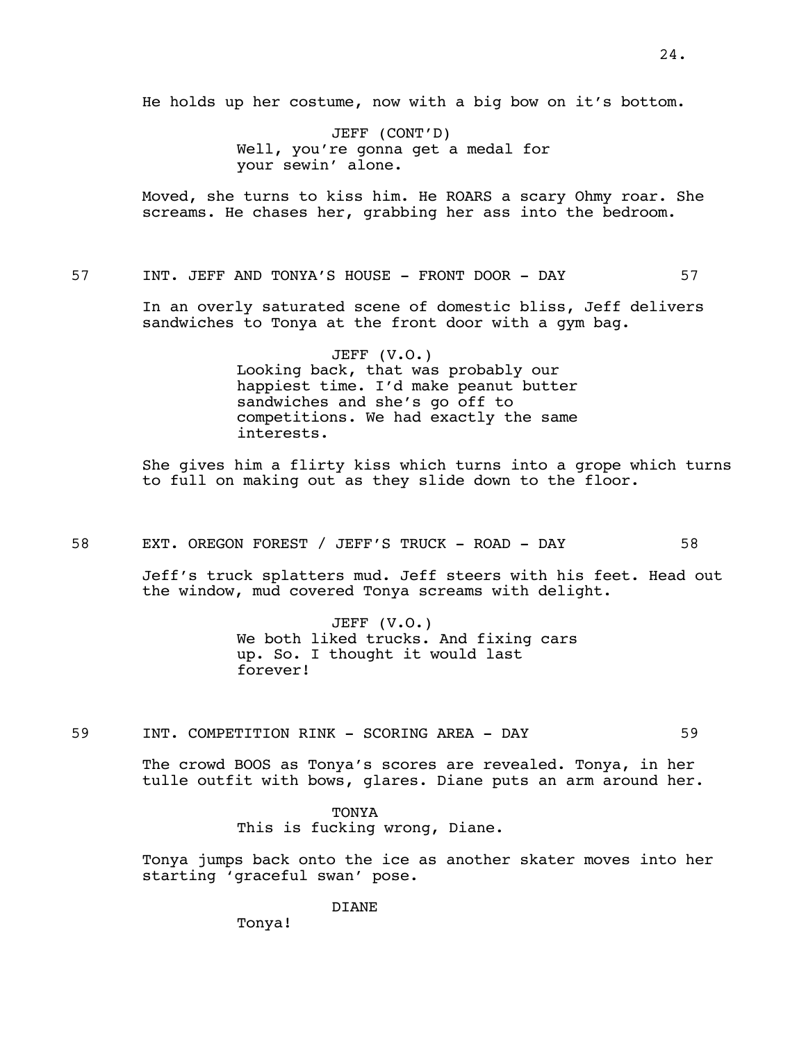He holds up her costume, now with a big bow on it's bottom.

JEFF (CONT'D)
Well, you're gonna get a medal for your sewin' alone.

Moved, she turns to kiss him. He ROARS a scary Ohmy roar. She screams. He chases her, grabbing her ass into the bedroom.

57 INT. JEFF AND TONYA'S HOUSE - FRONT DOOR - DAY 57

In an overly saturated scene of domestic bliss, Jeff delivers sandwiches to Tonya at the front door with a gym bag.

JEFF (V.O.)
Looking back, that was probably our happiest time. I'd make peanut butter sandwiches and she's go off to competitions. We had exactly the same interests.

She gives him a flirty kiss which turns into a grope which turns to full on making out as they slide down to the floor.

58 EXT. OREGON FOREST / JEFF'S TRUCK - ROAD - DAY 58

Jeff's truck splatters mud. Jeff steers with his feet. Head out the window, mud covered Tonya screams with delight.

JEFF (V.O.)
We both liked trucks. And fixing cars up. So. I thought it would last forever!

59 INT. COMPETITION RINK - SCORING AREA - DAY 59

The crowd BOOS as Tonya's scores are revealed. Tonya, in her tulle outfit with bows, glares. Diane puts an arm around her.

TONYA
This is fucking wrong, Diane.

Tonya jumps back onto the ice as another skater moves into her starting 'graceful swan' pose.

DIANE
Tonya!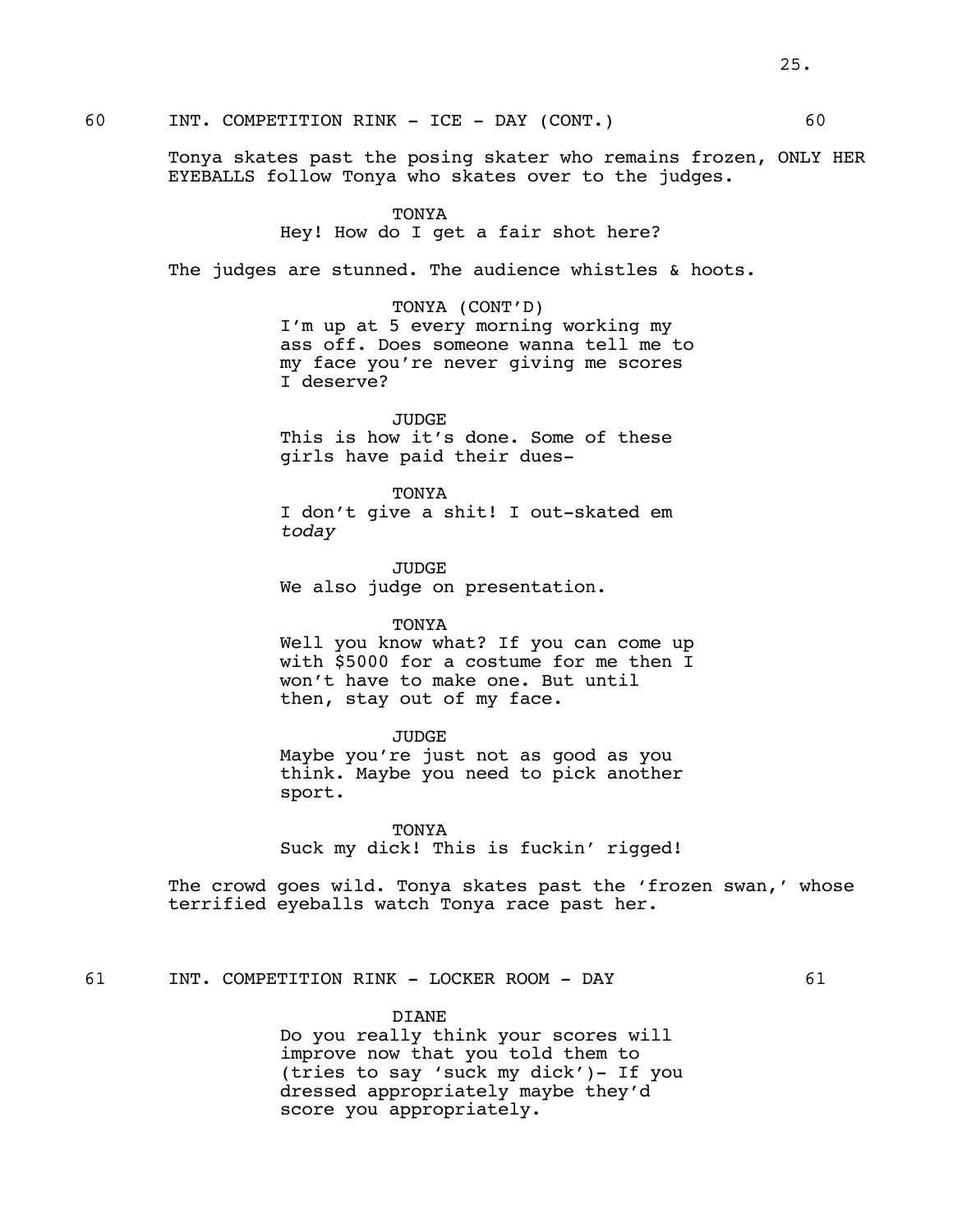60 INT. COMPETITION RINK - ICE - DAY (CONT.) 60

Tonya skates past the posing skater who remains frozen, ONLY HER EYEBALLS follow Tonya who skates over to the judges.

TONYA
Hey! How do I get a fair shot here?

The judges are stunned. The audience whistles & hoots.

TONYA (CONT'D)
I'm up at 5 every morning working my ass off. Does someone wanna tell me to my face you're never giving me scores I deserve?

JUDGE
This is how it's done. Some of these girls have paid their dues-

TONYA
I don't give a shit! I out-skated em *today*

JUDGE
We also judge on presentation.

TONYA
Well you know what? If you can come up with $5000 for a costume for me then I won't have to make one. But until then, stay out of my face.

JUDGE
Maybe you're just not as good as you think. Maybe you need to pick another sport.

TONYA
Suck my dick! This is fuckin' rigged!

The crowd goes wild. Tonya skates past the 'frozen swan,' whose terrified eyeballs watch Tonya race past her.

61 INT. COMPETITION RINK - LOCKER ROOM - DAY 61

DIANE
Do you really think your scores will improve now that you told them to (tries to say 'suck my dick')- If you dressed appropriately maybe they'd score you appropriately.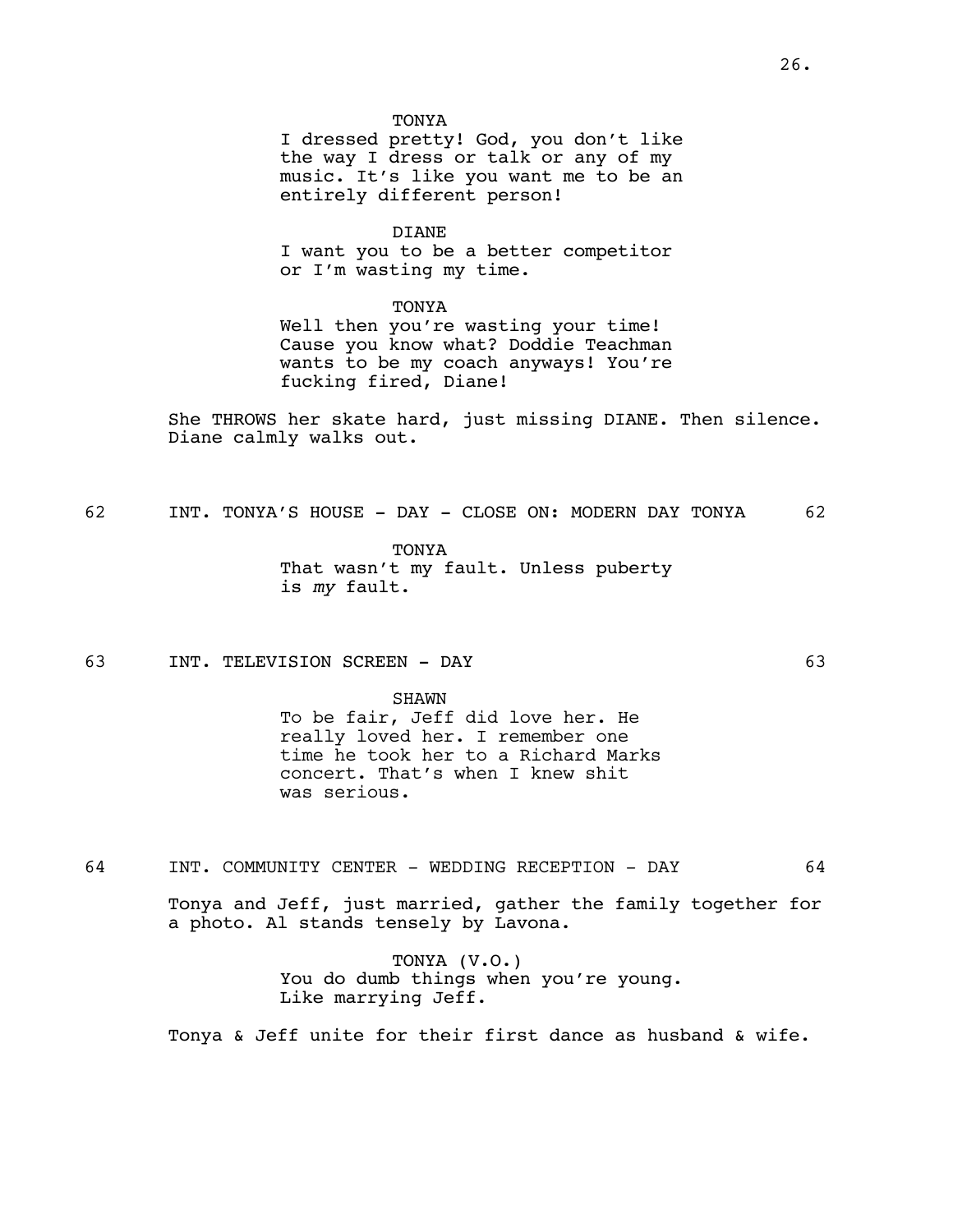TONYA
I dressed pretty! God, you don't like the way I dress or talk or any of my music. It's like you want me to be an entirely different person!

DIANE
I want you to be a better competitor or I'm wasting my time.

TONYA
Well then you're wasting your time! Cause you know what? Doddie Teachman wants to be my coach anyways! You're fucking fired, Diane!

She THROWS her skate hard, just missing DIANE. Then silence. Diane calmly walks out.

62 INT. TONYA'S HOUSE - DAY - CLOSE ON: MODERN DAY TONYA 62

TONYA
That wasn't my fault. Unless puberty is *my* fault.

63 INT. TELEVISION SCREEN - DAY 63

SHAWN
To be fair, Jeff did love her. He really loved her. I remember one time he took her to a Richard Marks concert. That's when I knew shit was serious.

64 INT. COMMUNITY CENTER - WEDDING RECEPTION - DAY 64

Tonya and Jeff, just married, gather the family together for a photo. Al stands tensely by Lavona.

TONYA (V.O.)
You do dumb things when you're young. Like marrying Jeff.

Tonya & Jeff unite for their first dance as husband & wife.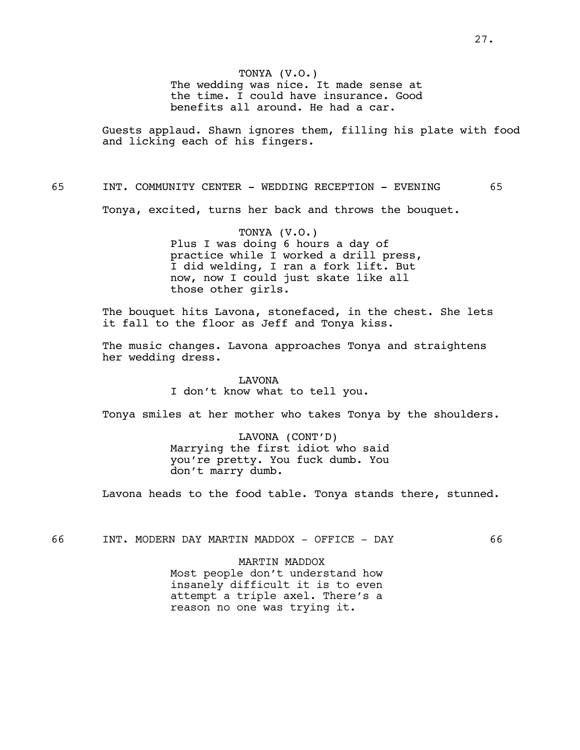TONYA (V.O.)
The wedding was nice. It made sense at the time. I could have insurance. Good benefits all around. He had a car.

Guests applaud. Shawn ignores them, filling his plate with food and licking each of his fingers.

65 INT. COMMUNITY CENTER - WEDDING RECEPTION - EVENING 65

Tonya, excited, turns her back and throws the bouquet.

TONYA (V.O.)
Plus I was doing 6 hours a day of practice while I worked a drill press, I did welding, I ran a fork lift. But now, now I could just skate like all those other girls.

The bouquet hits Lavona, stonefaced, in the chest. She lets it fall to the floor as Jeff and Tonya kiss.

The music changes. Lavona approaches Tonya and straightens her wedding dress.

LAVONA
I don't know what to tell you.

Tonya smiles at her mother who takes Tonya by the shoulders.

LAVONA (CONT'D)
Marrying the first idiot who said you're pretty. You fuck dumb. You don't marry dumb.

Lavona heads to the food table. Tonya stands there, stunned.

66 INT. MODERN DAY MARTIN MADDOX - OFFICE - DAY 66

MARTIN MADDOX
Most people don't understand how insanely difficult it is to even attempt a triple axel. There's a reason no one was trying it.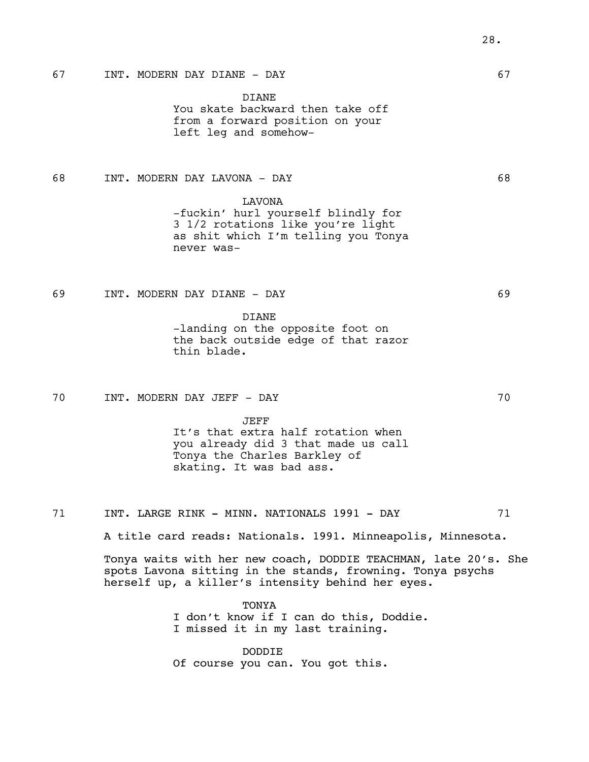67 INT. MODERN DAY DIANE - DAY 67

DIANE
You skate backward then take off from a forward position on your left leg and somehow-

68 INT. MODERN DAY LAVONA - DAY 68

LAVONA
-fuckin' hurl yourself blindly for 3 1/2 rotations like you're light as shit which I'm telling you Tonya never was-

69 INT. MODERN DAY DIANE - DAY 69

DIANE
-landing on the opposite foot on the back outside edge of that razor thin blade.

70 INT. MODERN DAY JEFF - DAY 70

JEFF
It's that extra half rotation when you already did 3 that made us call Tonya the Charles Barkley of skating. It was bad ass.

71 INT. LARGE RINK - MINN. NATIONALS 1991 - DAY 71

A title card reads: Nationals. 1991. Minneapolis, Minnesota.

Tonya waits with her new coach, DODDIE TEACHMAN, late 20's. She spots Lavona sitting in the stands, frowning. Tonya psychs herself up, a killer's intensity behind her eyes.

TONYA
I don't know if I can do this, Doddie. I missed it in my last training.

DODDIE
Of course you can. You got this.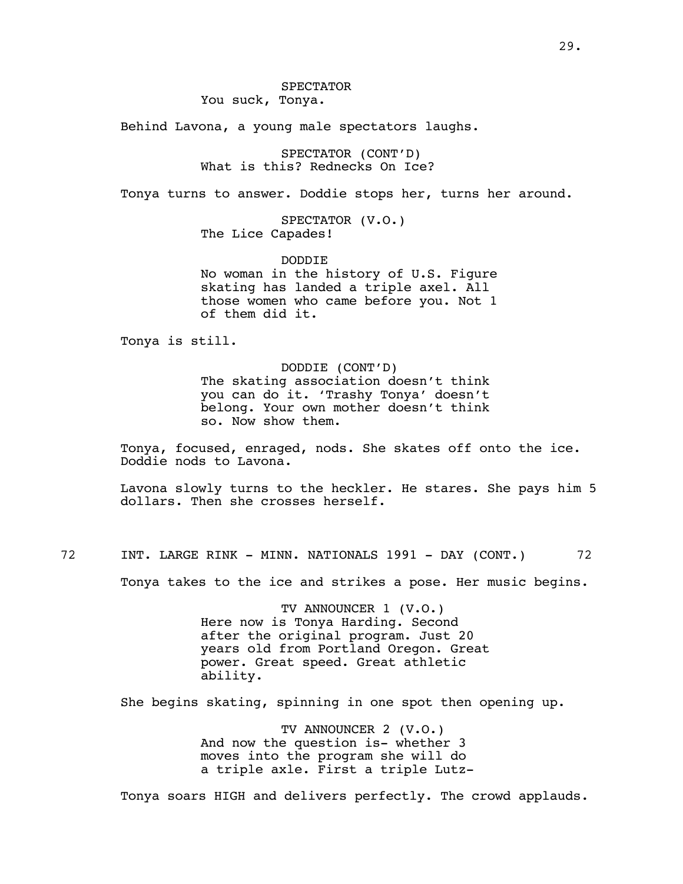SPECTATOR
You suck, Tonya.

Behind Lavona, a young male spectators laughs.

SPECTATOR (CONT'D)
What is this? Rednecks On Ice?

Tonya turns to answer. Doddie stops her, turns her around.

SPECTATOR (V.O.)
The Lice Capades!

DODDIE
No woman in the history of U.S. Figure skating has landed a triple axel. All those women who came before you. Not 1 of them did it.

Tonya is still.

DODDIE (CONT'D)
The skating association doesn't think you can do it. 'Trashy Tonya' doesn't belong. Your own mother doesn't think so. Now show them.

Tonya, focused, enraged, nods. She skates off onto the ice. Doddie nods to Lavona.

Lavona slowly turns to the heckler. He stares. She pays him 5 dollars. Then she crosses herself.

72 INT. LARGE RINK - MINN. NATIONALS 1991 - DAY (CONT.) 72

Tonya takes to the ice and strikes a pose. Her music begins.

TV ANNOUNCER 1 (V.O.)
Here now is Tonya Harding. Second after the original program. Just 20 years old from Portland Oregon. Great power. Great speed. Great athletic ability.

She begins skating, spinning in one spot then opening up.

TV ANNOUNCER 2 (V.O.)
And now the question is- whether 3 moves into the program she will do a triple axle. First a triple Lutz-

Tonya soars HIGH and delivers perfectly. The crowd applauds.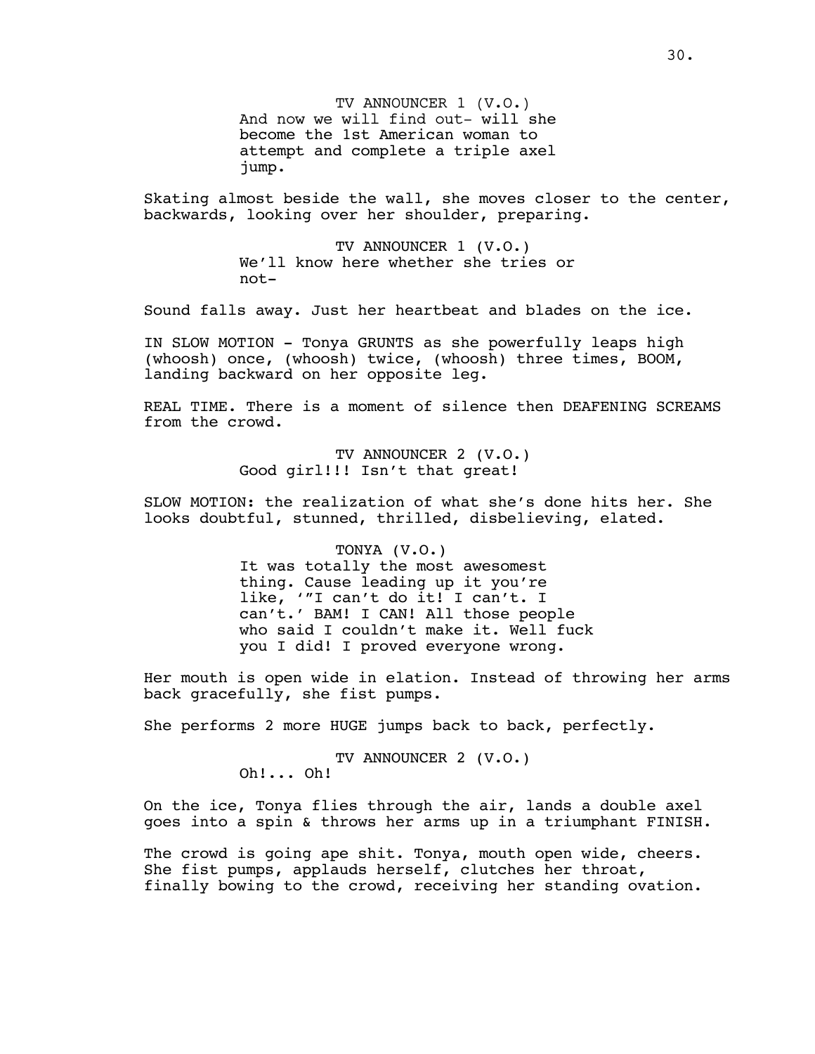TV ANNOUNCER 1 (V.O.)
And now we will find out- will she become the 1st American woman to attempt and complete a triple axel jump.

Skating almost beside the wall, she moves closer to the center, backwards, looking over her shoulder, preparing.

TV ANNOUNCER 1 (V.O.)
We'll know here whether she tries or not-

Sound falls away. Just her heartbeat and blades on the ice.

IN SLOW MOTION - Tonya GRUNTS as she powerfully leaps high (whoosh) once, (whoosh) twice, (whoosh) three times, BOOM, landing backward on her opposite leg.

REAL TIME. There is a moment of silence then DEAFENING SCREAMS from the crowd.

TV ANNOUNCER 2 (V.O.)
Good girl!!! Isn't that great!

SLOW MOTION: the realization of what she's done hits her. She looks doubtful, stunned, thrilled, disbelieving, elated.

TONYA (V.O.)
It was totally the most awesomest thing. Cause leading up it you're like, '"I can't do it! I can't. I can't.' BAM! I CAN! All those people who said I couldn't make it. Well fuck you I did! I proved everyone wrong.

Her mouth is open wide in elation. Instead of throwing her arms back gracefully, she fist pumps.

She performs 2 more HUGE jumps back to back, perfectly.

TV ANNOUNCER 2 (V.O.)
Oh!... Oh!

On the ice, Tonya flies through the air, lands a double axel goes into a spin & throws her arms up in a triumphant FINISH.

The crowd is going ape shit. Tonya, mouth open wide, cheers. She fist pumps, applauds herself, clutches her throat, finally bowing to the crowd, receiving her standing ovation.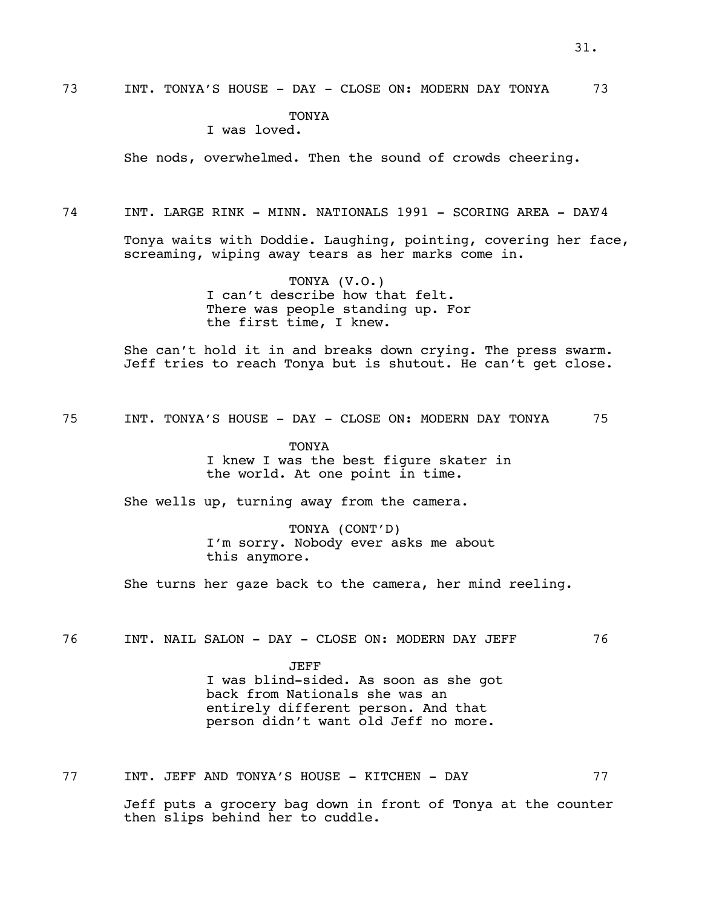73 INT. TONYA'S HOUSE - DAY - CLOSE ON: MODERN DAY TONYA 73

TONYA
I was loved.

She nods, overwhelmed. Then the sound of crowds cheering.

74 INT. LARGE RINK - MINN. NATIONALS 1991 - SCORING AREA - DAY 74

Tonya waits with Doddie. Laughing, pointing, covering her face, screaming, wiping away tears as her marks come in.

TONYA (V.O.)
I can't describe how that felt. There was people standing up. For the first time, I knew.

She can't hold it in and breaks down crying. The press swarm. Jeff tries to reach Tonya but is shutout. He can't get close.

75 INT. TONYA'S HOUSE - DAY - CLOSE ON: MODERN DAY TONYA 75

TONYA
I knew I was the best figure skater in the world. At one point in time.

She wells up, turning away from the camera.

TONYA (CONT'D)
I'm sorry. Nobody ever asks me about this anymore.

She turns her gaze back to the camera, her mind reeling.

76 INT. NAIL SALON - DAY - CLOSE ON: MODERN DAY JEFF 76

JEFF
I was blind-sided. As soon as she got back from Nationals she was an entirely different person. And that person didn't want old Jeff no more.

77 INT. JEFF AND TONYA'S HOUSE - KITCHEN - DAY 77

Jeff puts a grocery bag down in front of Tonya at the counter then slips behind her to cuddle.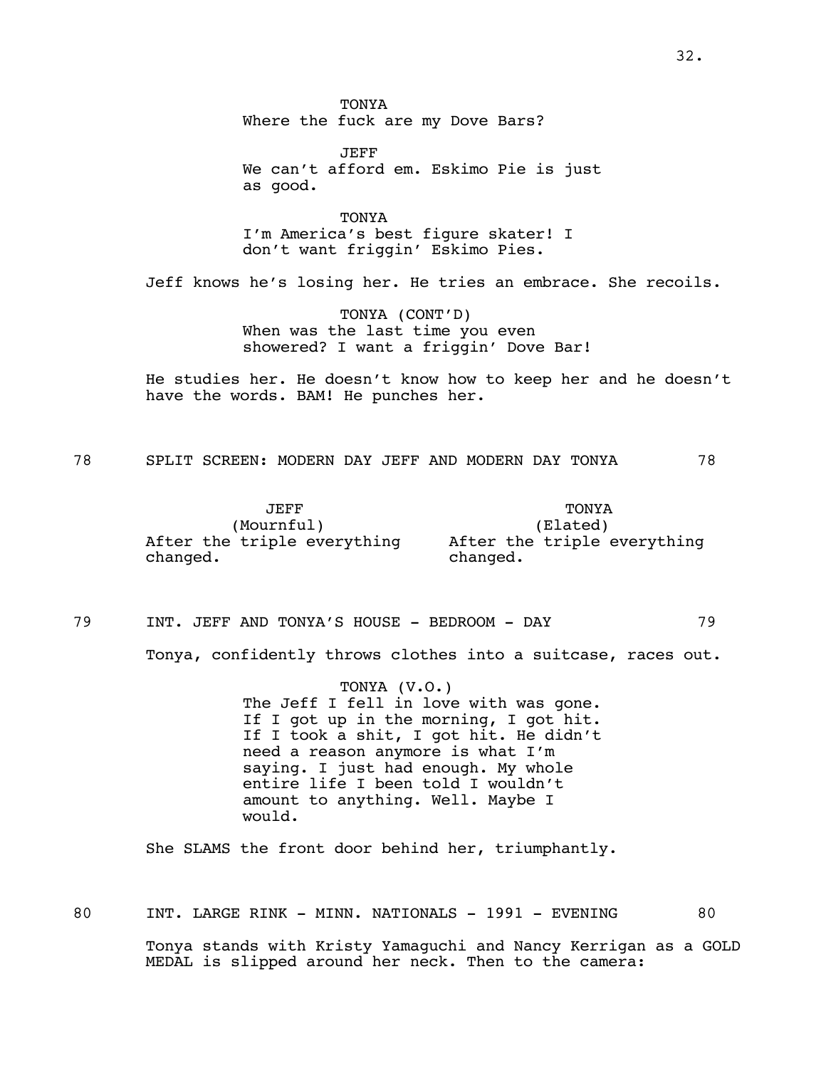TONYA
Where the fuck are my Dove Bars?

JEFF
We can't afford em. Eskimo Pie is just as good.

TONYA
I'm America's best figure skater! I don't want friggin' Eskimo Pies.

Jeff knows he's losing her. He tries an embrace. She recoils.

TONYA (CONT'D)
When was the last time you even showered? I want a friggin' Dove Bar!

He studies her. He doesn't know how to keep her and he doesn't have the words. BAM! He punches her.

78 SPLIT SCREEN: MODERN DAY JEFF AND MODERN DAY TONYA 78

JEFF
(Mournful)
After the triple everything changed.

TONYA
(Elated)
After the triple everything changed.

79 INT. JEFF AND TONYA'S HOUSE - BEDROOM - DAY 79

Tonya, confidently throws clothes into a suitcase, races out.

TONYA (V.O.)
The Jeff I fell in love with was gone. If I got up in the morning, I got hit. If I took a shit, I got hit. He didn't need a reason anymore is what I'm saying. I just had enough. My whole entire life I been told I wouldn't amount to anything. Well. Maybe I would.

She SLAMS the front door behind her, triumphantly.

80 INT. LARGE RINK - MINN. NATIONALS - 1991 - EVENING 80

Tonya stands with Kristy Yamaguchi and Nancy Kerrigan as a GOLD MEDAL is slipped around her neck. Then to the camera: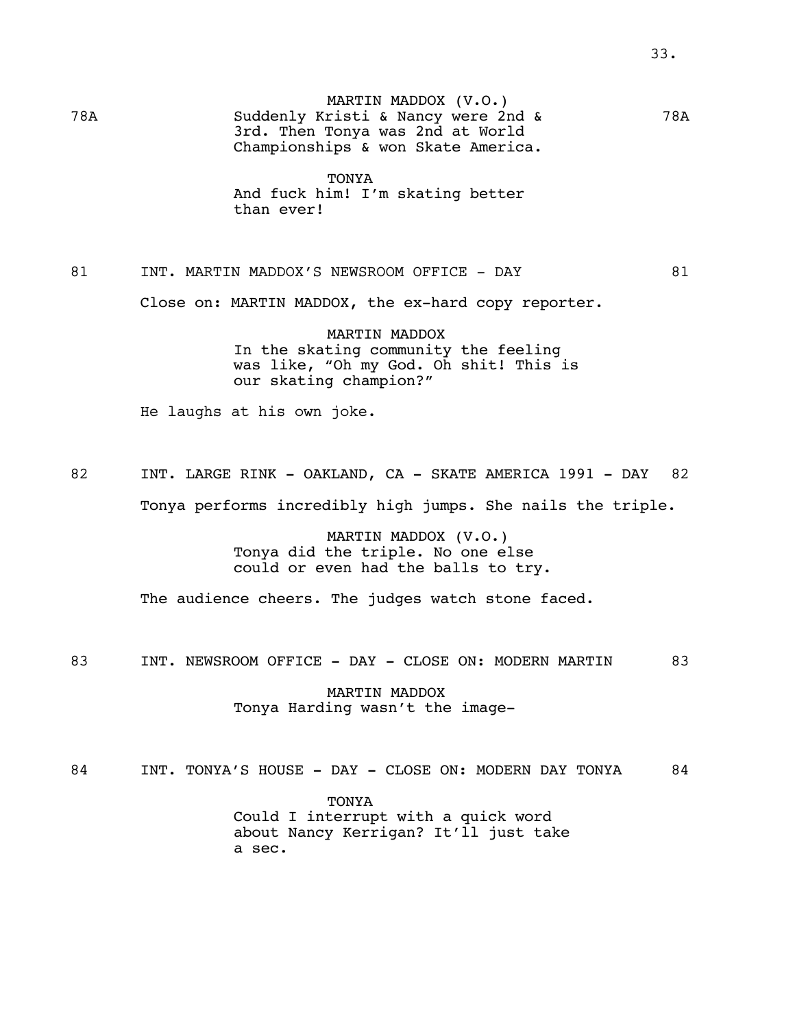78A

MARTIN MADDOX (V.O.)
Suddenly Kristi & Nancy were 2nd & 3rd. Then Tonya was 2nd at World Championships & won Skate America.

78A

TONYA
And fuck him! I'm skating better than ever!

81 INT. MARTIN MADDOX'S NEWSROOM OFFICE - DAY 81

Close on: MARTIN MADDOX, the ex-hard copy reporter.

MARTIN MADDOX
In the skating community the feeling was like, "Oh my God. Oh shit! This is our skating champion?"

He laughs at his own joke.

82 INT. LARGE RINK - OAKLAND, CA - SKATE AMERICA 1991 - DAY 82

Tonya performs incredibly high jumps. She nails the triple.

MARTIN MADDOX (V.O.)
Tonya did the triple. No one else could or even had the balls to try.

The audience cheers. The judges watch stone faced.

83 INT. NEWSROOM OFFICE - DAY - CLOSE ON: MODERN MARTIN 83

MARTIN MADDOX
Tonya Harding wasn't the image-

84 INT. TONYA'S HOUSE - DAY - CLOSE ON: MODERN DAY TONYA 84

TONYA
Could I interrupt with a quick word about Nancy Kerrigan? It'll just take a sec.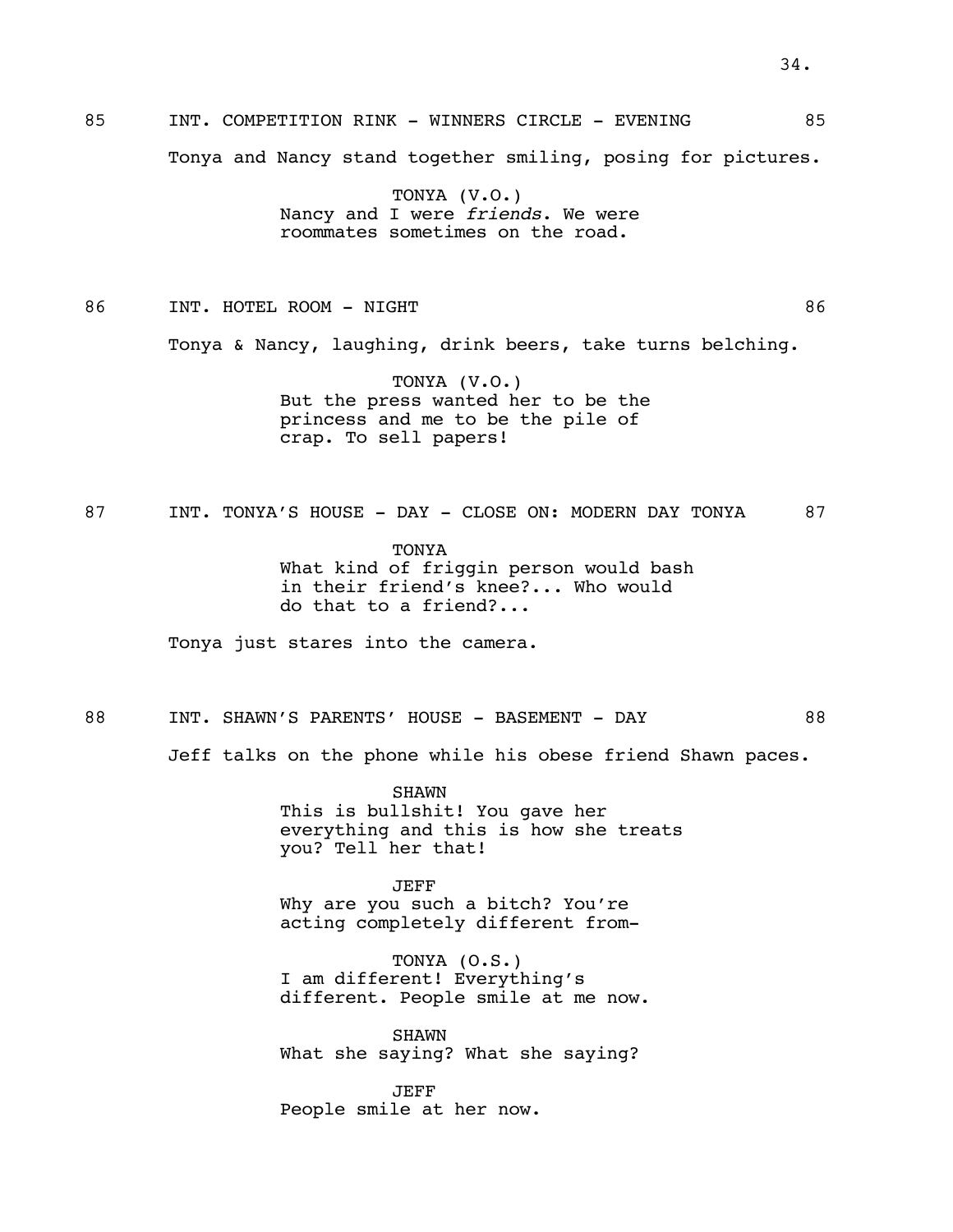85 INT. COMPETITION RINK - WINNERS CIRCLE - EVENING 85

Tonya and Nancy stand together smiling, posing for pictures.

TONYA (V.O.)
Nancy and I were *friends*. We were roommates sometimes on the road.

86 INT. HOTEL ROOM - NIGHT 86

Tonya & Nancy, laughing, drink beers, take turns belching.

TONYA (V.O.)
But the press wanted her to be the princess and me to be the pile of crap. To sell papers!

87 INT. TONYA'S HOUSE - DAY - CLOSE ON: MODERN DAY TONYA 87

TONYA
What kind of friggin person would bash in their friend's knee?... Who would do that to a friend?...

Tonya just stares into the camera.

88 INT. SHAWN'S PARENTS' HOUSE - BASEMENT - DAY 88

Jeff talks on the phone while his obese friend Shawn paces.

SHAWN
This is bullshit! You gave her everything and this is how she treats you? Tell her that!

JEFF
Why are you such a bitch? You're acting completely different from-

TONYA (O.S.)
I am different! Everything's different. People smile at me now.

SHAWN
What she saying? What she saying?

JEFF
People smile at her now.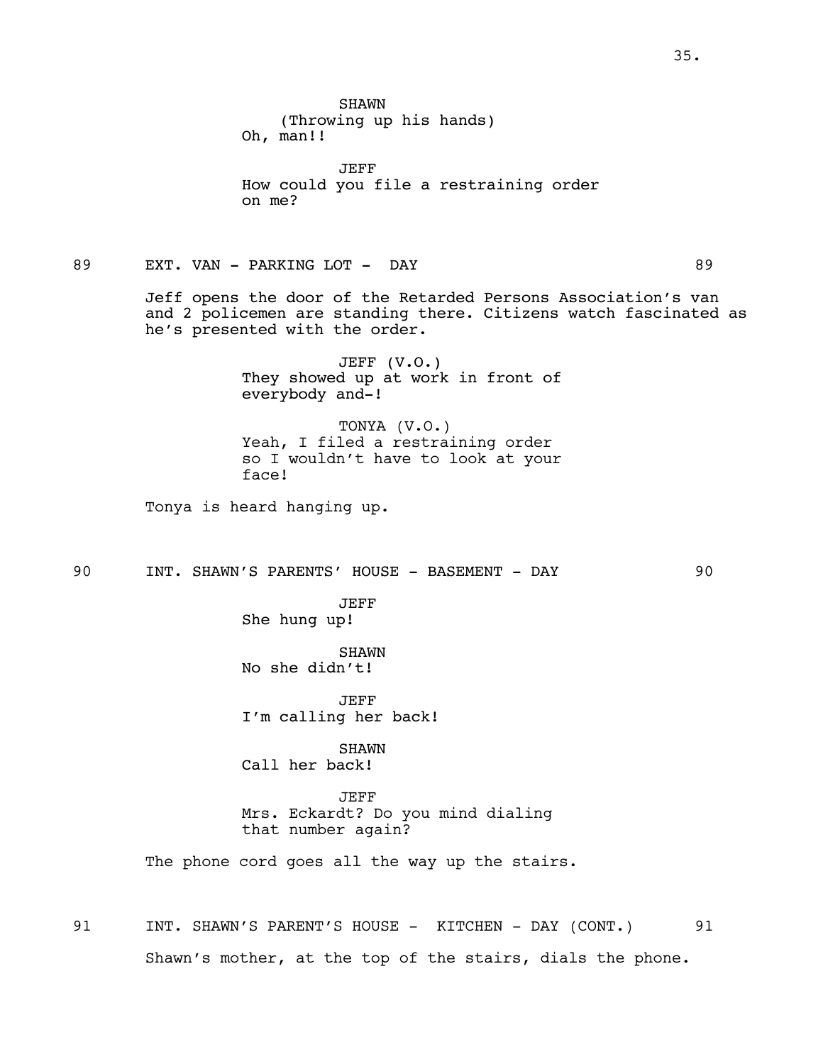SHAWN
(Throwing up his hands)
Oh, man!!

JEFF
How could you file a restraining order on me?

89 EXT. VAN - PARKING LOT - DAY 89

Jeff opens the door of the Retarded Persons Association's van and 2 policemen are standing there. Citizens watch fascinated as he's presented with the order.

JEFF (V.O.)
They showed up at work in front of everybody and-!

TONYA (V.O.)
Yeah, I filed a restraining order so I wouldn't have to look at your face!

Tonya is heard hanging up.

90 INT. SHAWN'S PARENTS' HOUSE - BASEMENT - DAY 90

JEFF
She hung up!

SHAWN
No she didn't!

JEFF
I'm calling her back!

SHAWN
Call her back!

JEFF
Mrs. Eckardt? Do you mind dialing that number again?

The phone cord goes all the way up the stairs.

91 INT. SHAWN'S PARENT'S HOUSE - KITCHEN - DAY (CONT.) 91

Shawn's mother, at the top of the stairs, dials the phone.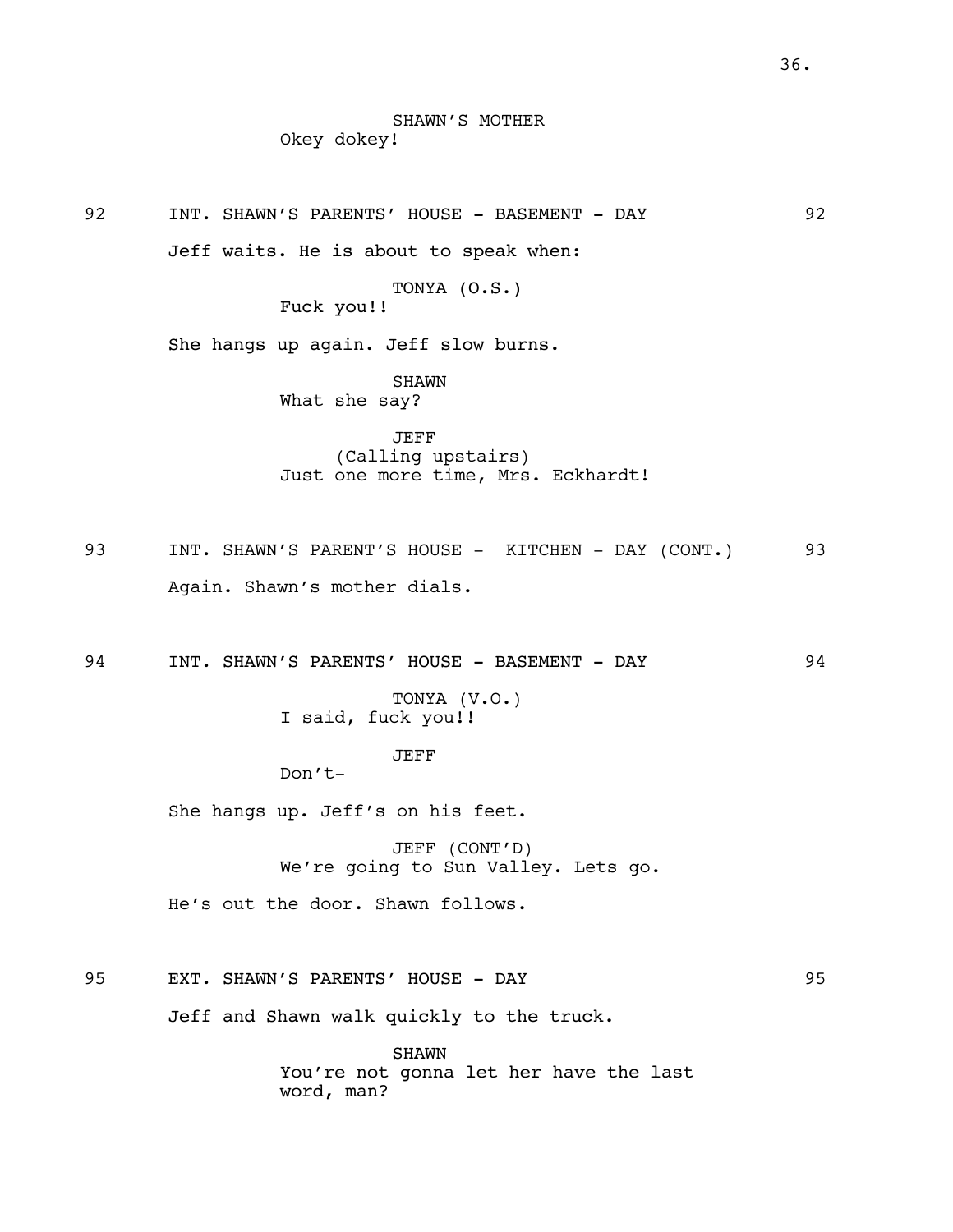SHAWN'S MOTHER
Okey dokey!

92 INT. SHAWN'S PARENTS' HOUSE - BASEMENT - DAY 92

Jeff waits. He is about to speak when:

TONYA (O.S.)
Fuck you!!

She hangs up again. Jeff slow burns.

SHAWN
What she say?

JEFF
(Calling upstairs)
Just one more time, Mrs. Eckhardt!

93 INT. SHAWN'S PARENT'S HOUSE - KITCHEN - DAY (CONT.) 93

Again. Shawn's mother dials.

94 INT. SHAWN'S PARENTS' HOUSE - BASEMENT - DAY 94

TONYA (V.O.)
I said, fuck you!!

JEFF
Don't-

She hangs up. Jeff's on his feet.

JEFF (CONT'D)
We're going to Sun Valley. Lets go.

He's out the door. Shawn follows.

95 EXT. SHAWN'S PARENTS' HOUSE - DAY 95

Jeff and Shawn walk quickly to the truck.

SHAWN
You're not gonna let her have the last word, man?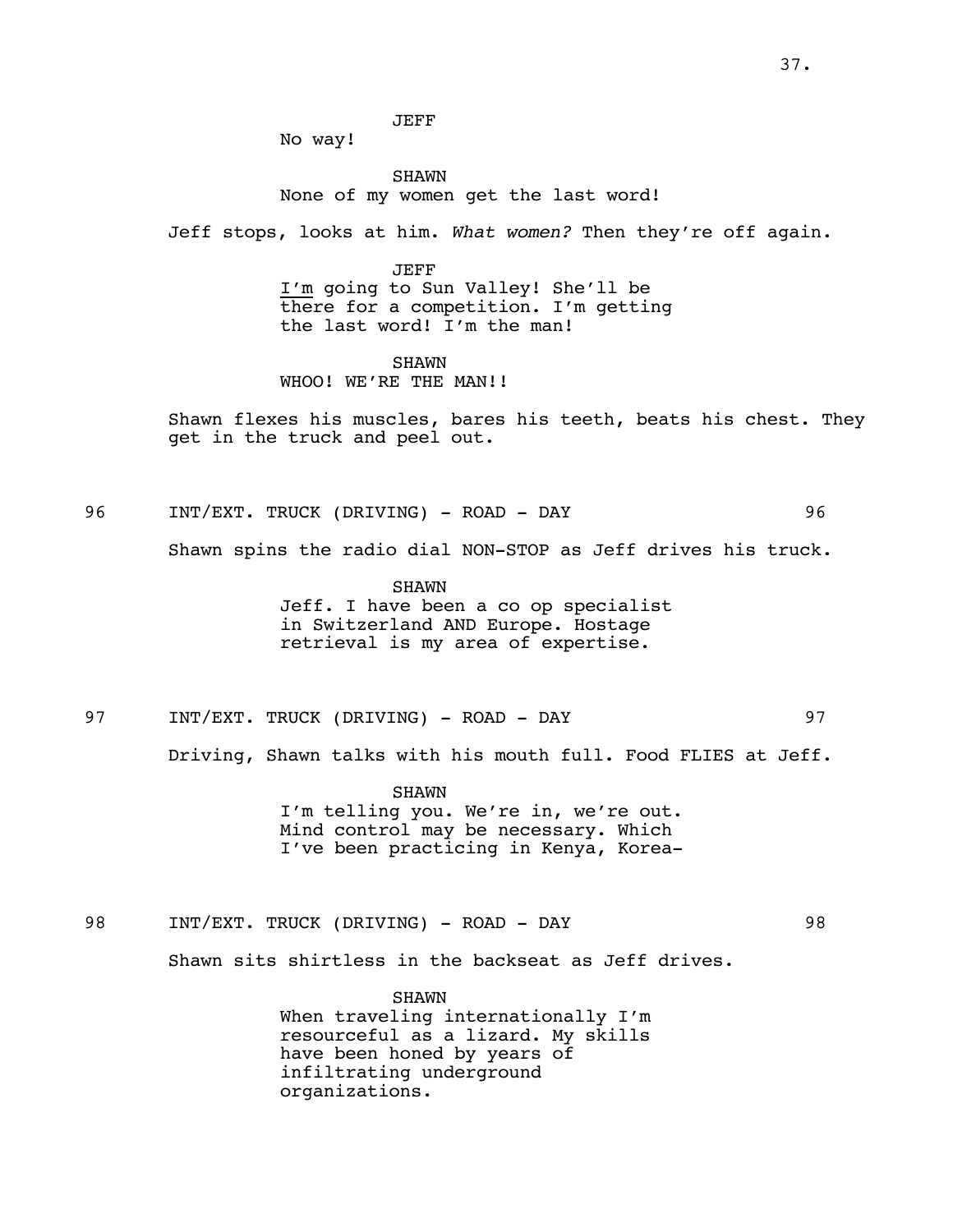JEFF

No way!

SHAWN

None of my women get the last word!

Jeff stops, looks at him. *What women?* Then they're off again.

JEFF

I'm going to Sun Valley! She'll be there for a competition. I'm getting the last word! I'm the man!

SHAWN

WHOO! WE'RE THE MAN!!

Shawn flexes his muscles, bares his teeth, beats his chest. They get in the truck and peel out.

96 INT/EXT. TRUCK (DRIVING) - ROAD - DAY 96

Shawn spins the radio dial NON-STOP as Jeff drives his truck.

SHAWN

Jeff. I have been a co op specialist in Switzerland AND Europe. Hostage retrieval is my area of expertise.

97 INT/EXT. TRUCK (DRIVING) - ROAD - DAY 97

Driving, Shawn talks with his mouth full. Food FLIES at Jeff.

SHAWN

I'm telling you. We're in, we're out. Mind control may be necessary. Which I've been practicing in Kenya, Korea-

98 INT/EXT. TRUCK (DRIVING) - ROAD - DAY 98

Shawn sits shirtless in the backseat as Jeff drives.

SHAWN

When traveling internationally I'm resourceful as a lizard. My skills have been honed by years of infiltrating underground organizations.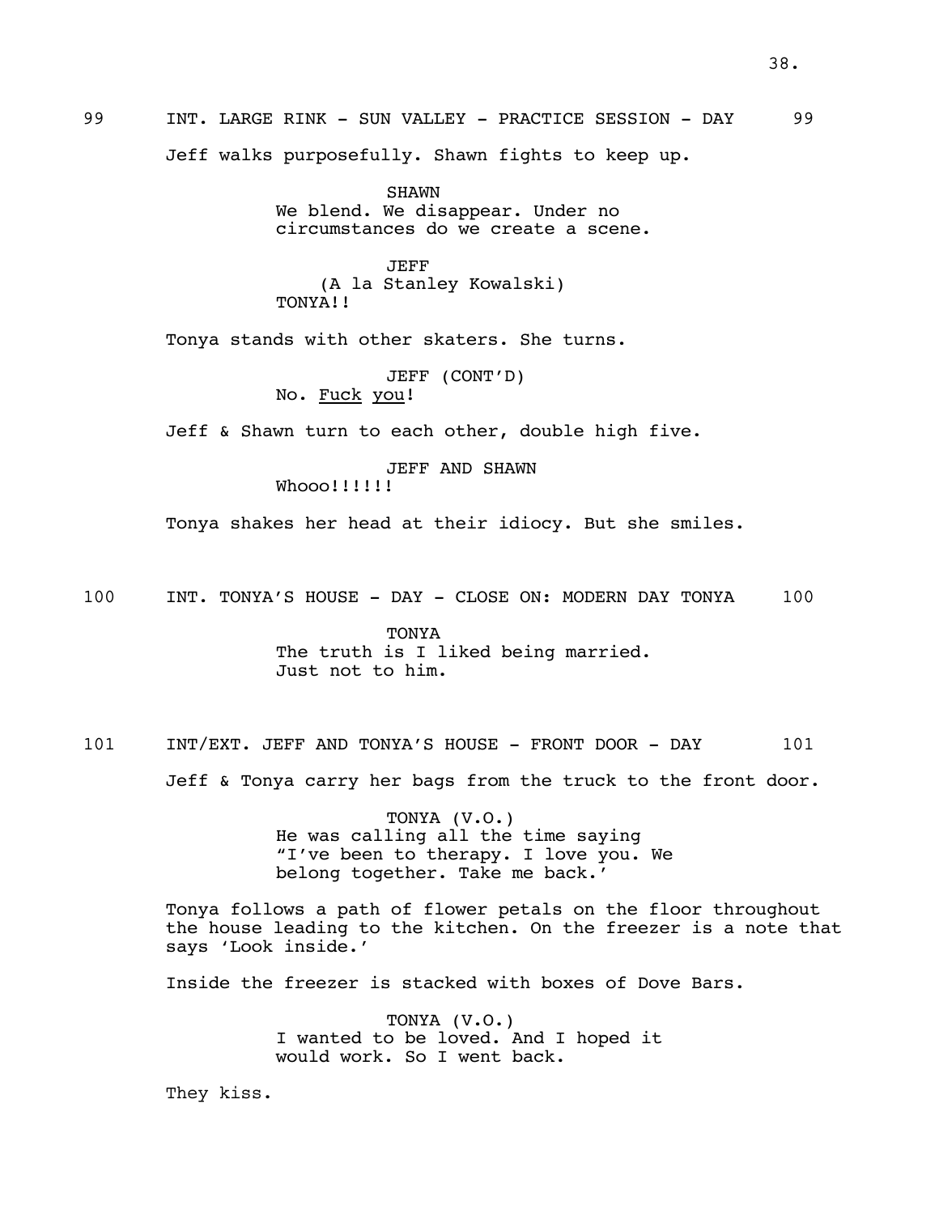99 INT. LARGE RINK - SUN VALLEY - PRACTICE SESSION - DAY 99

Jeff walks purposefully. Shawn fights to keep up.

SHAWN
We blend. We disappear. Under no circumstances do we create a scene.

JEFF
(A la Stanley Kowalski)
TONYA!!

Tonya stands with other skaters. She turns.

JEFF (CONT'D)
No. <u>Fuck</u> <u>you</u>!

Jeff & Shawn turn to each other, double high five.

JEFF AND SHAWN
Whooo!!!!!!

Tonya shakes her head at their idiocy. But she smiles.

100 INT. TONYA'S HOUSE - DAY - CLOSE ON: MODERN DAY TONYA 100

TONYA
The truth is I liked being married. Just not to him.

101 INT/EXT. JEFF AND TONYA'S HOUSE - FRONT DOOR - DAY 101

Jeff & Tonya carry her bags from the truck to the front door.

TONYA (V.O.)
He was calling all the time saying "I've been to therapy. I love you. We belong together. Take me back.'

Tonya follows a path of flower petals on the floor throughout the house leading to the kitchen. On the freezer is a note that says 'Look inside.'

Inside the freezer is stacked with boxes of Dove Bars.

TONYA (V.O.)
I wanted to be loved. And I hoped it would work. So I went back.

They kiss.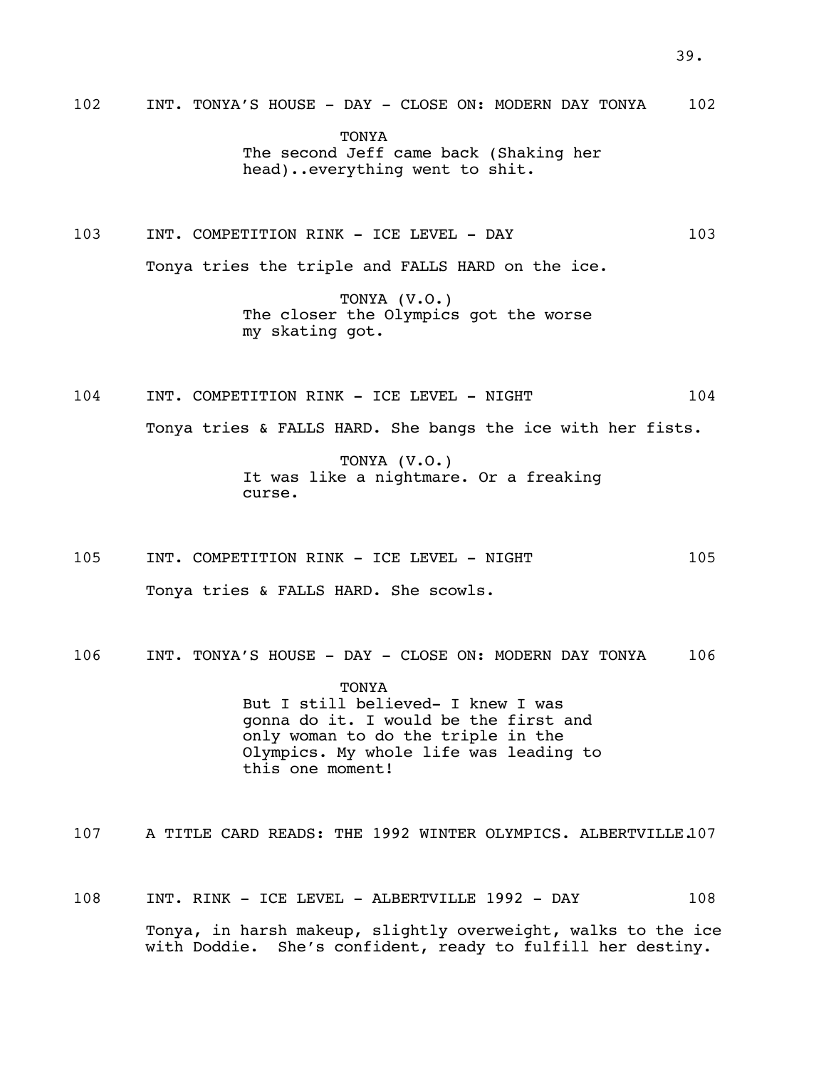102 INT. TONYA'S HOUSE - DAY - CLOSE ON: MODERN DAY TONYA 102

TONYA
The second Jeff came back (Shaking her head)..everything went to shit.

103 INT. COMPETITION RINK - ICE LEVEL - DAY 103

Tonya tries the triple and FALLS HARD on the ice.

TONYA (V.O.)
The closer the Olympics got the worse my skating got.

104 INT. COMPETITION RINK - ICE LEVEL - NIGHT 104

Tonya tries & FALLS HARD. She bangs the ice with her fists.

TONYA (V.O.)
It was like a nightmare. Or a freaking curse.

105 INT. COMPETITION RINK - ICE LEVEL - NIGHT 105

Tonya tries & FALLS HARD. She scowls.

106 INT. TONYA'S HOUSE - DAY - CLOSE ON: MODERN DAY TONYA 106

TONYA
But I still believed- I knew I was gonna do it. I would be the first and only woman to do the triple in the Olympics. My whole life was leading to this one moment!

107 A TITLE CARD READS: THE 1992 WINTER OLYMPICS. ALBERTVILLE.107

108 INT. RINK - ICE LEVEL - ALBERTVILLE 1992 - DAY 108

Tonya, in harsh makeup, slightly overweight, walks to the ice with Doddie. She's confident, ready to fulfill her destiny.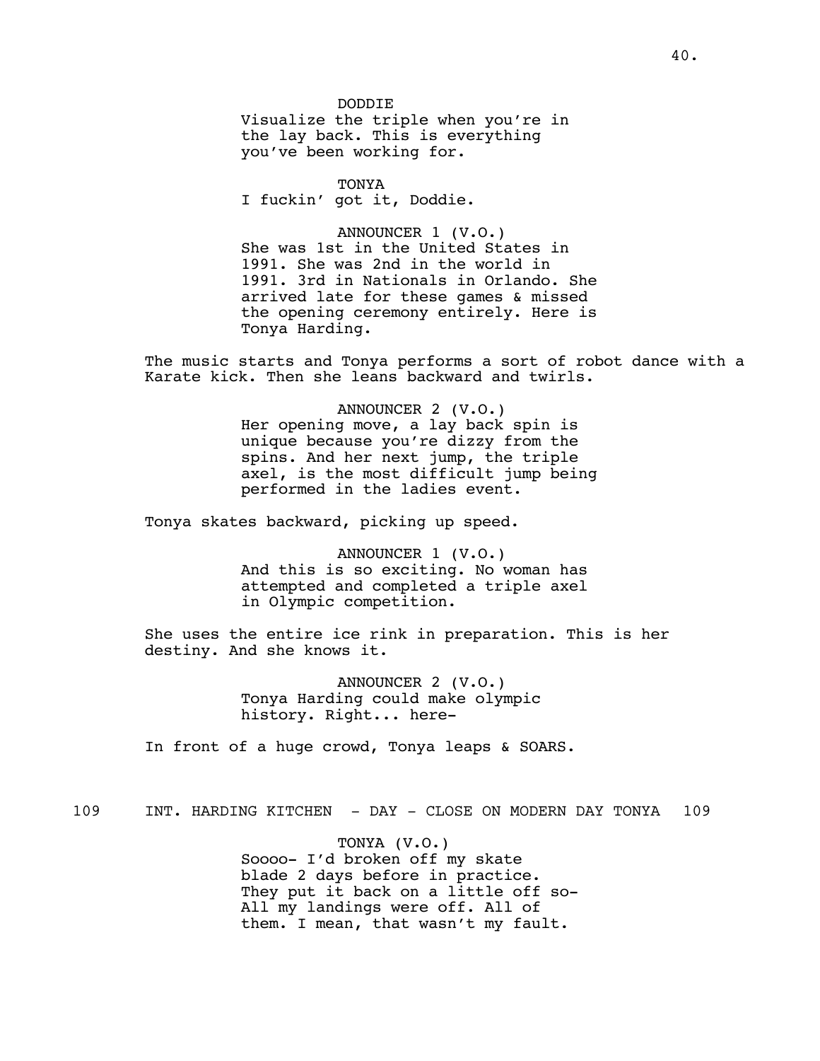DODDIE
Visualize the triple when you're in the lay back. This is everything you've been working for.

TONYA
I fuckin' got it, Doddie.

ANNOUNCER 1 (V.O.)
She was 1st in the United States in 1991. She was 2nd in the world in 1991. 3rd in Nationals in Orlando. She arrived late for these games & missed the opening ceremony entirely. Here is Tonya Harding.

The music starts and Tonya performs a sort of robot dance with a Karate kick. Then she leans backward and twirls.

ANNOUNCER 2 (V.O.)
Her opening move, a lay back spin is unique because you're dizzy from the spins. And her next jump, the triple axel, is the most difficult jump being performed in the ladies event.

Tonya skates backward, picking up speed.

ANNOUNCER 1 (V.O.)
And this is so exciting. No woman has attempted and completed a triple axel in Olympic competition.

She uses the entire ice rink in preparation. This is her destiny. And she knows it.

ANNOUNCER 2 (V.O.)
Tonya Harding could make olympic history. Right... here-

In front of a huge crowd, Tonya leaps & SOARS.

109 INT. HARDING KITCHEN - DAY - CLOSE ON MODERN DAY TONYA 109

TONYA (V.O.)
Soooo- I'd broken off my skate blade 2 days before in practice. They put it back on a little off so- All my landings were off. All of them. I mean, that wasn't my fault.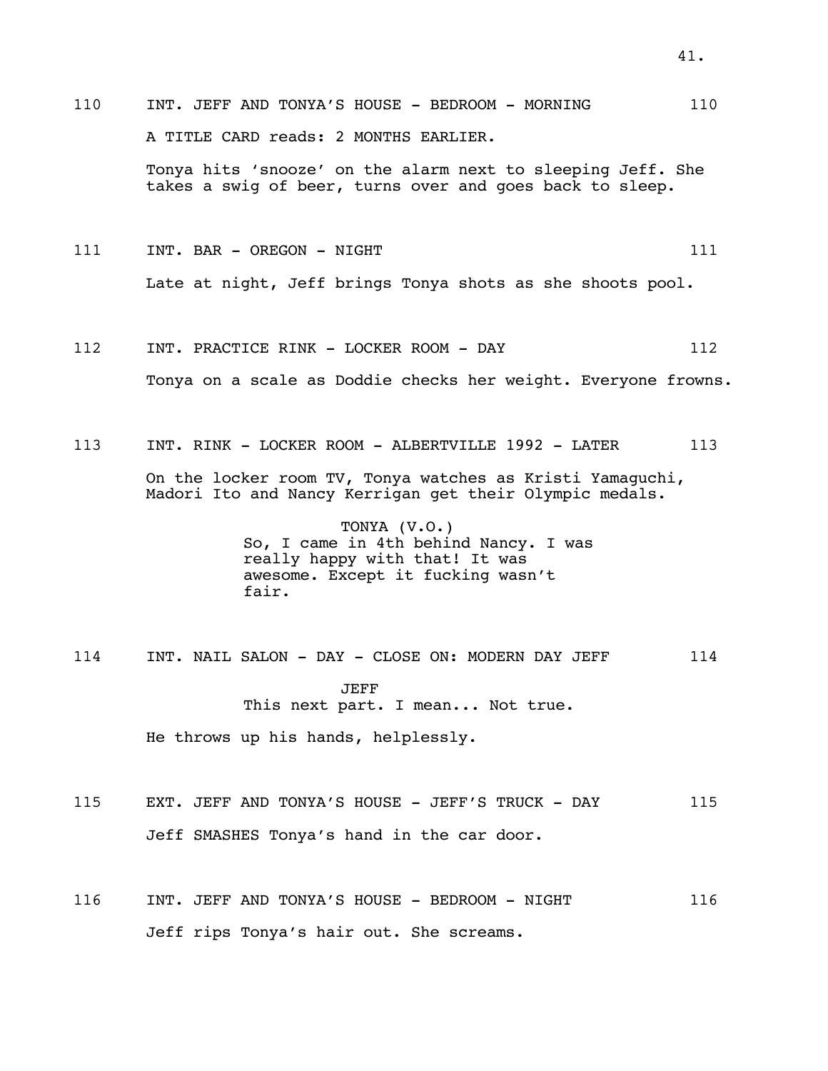110 INT. JEFF AND TONYA'S HOUSE - BEDROOM - MORNING 110

A TITLE CARD reads: 2 MONTHS EARLIER.

Tonya hits 'snooze' on the alarm next to sleeping Jeff. She takes a swig of beer, turns over and goes back to sleep.

111 INT. BAR - OREGON - NIGHT 111

Late at night, Jeff brings Tonya shots as she shoots pool.

112 INT. PRACTICE RINK - LOCKER ROOM - DAY 112

Tonya on a scale as Doddie checks her weight. Everyone frowns.

113 INT. RINK - LOCKER ROOM - ALBERTVILLE 1992 - LATER 113

On the locker room TV, Tonya watches as Kristi Yamaguchi, Madori Ito and Nancy Kerrigan get their Olympic medals.

TONYA (V.O.)
So, I came in 4th behind Nancy. I was really happy with that! It was awesome. Except it fucking wasn't fair.

114 INT. NAIL SALON - DAY - CLOSE ON: MODERN DAY JEFF 114

JEFF
This next part. I mean... Not true.

He throws up his hands, helplessly.

115 EXT. JEFF AND TONYA'S HOUSE - JEFF'S TRUCK - DAY 115

Jeff SMASHES Tonya's hand in the car door.

116 INT. JEFF AND TONYA'S HOUSE - BEDROOM - NIGHT 116

Jeff rips Tonya's hair out. She screams.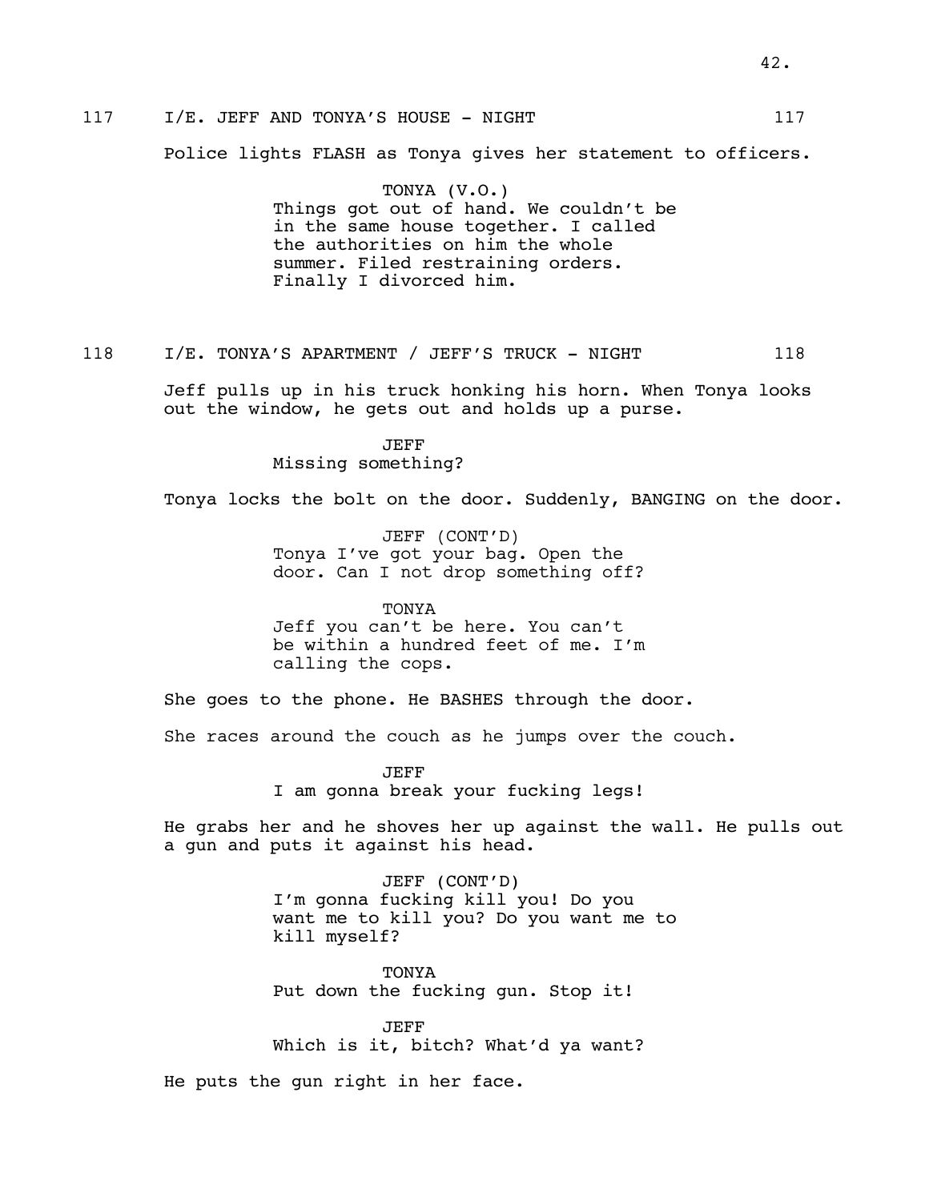117 I/E. JEFF AND TONYA'S HOUSE - NIGHT 117

Police lights FLASH as Tonya gives her statement to officers.

TONYA (V.O.)
Things got out of hand. We couldn't be in the same house together. I called the authorities on him the whole summer. Filed restraining orders. Finally I divorced him.

118 I/E. TONYA'S APARTMENT / JEFF'S TRUCK - NIGHT 118

Jeff pulls up in his truck honking his horn. When Tonya looks out the window, he gets out and holds up a purse.

JEFF
Missing something?

Tonya locks the bolt on the door. Suddenly, BANGING on the door.

JEFF (CONT'D)
Tonya I've got your bag. Open the door. Can I not drop something off?

TONYA
Jeff you can't be here. You can't be within a hundred feet of me. I'm calling the cops.

She goes to the phone. He BASHES through the door.

She races around the couch as he jumps over the couch.

JEFF
I am gonna break your fucking legs!

He grabs her and he shoves her up against the wall. He pulls out a gun and puts it against his head.

JEFF (CONT'D)
I'm gonna fucking kill you! Do you want me to kill you? Do you want me to kill myself?

TONYA
Put down the fucking gun. Stop it!

JEFF
Which is it, bitch? What'd ya want?

He puts the gun right in her face.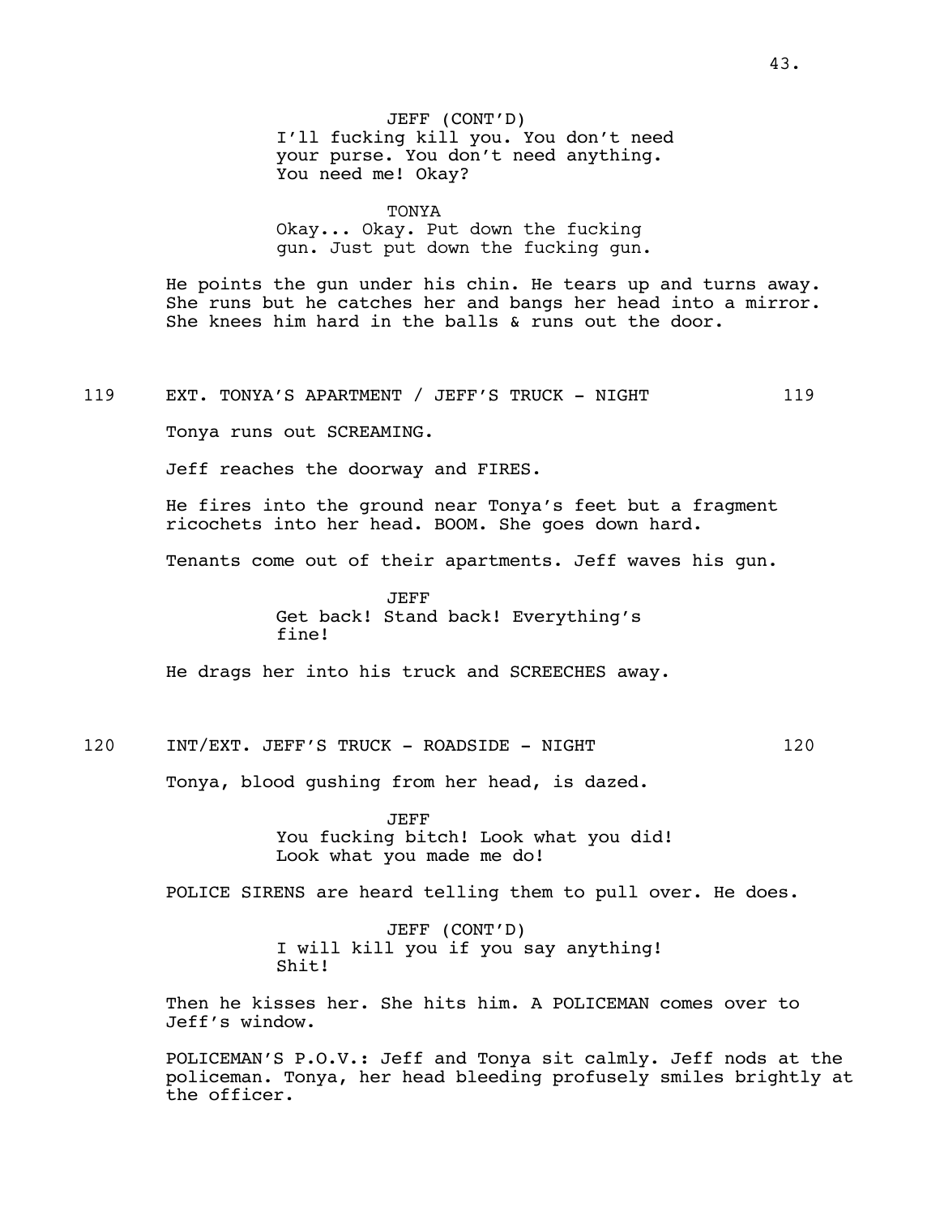JEFF (CONT'D)
I'll fucking kill you. You don't need your purse. You don't need anything. You need me! Okay?

TONYA
Okay... Okay. Put down the fucking gun. Just put down the fucking gun.

He points the gun under his chin. He tears up and turns away. She runs but he catches her and bangs her head into a mirror. She knees him hard in the balls & runs out the door.

119 EXT. TONYA'S APARTMENT / JEFF'S TRUCK - NIGHT 119

Tonya runs out SCREAMING.

Jeff reaches the doorway and FIRES.

He fires into the ground near Tonya's feet but a fragment ricochets into her head. BOOM. She goes down hard.

Tenants come out of their apartments. Jeff waves his gun.

JEFF
Get back! Stand back! Everything's fine!

He drags her into his truck and SCREECHES away.

120 INT/EXT. JEFF'S TRUCK - ROADSIDE - NIGHT 120

Tonya, blood gushing from her head, is dazed.

JEFF
You fucking bitch! Look what you did! Look what you made me do!

POLICE SIRENS are heard telling them to pull over. He does.

JEFF (CONT'D)
I will kill you if you say anything! Shit!

Then he kisses her. She hits him. A POLICEMAN comes over to Jeff's window.

POLICEMAN'S P.O.V.: Jeff and Tonya sit calmly. Jeff nods at the policeman. Tonya, her head bleeding profusely smiles brightly at the officer.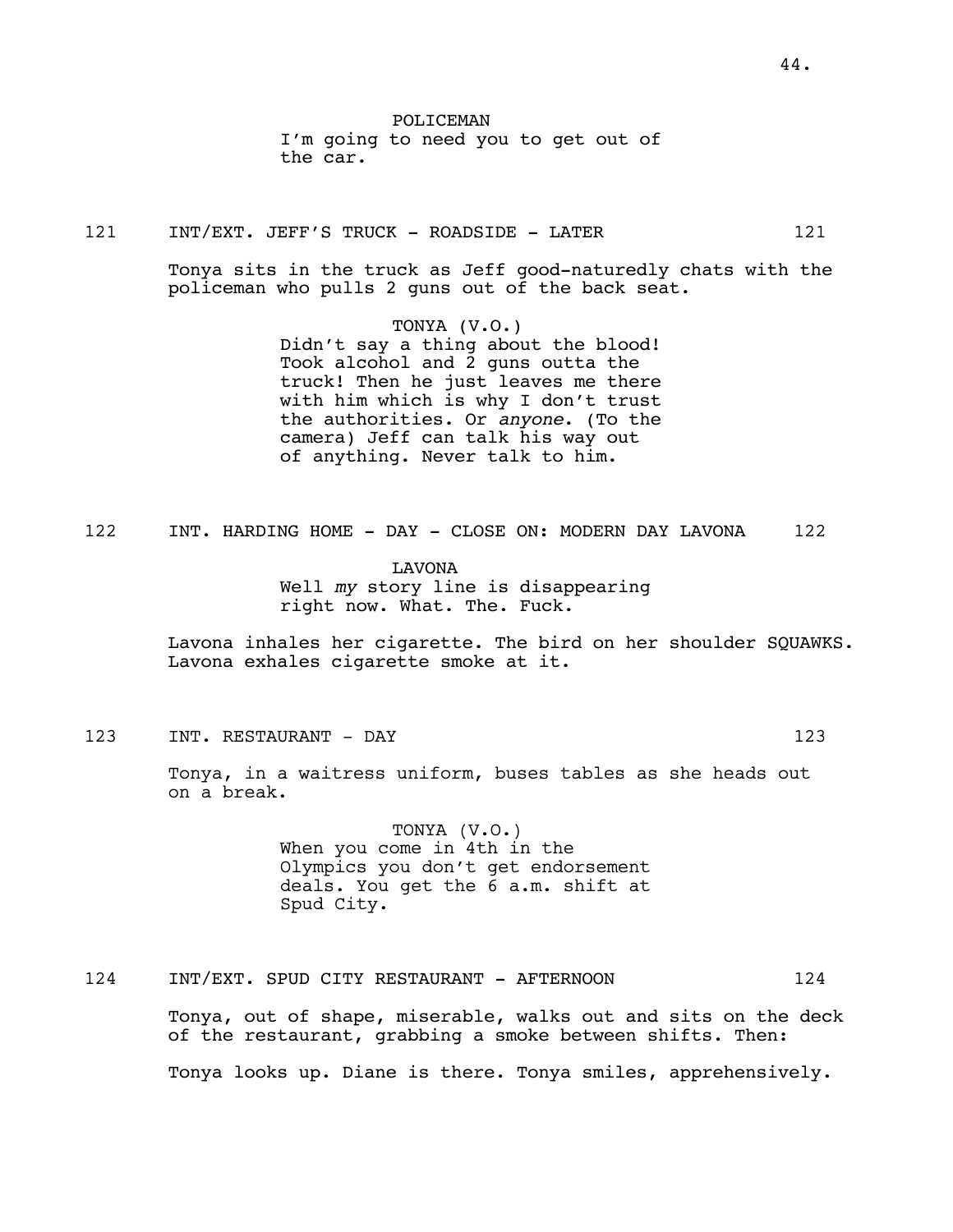POLICEMAN
I'm going to need you to get out of the car.

121 INT/EXT. JEFF'S TRUCK - ROADSIDE - LATER 121

Tonya sits in the truck as Jeff good-naturedly chats with the policeman who pulls 2 guns out of the back seat.

TONYA (V.O.)
Didn't say a thing about the blood! Took alcohol and 2 guns outta the truck! Then he just leaves me there with him which is why I don't trust the authorities. Or *anyone*. (To the camera) Jeff can talk his way out of anything. Never talk to him.

122 INT. HARDING HOME - DAY - CLOSE ON: MODERN DAY LAVONA 122

LAVONA
Well *my* story line is disappearing right now. What. The. Fuck.

Lavona inhales her cigarette. The bird on her shoulder SQUAWKS. Lavona exhales cigarette smoke at it.

123 INT. RESTAURANT - DAY 123

Tonya, in a waitress uniform, buses tables as she heads out on a break.

TONYA (V.O.)
When you come in 4th in the Olympics you don't get endorsement deals. You get the 6 a.m. shift at Spud City.

124 INT/EXT. SPUD CITY RESTAURANT - AFTERNOON 124

Tonya, out of shape, miserable, walks out and sits on the deck of the restaurant, grabbing a smoke between shifts. Then:

Tonya looks up. Diane is there. Tonya smiles, apprehensively.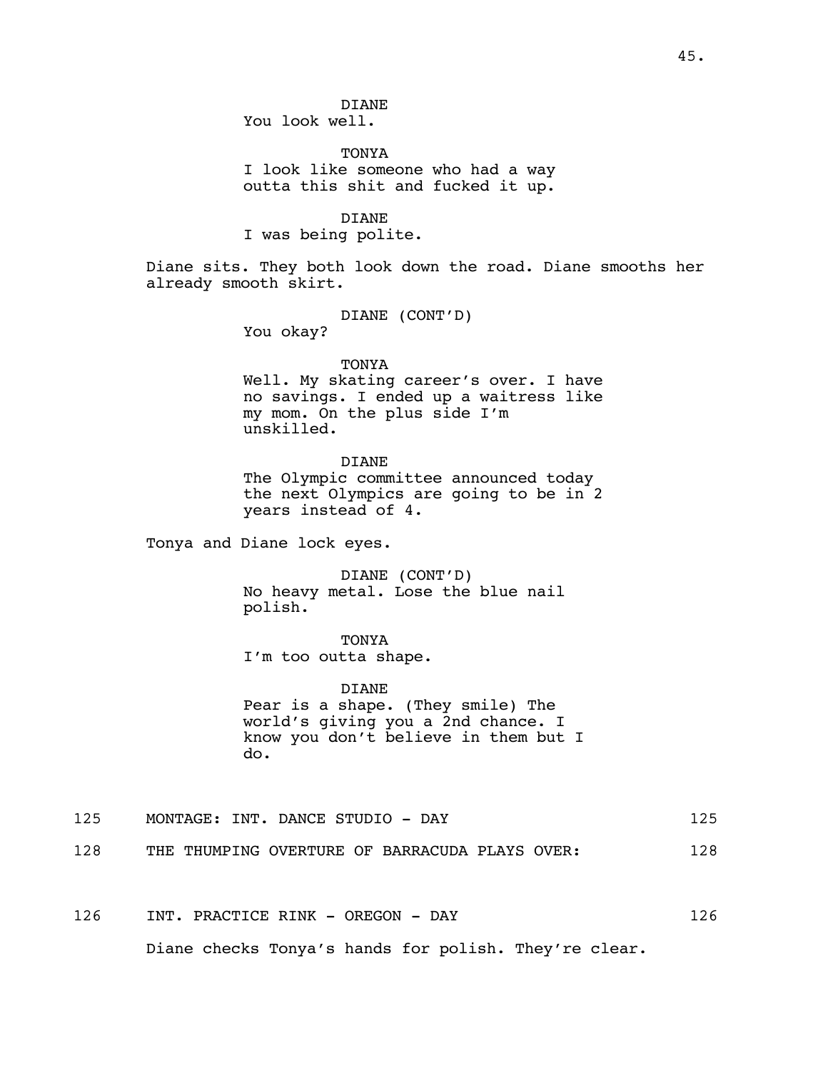DIANE
You look well.

TONYA
I look like someone who had a way outta this shit and fucked it up.

DIANE
I was being polite.

Diane sits. They both look down the road. Diane smooths her already smooth skirt.

DIANE (CONT'D)
You okay?

TONYA
Well. My skating career's over. I have no savings. I ended up a waitress like my mom. On the plus side I'm unskilled.

DIANE
The Olympic committee announced today the next Olympics are going to be in 2 years instead of 4.

Tonya and Diane lock eyes.

DIANE (CONT'D)
No heavy metal. Lose the blue nail polish.

TONYA
I'm too outta shape.

DIANE
Pear is a shape. (They smile) The world's giving you a 2nd chance. I know you don't believe in them but I do.

125 MONTAGE: INT. DANCE STUDIO - DAY 125

128 THE THUMPING OVERTURE OF BARRACUDA PLAYS OVER: 128

126 INT. PRACTICE RINK - OREGON - DAY 126

Diane checks Tonya's hands for polish. They're clear.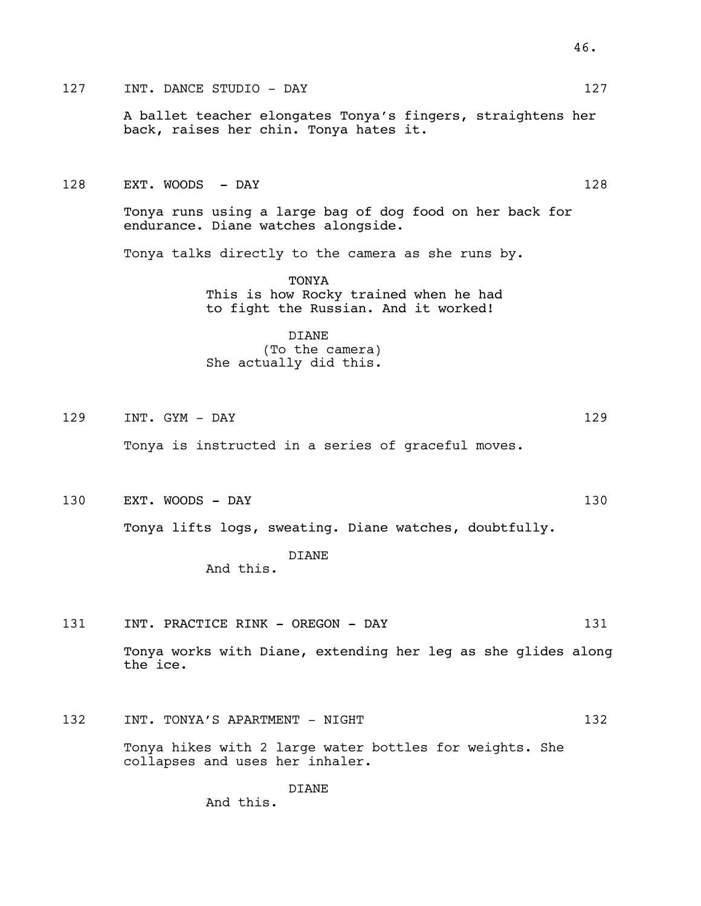127 INT. DANCE STUDIO - DAY 127

A ballet teacher elongates Tonya's fingers, straightens her back, raises her chin. Tonya hates it.

128 EXT. WOODS - DAY 128

Tonya runs using a large bag of dog food on her back for endurance. Diane watches alongside.

Tonya talks directly to the camera as she runs by.

TONYA
This is how Rocky trained when he had to fight the Russian. And it worked!

DIANE
(To the camera)
She actually did this.

129 INT. GYM - DAY 129

Tonya is instructed in a series of graceful moves.

130 EXT. WOODS - DAY 130

Tonya lifts logs, sweating. Diane watches, doubtfully.

DIANE
And this.

131 INT. PRACTICE RINK - OREGON - DAY 131

Tonya works with Diane, extending her leg as she glides along the ice.

132 INT. TONYA'S APARTMENT - NIGHT 132

Tonya hikes with 2 large water bottles for weights. She collapses and uses her inhaler.

DIANE
And this.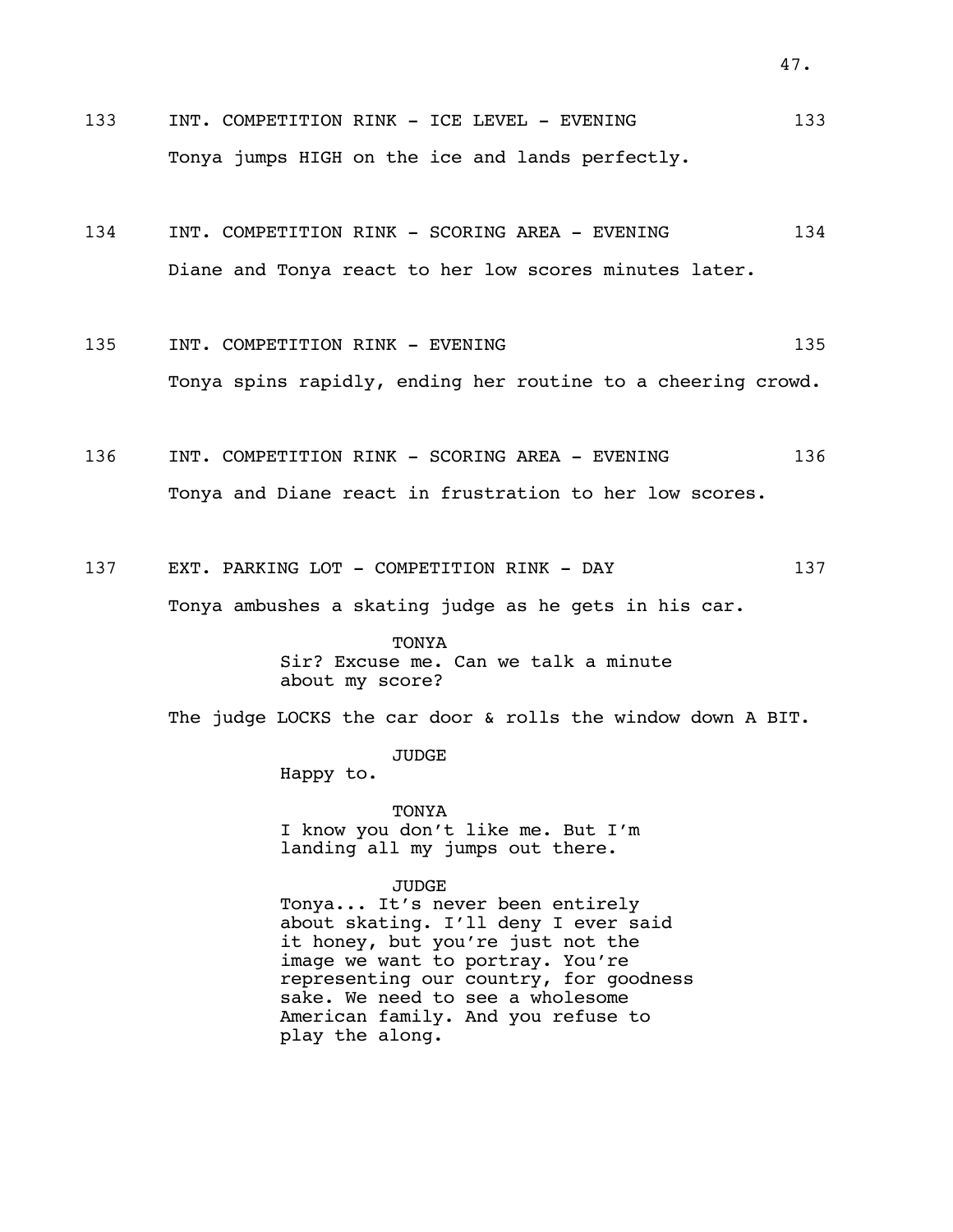133 INT. COMPETITION RINK - ICE LEVEL - EVENING 133

Tonya jumps HIGH on the ice and lands perfectly.

134 INT. COMPETITION RINK - SCORING AREA - EVENING 134

Diane and Tonya react to her low scores minutes later.

135 INT. COMPETITION RINK - EVENING 135

Tonya spins rapidly, ending her routine to a cheering crowd.

136 INT. COMPETITION RINK - SCORING AREA - EVENING 136

Tonya and Diane react in frustration to her low scores.

137 EXT. PARKING LOT - COMPETITION RINK - DAY 137

Tonya ambushes a skating judge as he gets in his car.

TONYA
Sir? Excuse me. Can we talk a minute about my score?

The judge LOCKS the car door & rolls the window down A BIT.

JUDGE
Happy to.

TONYA
I know you don't like me. But I'm landing all my jumps out there.

JUDGE
Tonya... It's never been entirely about skating. I'll deny I ever said it honey, but you're just not the image we want to portray. You're representing our country, for goodness sake. We need to see a wholesome American family. And you refuse to play the along.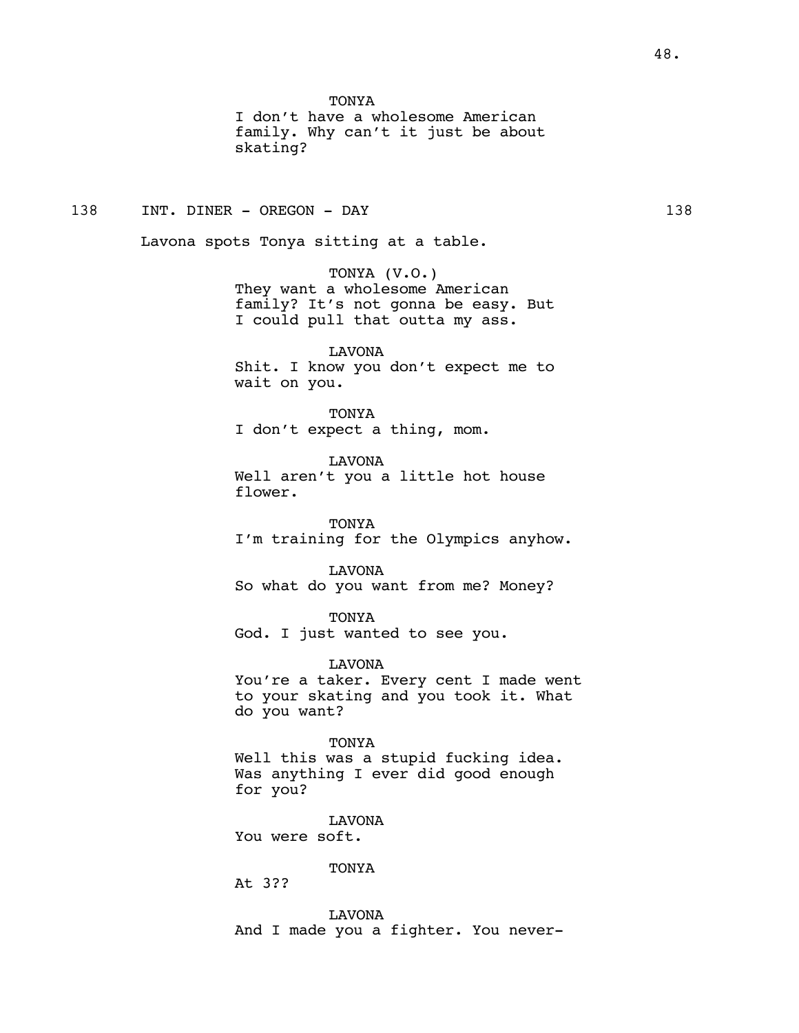TONYA
I don't have a wholesome American family. Why can't it just be about skating?

138 INT. DINER - OREGON - DAY 138

Lavona spots Tonya sitting at a table.

TONYA (V.O.)
They want a wholesome American family? It's not gonna be easy. But I could pull that outta my ass.

LAVONA
Shit. I know you don't expect me to wait on you.

TONYA
I don't expect a thing, mom.

LAVONA
Well aren't you a little hot house flower.

TONYA
I'm training for the Olympics anyhow.

LAVONA
So what do you want from me? Money?

TONYA
God. I just wanted to see you.

LAVONA
You're a taker. Every cent I made went to your skating and you took it. What do you want?

TONYA
Well this was a stupid fucking idea. Was anything I ever did good enough for you?

LAVONA
You were soft.

TONYA
At 3??

LAVONA
And I made you a fighter. You never-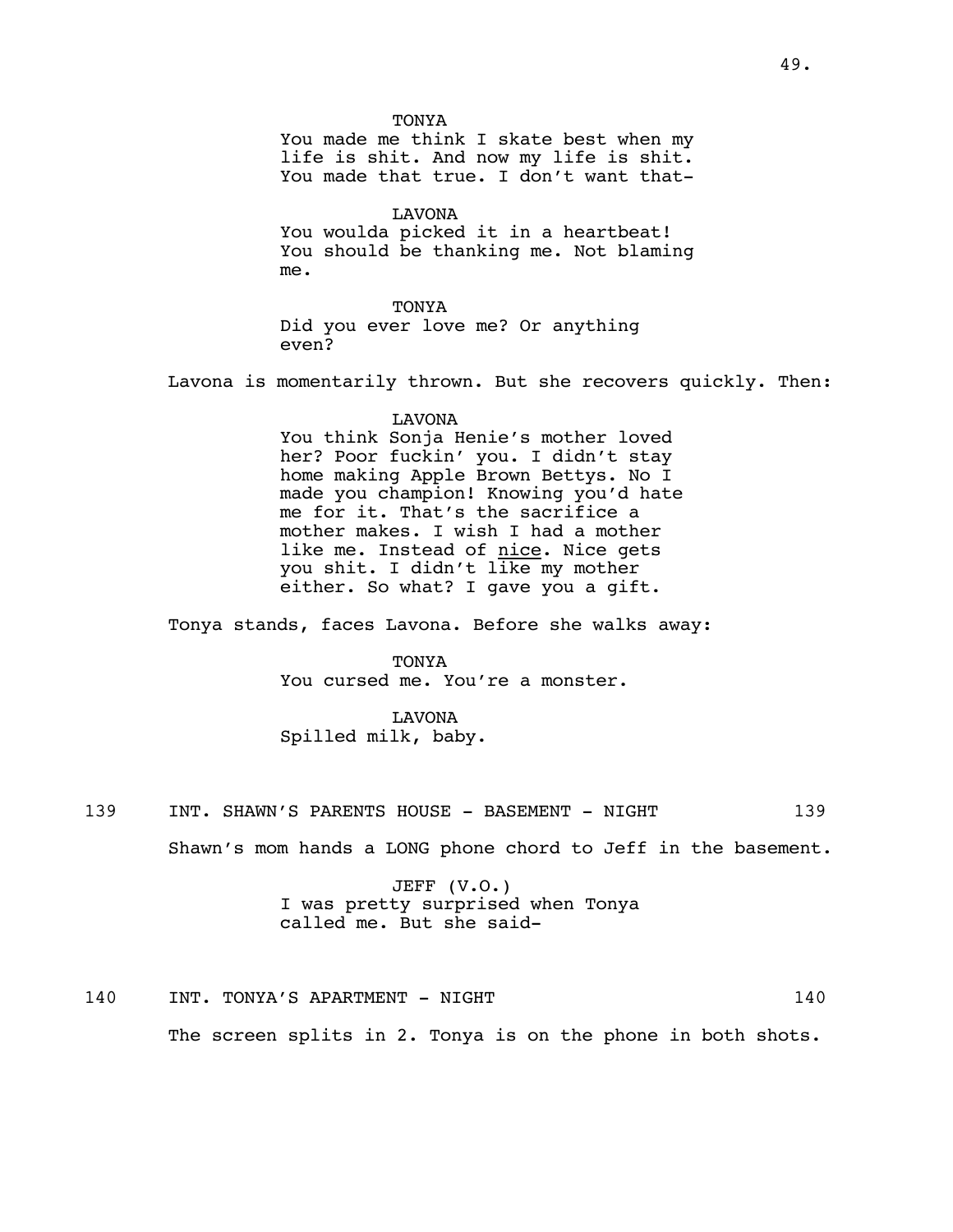TONYA
You made me think I skate best when my life is shit. And now my life is shit. You made that true. I don't want that-

LAVONA
You woulda picked it in a heartbeat! You should be thanking me. Not blaming me.

TONYA
Did you ever love me? Or anything even?

Lavona is momentarily thrown. But she recovers quickly. Then:

LAVONA
You think Sonja Henie's mother loved her? Poor fuckin' you. I didn't stay home making Apple Brown Bettys. No I made you champion! Knowing you'd hate me for it. That's the sacrifice a mother makes. I wish I had a mother like me. Instead of nice. Nice gets you shit. I didn't like my mother either. So what? I gave you a gift.

Tonya stands, faces Lavona. Before she walks away:

TONYA
You cursed me. You're a monster.

LAVONA
Spilled milk, baby.

139 INT. SHAWN'S PARENTS HOUSE - BASEMENT - NIGHT 139

Shawn's mom hands a LONG phone chord to Jeff in the basement.

JEFF (V.O.)
I was pretty surprised when Tonya called me. But she said-

140 INT. TONYA'S APARTMENT - NIGHT 140

The screen splits in 2. Tonya is on the phone in both shots.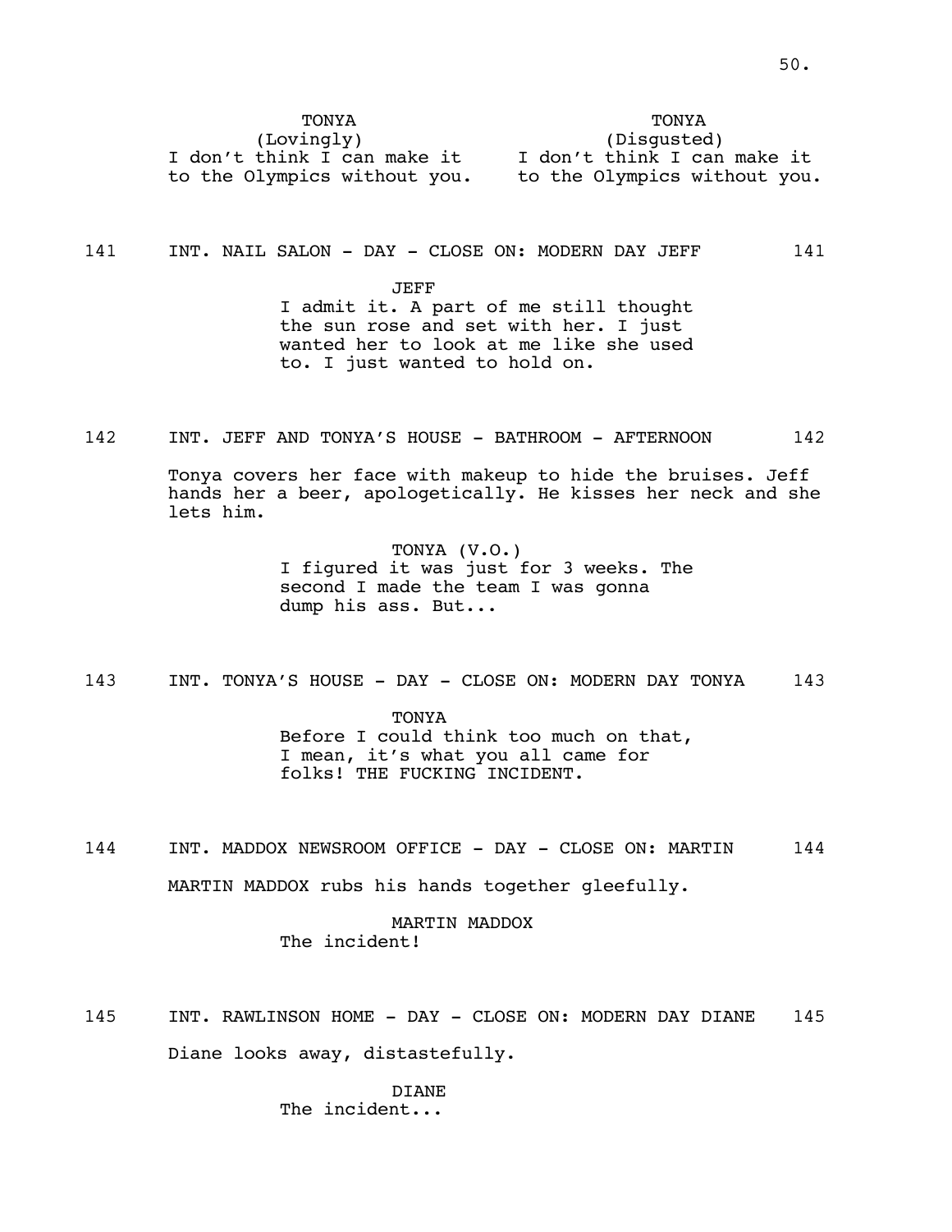TONYA (Lovingly)
I don't think I can make it to the Olympics without you.

TONYA (Disgusted)
I don't think I can make it to the Olympics without you.

141 INT. NAIL SALON - DAY - CLOSE ON: MODERN DAY JEFF 141

JEFF
I admit it. A part of me still thought the sun rose and set with her. I just wanted her to look at me like she used to. I just wanted to hold on.

142 INT. JEFF AND TONYA'S HOUSE - BATHROOM - AFTERNOON 142

Tonya covers her face with makeup to hide the bruises. Jeff hands her a beer, apologetically. He kisses her neck and she lets him.

TONYA (V.O.)
I figured it was just for 3 weeks. The second I made the team I was gonna dump his ass. But...

143 INT. TONYA'S HOUSE - DAY - CLOSE ON: MODERN DAY TONYA 143

TONYA
Before I could think too much on that, I mean, it's what you all came for folks! THE FUCKING INCIDENT.

144 INT. MADDOX NEWSROOM OFFICE - DAY - CLOSE ON: MARTIN 144

MARTIN MADDOX rubs his hands together gleefully.

MARTIN MADDOX
The incident!

145 INT. RAWLINSON HOME - DAY - CLOSE ON: MODERN DAY DIANE 145

Diane looks away, distastefully.

DIANE
The incident...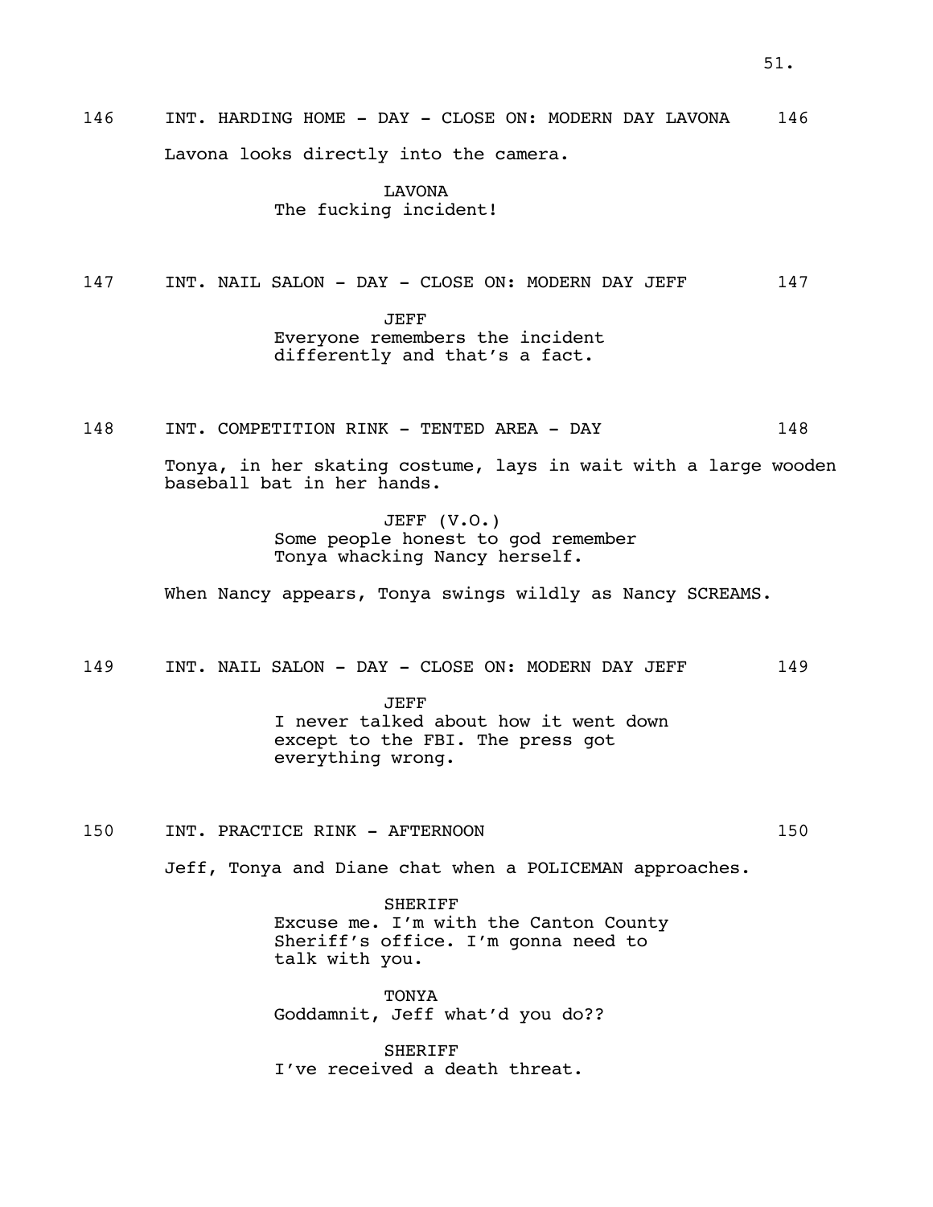146 INT. HARDING HOME - DAY - CLOSE ON: MODERN DAY LAVONA 146

Lavona looks directly into the camera.

LAVONA
The fucking incident!

147 INT. NAIL SALON - DAY - CLOSE ON: MODERN DAY JEFF 147

JEFF
Everyone remembers the incident differently and that's a fact.

148 INT. COMPETITION RINK - TENTED AREA - DAY 148

Tonya, in her skating costume, lays in wait with a large wooden baseball bat in her hands.

JEFF (V.O.)
Some people honest to god remember Tonya whacking Nancy herself.

When Nancy appears, Tonya swings wildly as Nancy SCREAMS.

149 INT. NAIL SALON - DAY - CLOSE ON: MODERN DAY JEFF 149

JEFF
I never talked about how it went down except to the FBI. The press got everything wrong.

150 INT. PRACTICE RINK - AFTERNOON 150

Jeff, Tonya and Diane chat when a POLICEMAN approaches.

SHERIFF
Excuse me. I'm with the Canton County Sheriff's office. I'm gonna need to talk with you.

TONYA
Goddamnit, Jeff what'd you do??

SHERIFF
I've received a death threat.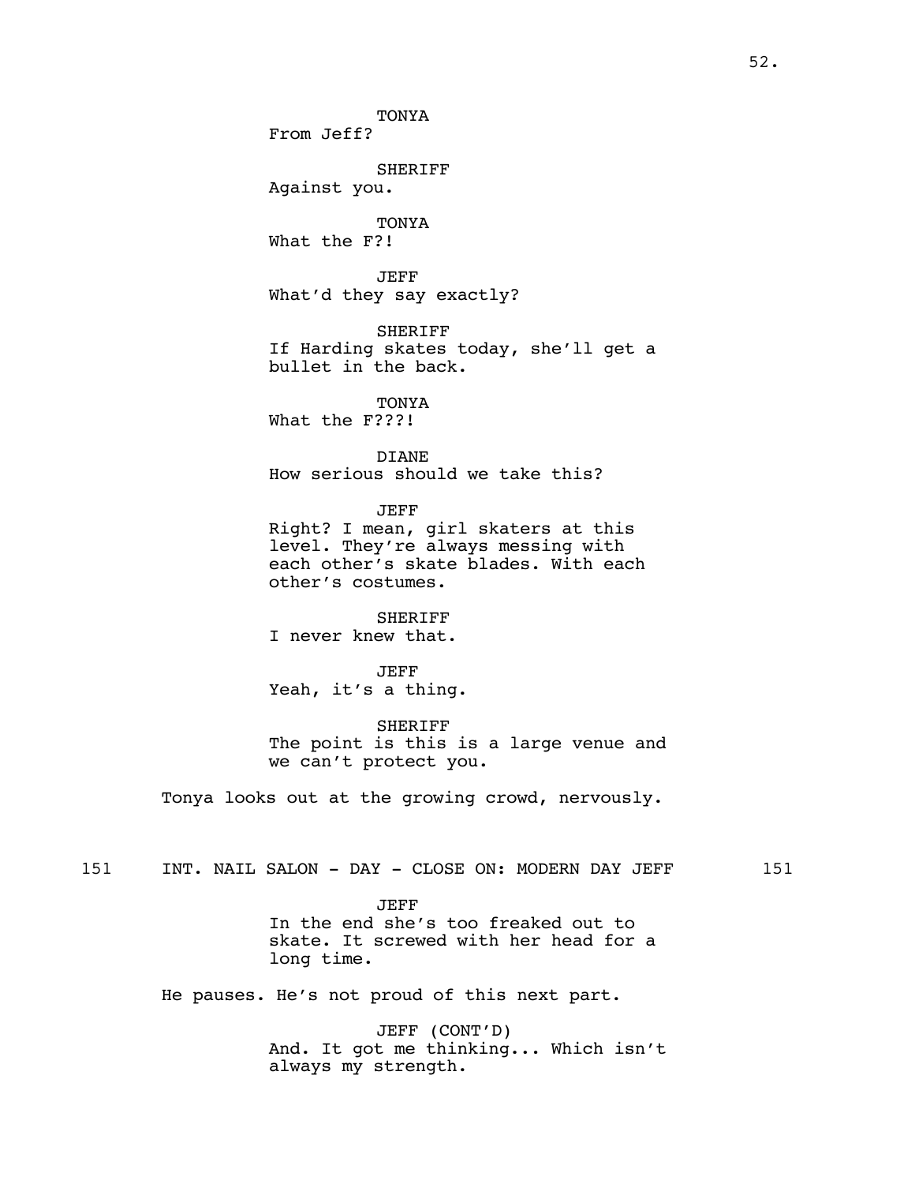TONYA
From Jeff?

SHERIFF
Against you.

TONYA
What the F?!

JEFF
What'd they say exactly?

SHERIFF
If Harding skates today, she'll get a bullet in the back.

TONYA
What the F???!

DIANE
How serious should we take this?

JEFF
Right? I mean, girl skaters at this level. They're always messing with each other's skate blades. With each other's costumes.

SHERIFF
I never knew that.

JEFF
Yeah, it's a thing.

SHERIFF
The point is this is a large venue and we can't protect you.

Tonya looks out at the growing crowd, nervously.

151 INT. NAIL SALON - DAY - CLOSE ON: MODERN DAY JEFF 151

JEFF
In the end she's too freaked out to skate. It screwed with her head for a long time.

He pauses. He's not proud of this next part.

JEFF (CONT'D)
And. It got me thinking... Which isn't always my strength.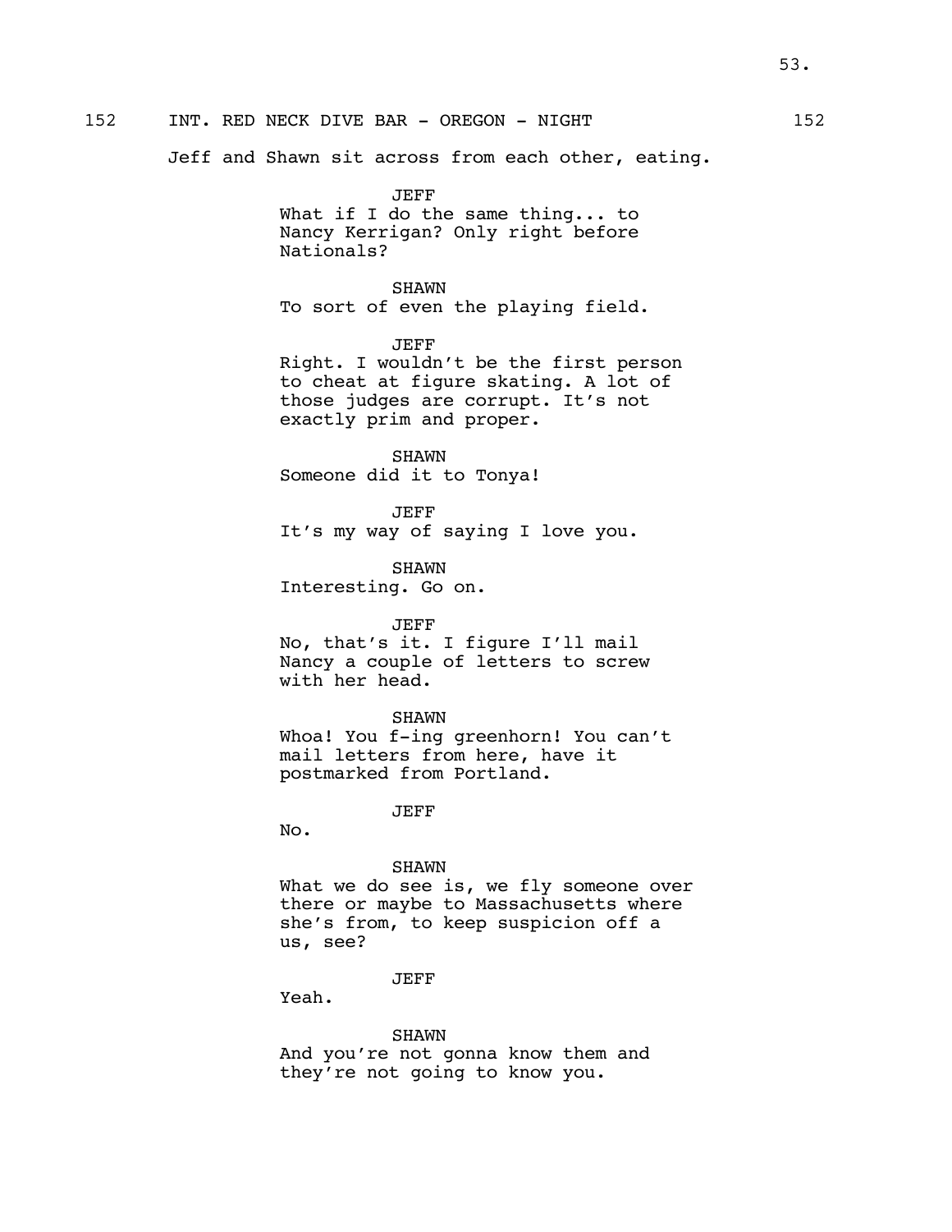152 INT. RED NECK DIVE BAR - OREGON - NIGHT 152

Jeff and Shawn sit across from each other, eating.

JEFF
What if I do the same thing... to Nancy Kerrigan? Only right before Nationals?

SHAWN
To sort of even the playing field.

JEFF
Right. I wouldn't be the first person to cheat at figure skating. A lot of those judges are corrupt. It's not exactly prim and proper.

SHAWN
Someone did it to Tonya!

JEFF
It's my way of saying I love you.

SHAWN
Interesting. Go on.

JEFF
No, that's it. I figure I'll mail Nancy a couple of letters to screw with her head.

SHAWN
Whoa! You f-ing greenhorn! You can't mail letters from here, have it postmarked from Portland.

JEFF
No.

SHAWN
What we do see is, we fly someone over there or maybe to Massachusetts where she's from, to keep suspicion off a us, see?

JEFF
Yeah.

SHAWN
And you're not gonna know them and they're not going to know you.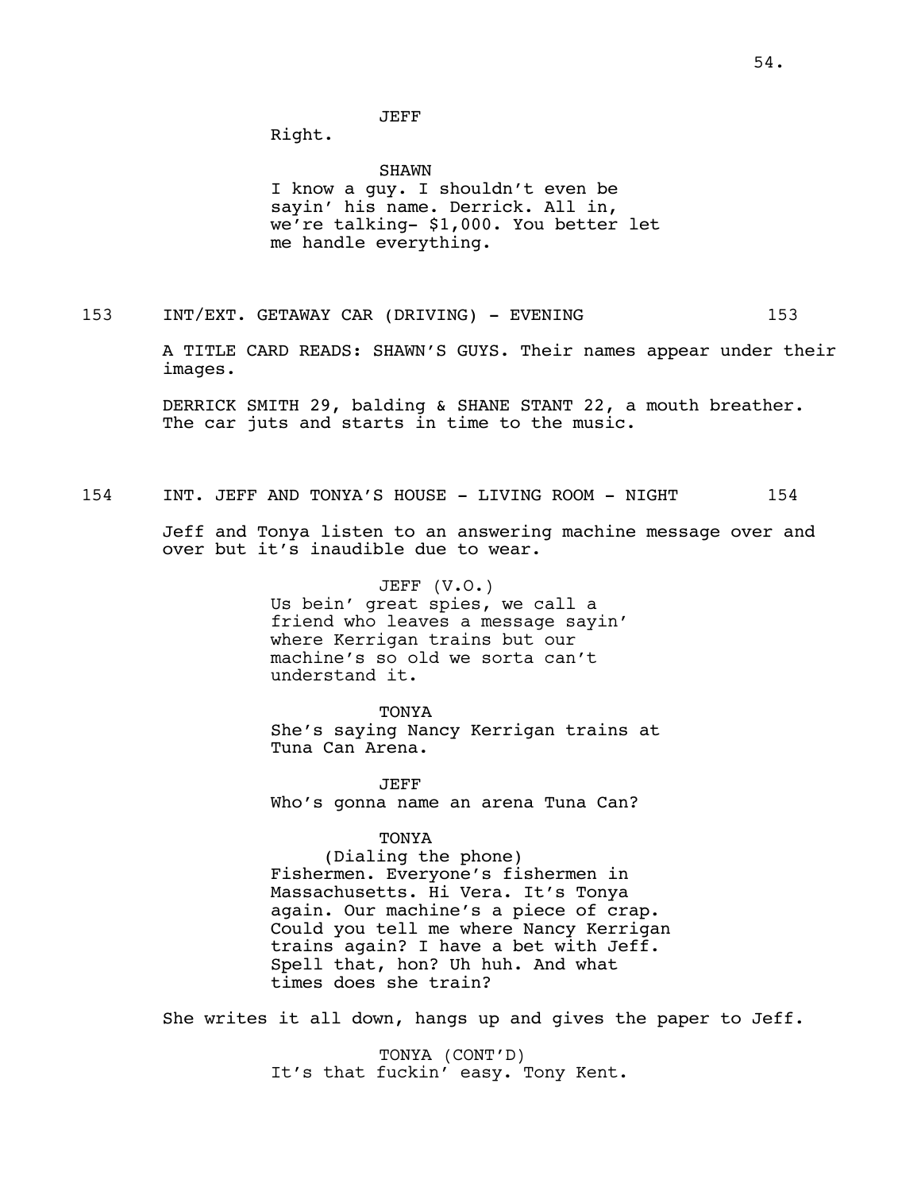JEFF

Right.

SHAWN

I know a guy. I shouldn't even be sayin' his name. Derrick. All in, we're talking- $1,000. You better let me handle everything.

153 INT/EXT. GETAWAY CAR (DRIVING) - EVENING 153

A TITLE CARD READS: SHAWN'S GUYS. Their names appear under their images.

DERRICK SMITH 29, balding & SHANE STANT 22, a mouth breather. The car juts and starts in time to the music.

154 INT. JEFF AND TONYA'S HOUSE - LIVING ROOM - NIGHT 154

Jeff and Tonya listen to an answering machine message over and over but it's inaudible due to wear.

JEFF (V.O.)

Us bein' great spies, we call a friend who leaves a message sayin' where Kerrigan trains but our machine's so old we sorta can't understand it.

TONYA

She's saying Nancy Kerrigan trains at Tuna Can Arena.

JEFF

Who's gonna name an arena Tuna Can?

TONYA

(Dialing the phone)

Fishermen. Everyone's fishermen in Massachusetts. Hi Vera. It's Tonya again. Our machine's a piece of crap. Could you tell me where Nancy Kerrigan trains again? I have a bet with Jeff. Spell that, hon? Uh huh. And what times does she train?

She writes it all down, hangs up and gives the paper to Jeff.

TONYA (CONT'D)

It's that fuckin' easy. Tony Kent.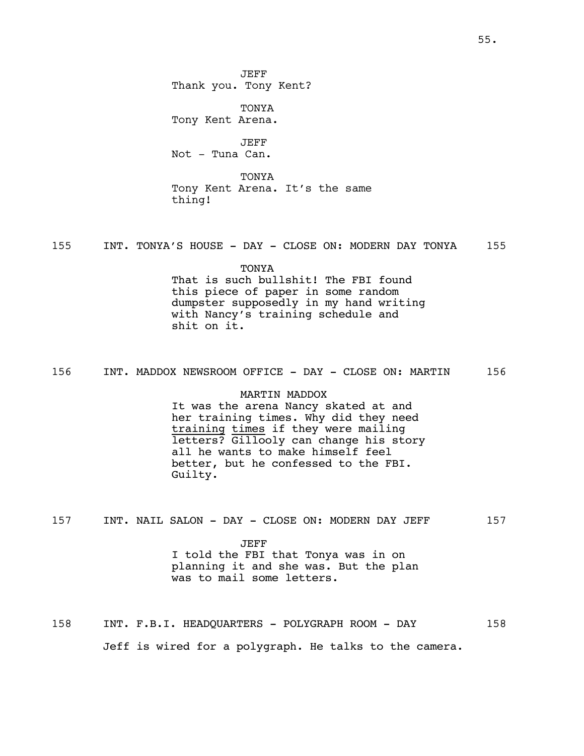JEFF
Thank you. Tony Kent?

TONYA
Tony Kent Arena.

JEFF
Not - Tuna Can.

TONYA
Tony Kent Arena. It's the same thing!

155 INT. TONYA'S HOUSE - DAY - CLOSE ON: MODERN DAY TONYA 155

TONYA
That is such bullshit! The FBI found this piece of paper in some random dumpster supposedly in my hand writing with Nancy's training schedule and shit on it.

156 INT. MADDOX NEWSROOM OFFICE - DAY - CLOSE ON: MARTIN 156

MARTIN MADDOX
It was the arena Nancy skated at and her training times. Why did they need <u>training</u> <u>times</u> if they were mailing letters? Gillooly can change his story all he wants to make himself feel better, but he confessed to the FBI. Guilty.

157 INT. NAIL SALON - DAY - CLOSE ON: MODERN DAY JEFF 157

JEFF
I told the FBI that Tonya was in on planning it and she was. But the plan was to mail some letters.

158 INT. F.B.I. HEADQUARTERS - POLYGRAPH ROOM - DAY 158

Jeff is wired for a polygraph. He talks to the camera.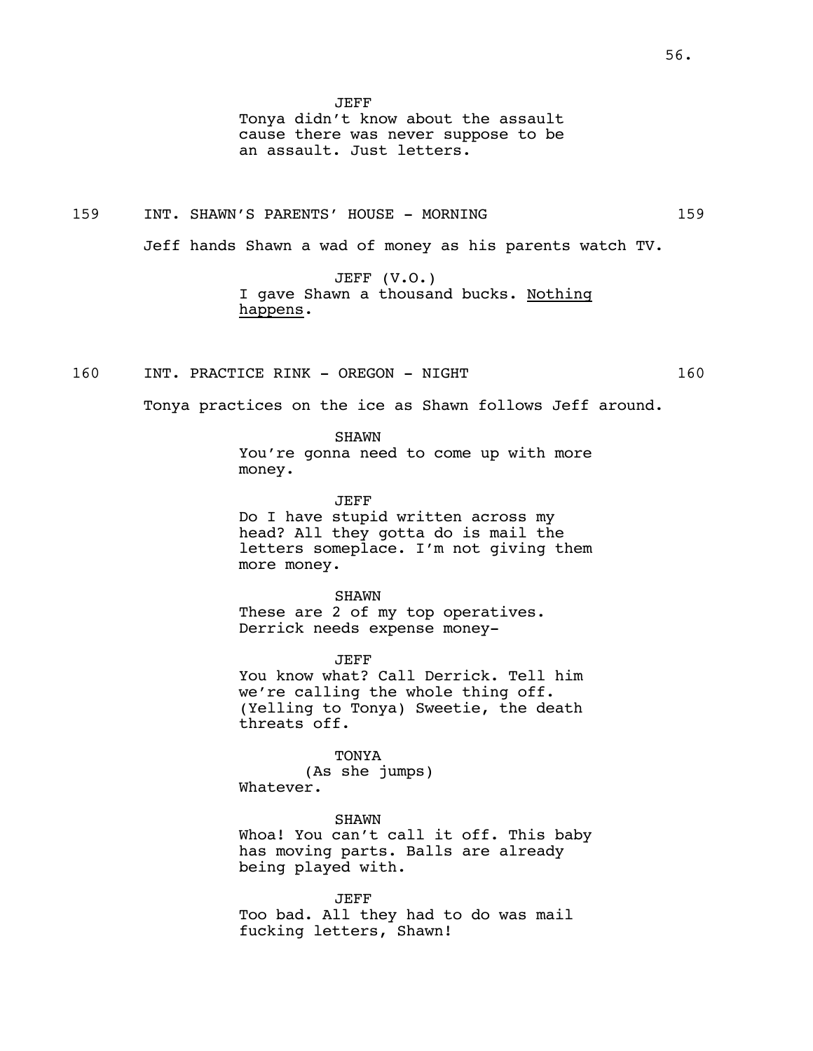JEFF
Tonya didn't know about the assault cause there was never suppose to be an assault. Just letters.

159 INT. SHAWN'S PARENTS' HOUSE - MORNING 159

Jeff hands Shawn a wad of money as his parents watch TV.

JEFF (V.O.)
I gave Shawn a thousand bucks. <u>Nothing happens</u>.

160 INT. PRACTICE RINK - OREGON - NIGHT 160

Tonya practices on the ice as Shawn follows Jeff around.

SHAWN
You're gonna need to come up with more money.

JEFF
Do I have stupid written across my head? All they gotta do is mail the letters someplace. I'm not giving them more money.

SHAWN
These are 2 of my top operatives. Derrick needs expense money-

JEFF
You know what? Call Derrick. Tell him we're calling the whole thing off. (Yelling to Tonya) Sweetie, the death threats off.

TONYA
(As she jumps)
Whatever.

SHAWN
Whoa! You can't call it off. This baby has moving parts. Balls are already being played with.

JEFF
Too bad. All they had to do was mail fucking letters, Shawn!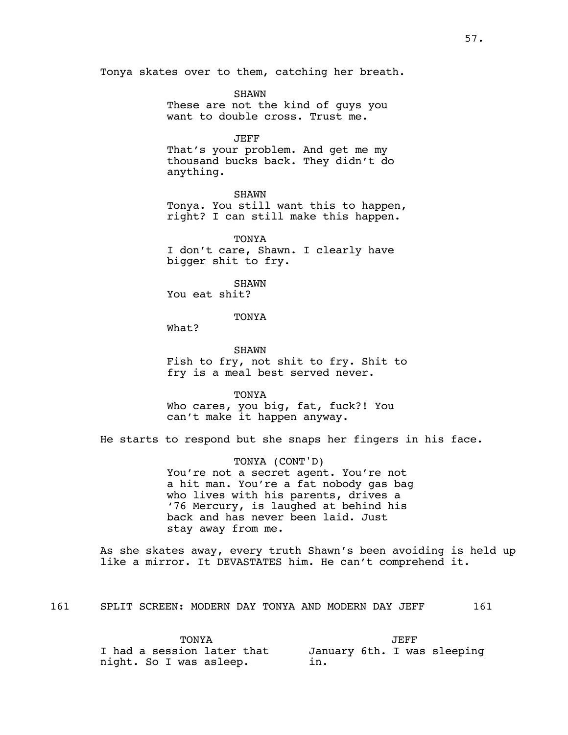Tonya skates over to them, catching her breath.

**SHAWN**
These are not the kind of guys you want to double cross. Trust me.

**JEFF**
That's your problem. And get me my thousand bucks back. They didn't do anything.

**SHAWN**
Tonya. You still want this to happen, right? I can still make this happen.

**TONYA**
I don't care, Shawn. I clearly have bigger shit to fry.

**SHAWN**
You eat shit?

**TONYA**
What?

**SHAWN**
Fish to fry, not shit to fry. Shit to fry is a meal best served never.

**TONYA**
Who cares, you big, fat, fuck?! You can't make it happen anyway.

He starts to respond but she snaps her fingers in his face.

**TONYA (CONT'D)**
You're not a secret agent. You're not a hit man. You're a fat nobody gas bag who lives with his parents, drives a '76 Mercury, is laughed at behind his back and has never been laid. Just stay away from me.

As she skates away, every truth Shawn's been avoiding is held up like a mirror. It DEVASTATES him. He can't comprehend it.

## 161 SPLIT SCREEN: MODERN DAY TONYA AND MODERN DAY JEFF 161

**TONYA**
I had a session later that night. So I was asleep.

**JEFF**
January 6th. I was sleeping in.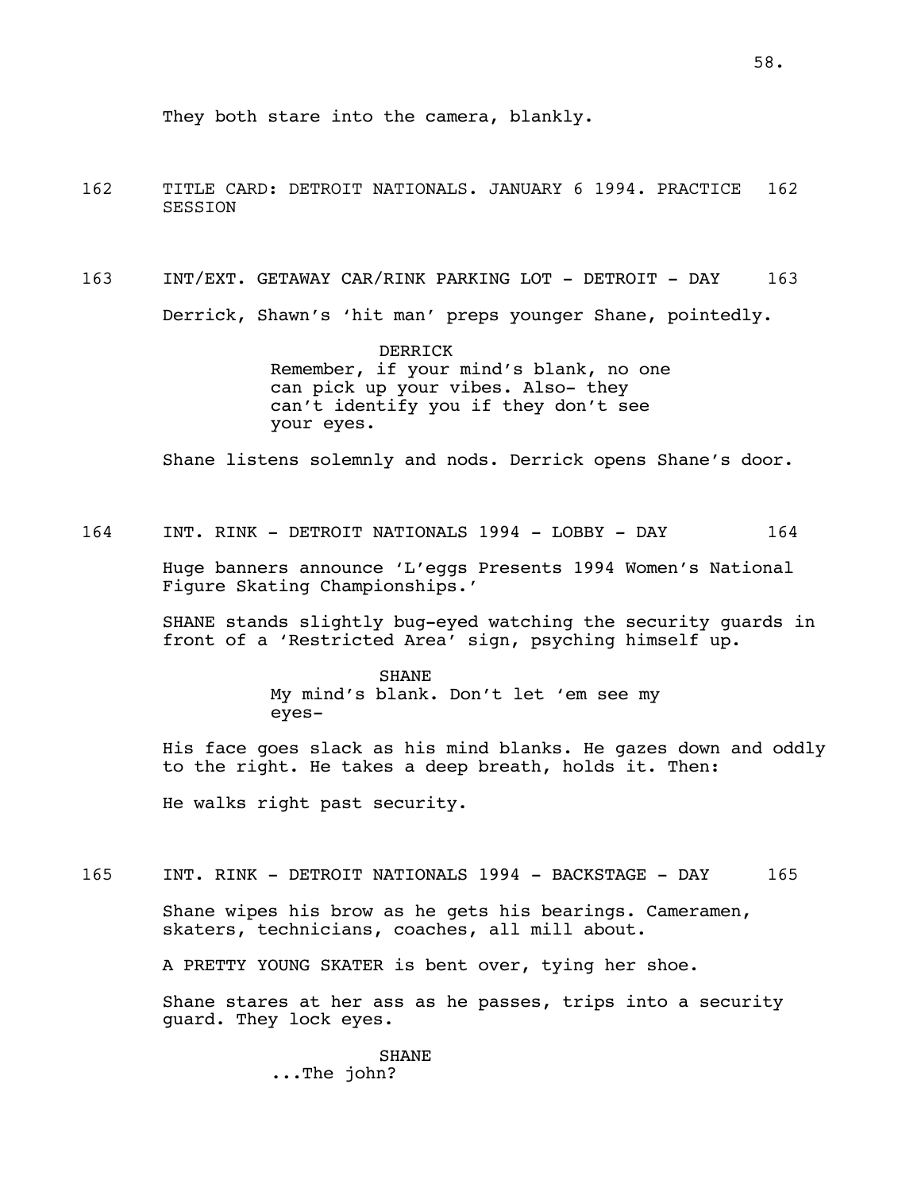They both stare into the camera, blankly.

162 TITLE CARD: DETROIT NATIONALS. JANUARY 6 1994. PRACTICE SESSION 162

163 INT/EXT. GETAWAY CAR/RINK PARKING LOT - DETROIT - DAY 163

Derrick, Shawn's 'hit man' preps younger Shane, pointedly.

DERRICK
Remember, if your mind's blank, no one can pick up your vibes. Also- they can't identify you if they don't see your eyes.

Shane listens solemnly and nods. Derrick opens Shane's door.

164 INT. RINK - DETROIT NATIONALS 1994 - LOBBY - DAY 164

Huge banners announce 'L'eggs Presents 1994 Women's National Figure Skating Championships.'

SHANE stands slightly bug-eyed watching the security guards in front of a 'Restricted Area' sign, psyching himself up.

SHANE
My mind's blank. Don't let 'em see my eyes-

His face goes slack as his mind blanks. He gazes down and oddly to the right. He takes a deep breath, holds it. Then:

He walks right past security.

165 INT. RINK - DETROIT NATIONALS 1994 - BACKSTAGE - DAY 165

Shane wipes his brow as he gets his bearings. Cameramen, skaters, technicians, coaches, all mill about.

A PRETTY YOUNG SKATER is bent over, tying her shoe.

Shane stares at her ass as he passes, trips into a security guard. They lock eyes.

SHANE
...The john?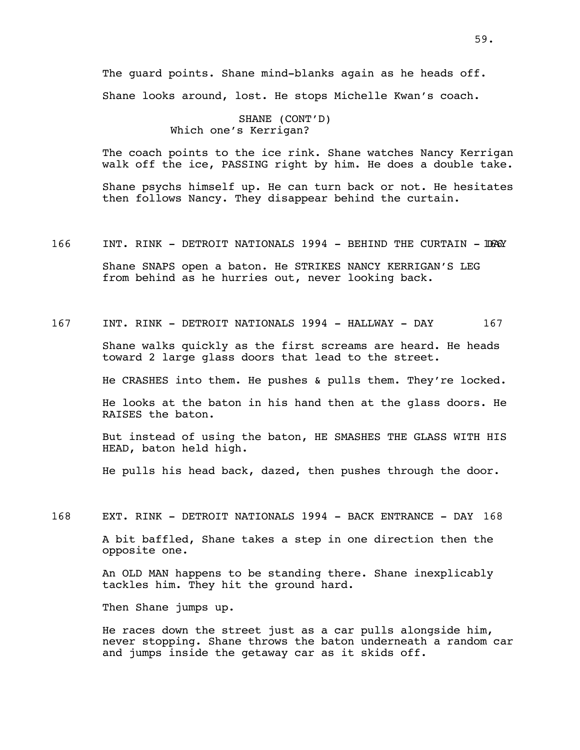The guard points. Shane mind-blanks again as he heads off.

Shane looks around, lost. He stops Michelle Kwan's coach.

SHANE (CONT'D)
Which one's Kerrigan?

The coach points to the ice rink. Shane watches Nancy Kerrigan walk off the ice, PASSING right by him. He does a double take.

Shane psychs himself up. He can turn back or not. He hesitates then follows Nancy. They disappear behind the curtain.

166 INT. RINK - DETROIT NATIONALS 1994 - BEHIND THE CURTAIN - DAY 166

Shane SNAPS open a baton. He STRIKES NANCY KERRIGAN'S LEG from behind as he hurries out, never looking back.

167 INT. RINK - DETROIT NATIONALS 1994 - HALLWAY - DAY 167

Shane walks quickly as the first screams are heard. He heads toward 2 large glass doors that lead to the street.

He CRASHES into them. He pushes & pulls them. They're locked.

He looks at the baton in his hand then at the glass doors. He RAISES the baton.

But instead of using the baton, HE SMASHES THE GLASS WITH HIS HEAD, baton held high.

He pulls his head back, dazed, then pushes through the door.

168 EXT. RINK - DETROIT NATIONALS 1994 - BACK ENTRANCE - DAY 168

A bit baffled, Shane takes a step in one direction then the opposite one.

An OLD MAN happens to be standing there. Shane inexplicably tackles him. They hit the ground hard.

Then Shane jumps up.

He races down the street just as a car pulls alongside him, never stopping. Shane throws the baton underneath a random car and jumps inside the getaway car as it skids off.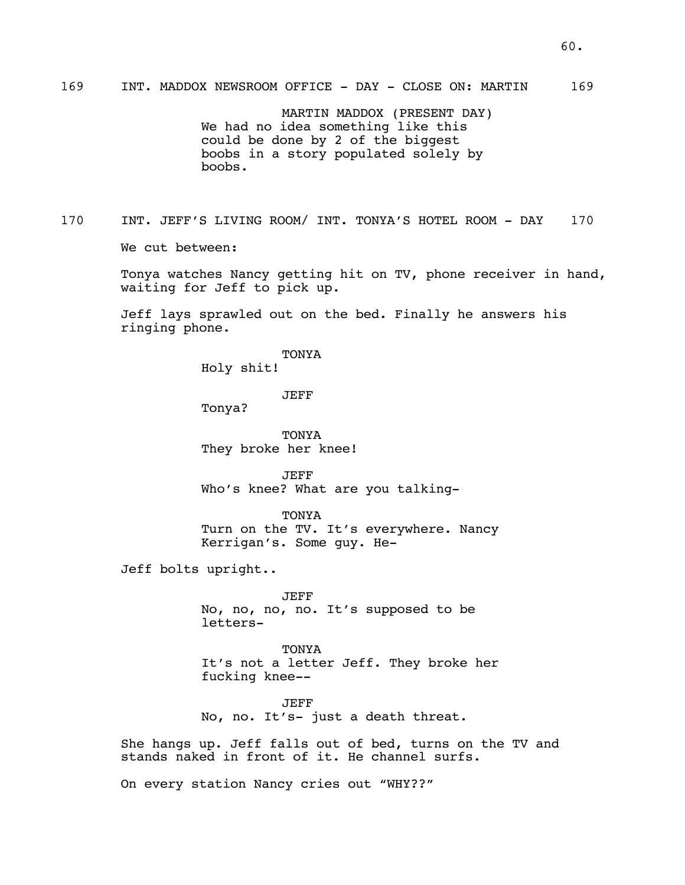169 INT. MADDOX NEWSROOM OFFICE - DAY - CLOSE ON: MARTIN 169

MARTIN MADDOX (PRESENT DAY)
We had no idea something like this could be done by 2 of the biggest boobs in a story populated solely by boobs.

170 INT. JEFF'S LIVING ROOM/ INT. TONYA'S HOTEL ROOM - DAY 170

We cut between:

Tonya watches Nancy getting hit on TV, phone receiver in hand, waiting for Jeff to pick up.

Jeff lays sprawled out on the bed. Finally he answers his ringing phone.

TONYA
Holy shit!

JEFF
Tonya?

TONYA
They broke her knee!

JEFF
Who's knee? What are you talking-

TONYA
Turn on the TV. It's everywhere. Nancy Kerrigan's. Some guy. He-

Jeff bolts upright..

JEFF
No, no, no, no. It's supposed to be letters-

TONYA
It's not a letter Jeff. They broke her fucking knee--

JEFF
No, no. It's- just a death threat.

She hangs up. Jeff falls out of bed, turns on the TV and stands naked in front of it. He channel surfs.

On every station Nancy cries out "WHY??"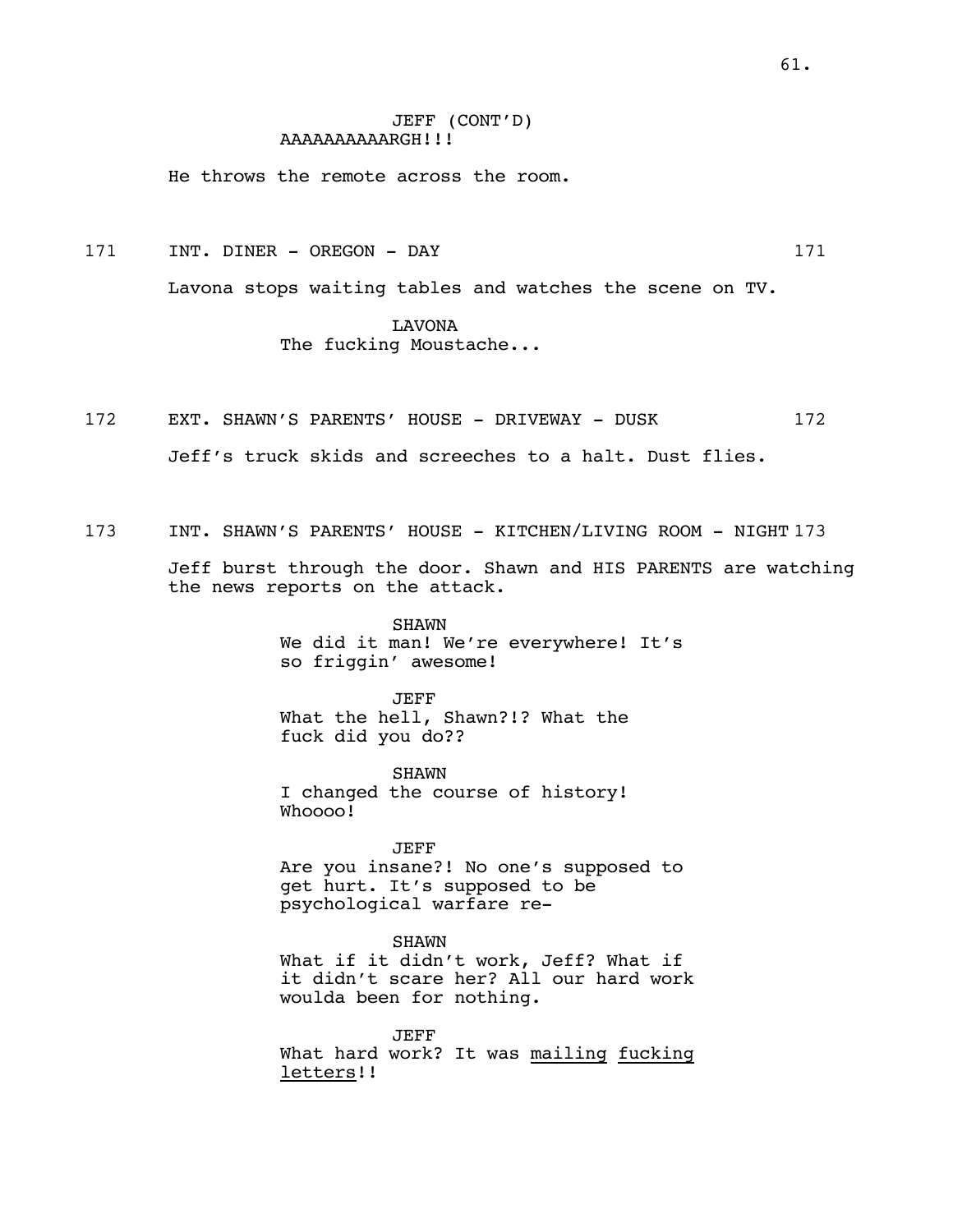JEFF (CONT'D)
AAAAAAAAAARGH!!!

He throws the remote across the room.

171 INT. DINER - OREGON - DAY 171

Lavona stops waiting tables and watches the scene on TV.

LAVONA
The fucking Moustache...

172 EXT. SHAWN'S PARENTS' HOUSE - DRIVEWAY - DUSK 172

Jeff's truck skids and screeches to a halt. Dust flies.

173 INT. SHAWN'S PARENTS' HOUSE - KITCHEN/LIVING ROOM - NIGHT 173

Jeff burst through the door. Shawn and HIS PARENTS are watching the news reports on the attack.

SHAWN
We did it man! We're everywhere! It's so friggin' awesome!

JEFF
What the hell, Shawn?!? What the fuck did you do??

SHAWN
I changed the course of history! Whoooo!

JEFF
Are you insane?! No one's supposed to get hurt. It's supposed to be psychological warfare re-

SHAWN
What if it didn't work, Jeff? What if it didn't scare her? All our hard work woulda been for nothing.

JEFF
What hard work? It was <u>mailing</u> <u>fucking</u> <u>letters</u>!!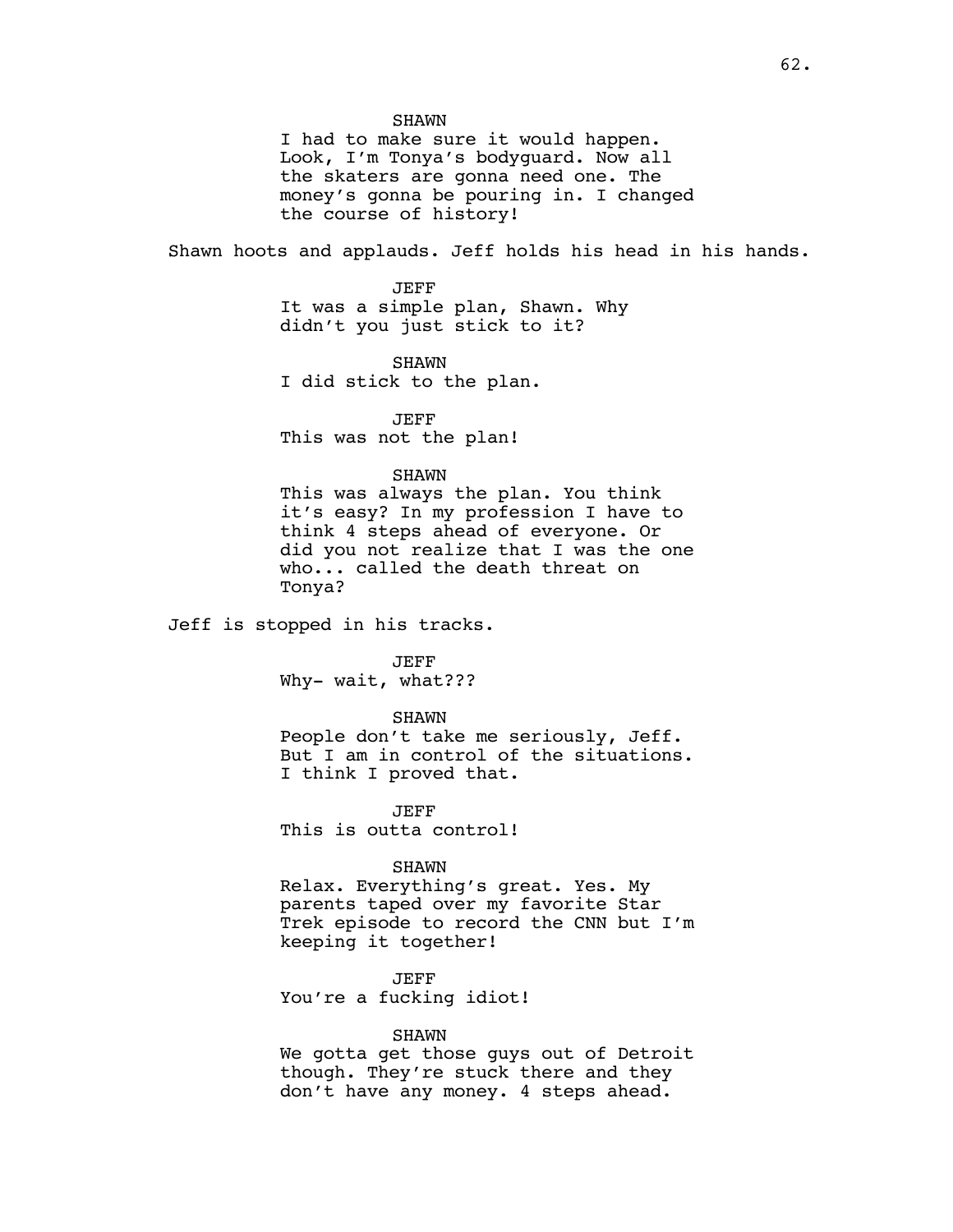SHAWN
I had to make sure it would happen. Look, I'm Tonya's bodyguard. Now all the skaters are gonna need one. The money's gonna be pouring in. I changed the course of history!

Shawn hoots and applauds. Jeff holds his head in his hands.

JEFF
It was a simple plan, Shawn. Why didn't you just stick to it?

SHAWN
I did stick to the plan.

JEFF
This was not the plan!

SHAWN
This was always the plan. You think it's easy? In my profession I have to think 4 steps ahead of everyone. Or did you not realize that I was the one who... called the death threat on Tonya?

Jeff is stopped in his tracks.

JEFF
Why- wait, what???

SHAWN
People don't take me seriously, Jeff. But I am in control of the situations. I think I proved that.

JEFF
This is outta control!

SHAWN
Relax. Everything's great. Yes. My parents taped over my favorite Star Trek episode to record the CNN but I'm keeping it together!

JEFF
You're a fucking idiot!

SHAWN
We gotta get those guys out of Detroit though. They're stuck there and they don't have any money. 4 steps ahead.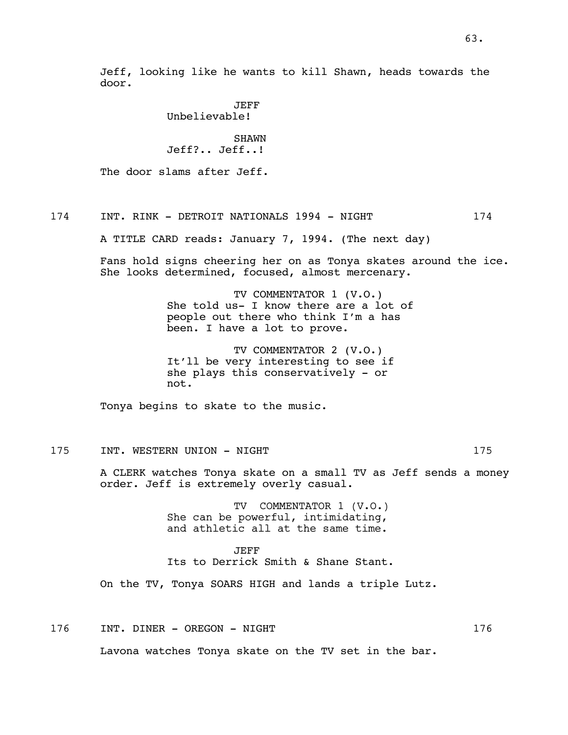Jeff, looking like he wants to kill Shawn, heads towards the door.

JEFF
Unbelievable!

SHAWN
Jeff?.. Jeff..!

The door slams after Jeff.

174 INT. RINK - DETROIT NATIONALS 1994 - NIGHT 174

A TITLE CARD reads: January 7, 1994. (The next day)

Fans hold signs cheering her on as Tonya skates around the ice. She looks determined, focused, almost mercenary.

TV COMMENTATOR 1 (V.O.)
She told us- I know there are a lot of people out there who think I'm a has been. I have a lot to prove.

TV COMMENTATOR 2 (V.O.)
It'll be very interesting to see if she plays this conservatively - or not.

Tonya begins to skate to the music.

175 INT. WESTERN UNION - NIGHT 175

A CLERK watches Tonya skate on a small TV as Jeff sends a money order. Jeff is extremely overly casual.

TV COMMENTATOR 1 (V.O.)
She can be powerful, intimidating, and athletic all at the same time.

JEFF
Its to Derrick Smith & Shane Stant.

On the TV, Tonya SOARS HIGH and lands a triple Lutz.

176 INT. DINER - OREGON - NIGHT 176

Lavona watches Tonya skate on the TV set in the bar.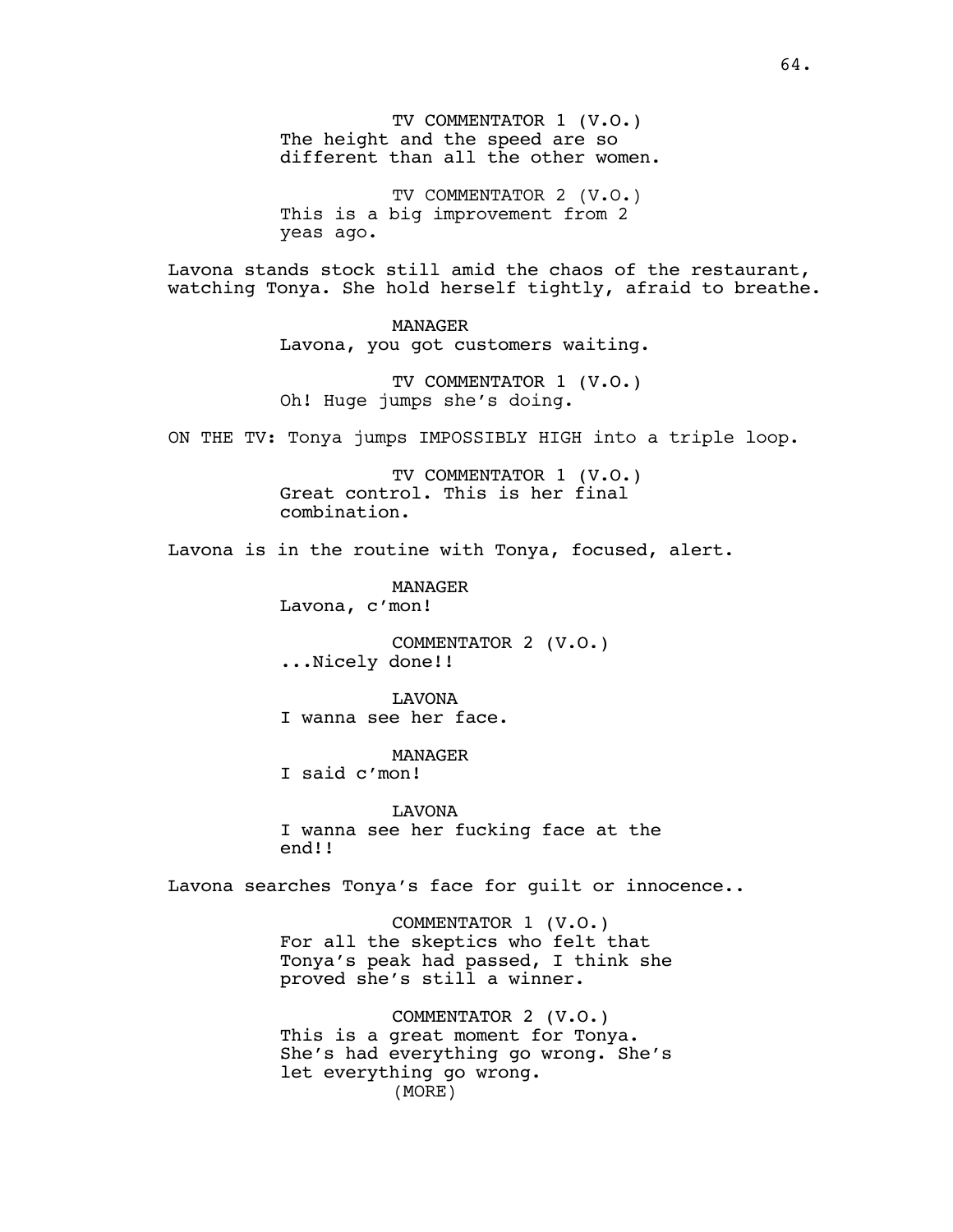TV COMMENTATOR 1 (V.O.)
The height and the speed are so different than all the other women.

TV COMMENTATOR 2 (V.O.)
This is a big improvement from 2 yeas ago.

Lavona stands stock still amid the chaos of the restaurant, watching Tonya. She hold herself tightly, afraid to breathe.

MANAGER
Lavona, you got customers waiting.

TV COMMENTATOR 1 (V.O.)
Oh! Huge jumps she's doing.

ON THE TV: Tonya jumps IMPOSSIBLY HIGH into a triple loop.

TV COMMENTATOR 1 (V.O.)
Great control. This is her final combination.

Lavona is in the routine with Tonya, focused, alert.

MANAGER
Lavona, c'mon!

COMMENTATOR 2 (V.O.)
...Nicely done!!

LAVONA
I wanna see her face.

MANAGER
I said c'mon!

LAVONA
I wanna see her fucking face at the end!!

Lavona searches Tonya's face for guilt or innocence..

COMMENTATOR 1 (V.O.)
For all the skeptics who felt that Tonya's peak had passed, I think she proved she's still a winner.

COMMENTATOR 2 (V.O.)
This is a great moment for Tonya. She's had everything go wrong. She's let everything go wrong.
(MORE)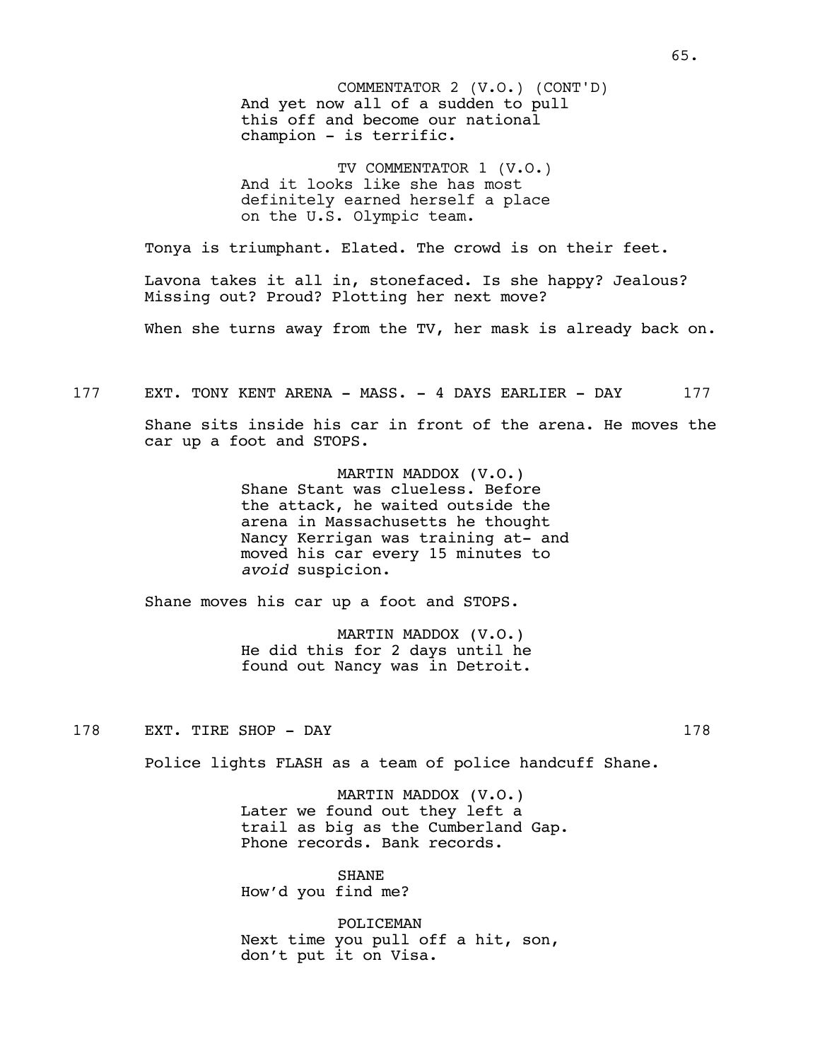COMMENTATOR 2 (V.O.) (CONT'D)
And yet now all of a sudden to pull this off and become our national champion - is terrific.

TV COMMENTATOR 1 (V.O.)
And it looks like she has most definitely earned herself a place on the U.S. Olympic team.

Tonya is triumphant. Elated. The crowd is on their feet.

Lavona takes it all in, stonefaced. Is she happy? Jealous? Missing out? Proud? Plotting her next move?

When she turns away from the TV, her mask is already back on.

177 EXT. TONY KENT ARENA - MASS. - 4 DAYS EARLIER - DAY 177

Shane sits inside his car in front of the arena. He moves the car up a foot and STOPS.

MARTIN MADDOX (V.O.)
Shane Stant was clueless. Before the attack, he waited outside the arena in Massachusetts he thought Nancy Kerrigan was training at- and moved his car every 15 minutes to *avoid* suspicion.

Shane moves his car up a foot and STOPS.

MARTIN MADDOX (V.O.)
He did this for 2 days until he found out Nancy was in Detroit.

178 EXT. TIRE SHOP - DAY 178

Police lights FLASH as a team of police handcuff Shane.

MARTIN MADDOX (V.O.)
Later we found out they left a trail as big as the Cumberland Gap. Phone records. Bank records.

SHANE
How'd you find me?

POLICEMAN
Next time you pull off a hit, son, don't put it on Visa.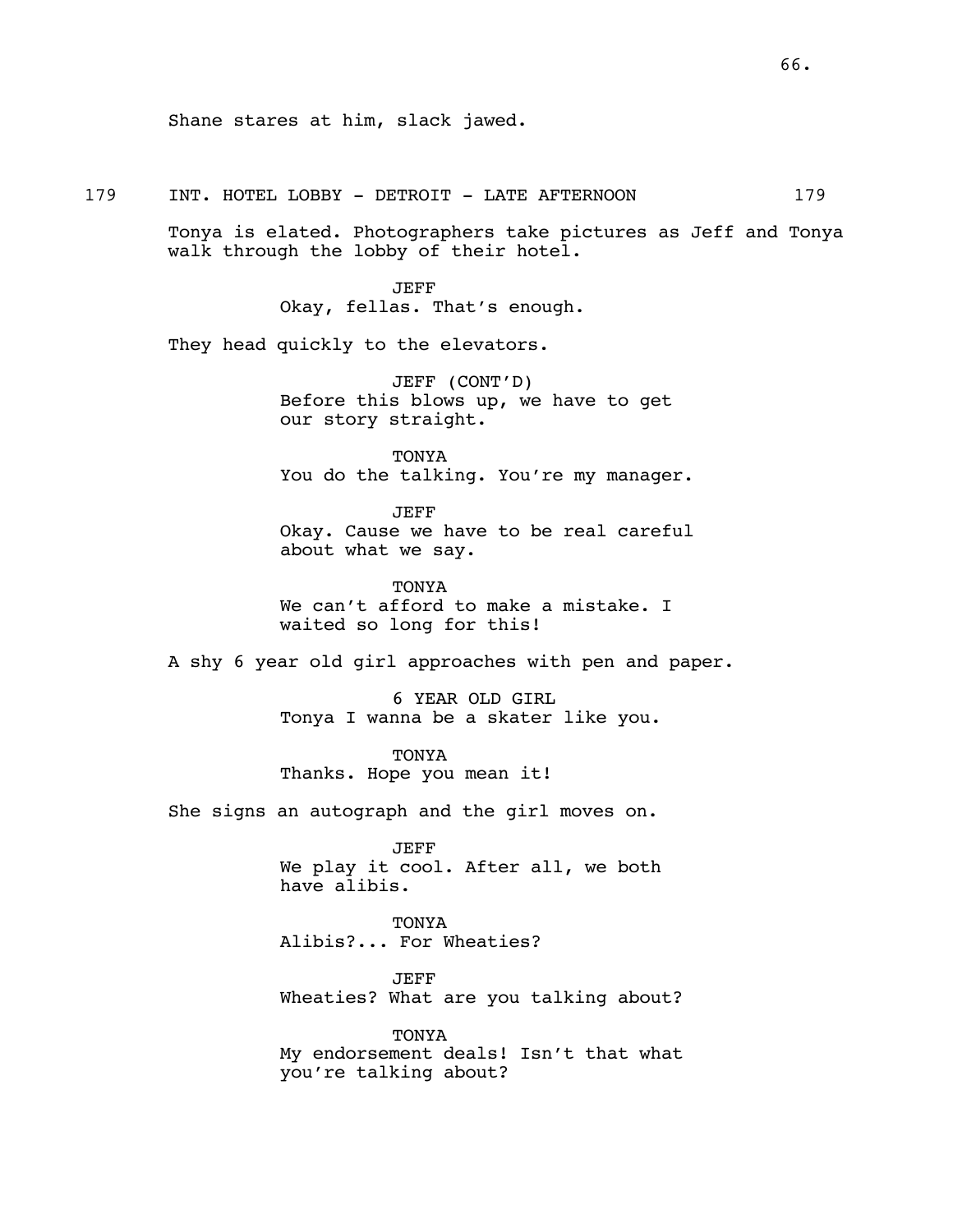Shane stares at him, slack jawed.

179 INT. HOTEL LOBBY - DETROIT - LATE AFTERNOON 179

Tonya is elated. Photographers take pictures as Jeff and Tonya walk through the lobby of their hotel.

JEFF
Okay, fellas. That's enough.

They head quickly to the elevators.

JEFF (CONT'D)
Before this blows up, we have to get our story straight.

TONYA
You do the talking. You're my manager.

JEFF
Okay. Cause we have to be real careful about what we say.

TONYA
We can't afford to make a mistake. I waited so long for this!

A shy 6 year old girl approaches with pen and paper.

6 YEAR OLD GIRL
Tonya I wanna be a skater like you.

TONYA
Thanks. Hope you mean it!

She signs an autograph and the girl moves on.

JEFF
We play it cool. After all, we both have alibis.

TONYA
Alibis?... For Wheaties?

JEFF
Wheaties? What are you talking about?

TONYA
My endorsement deals! Isn't that what you're talking about?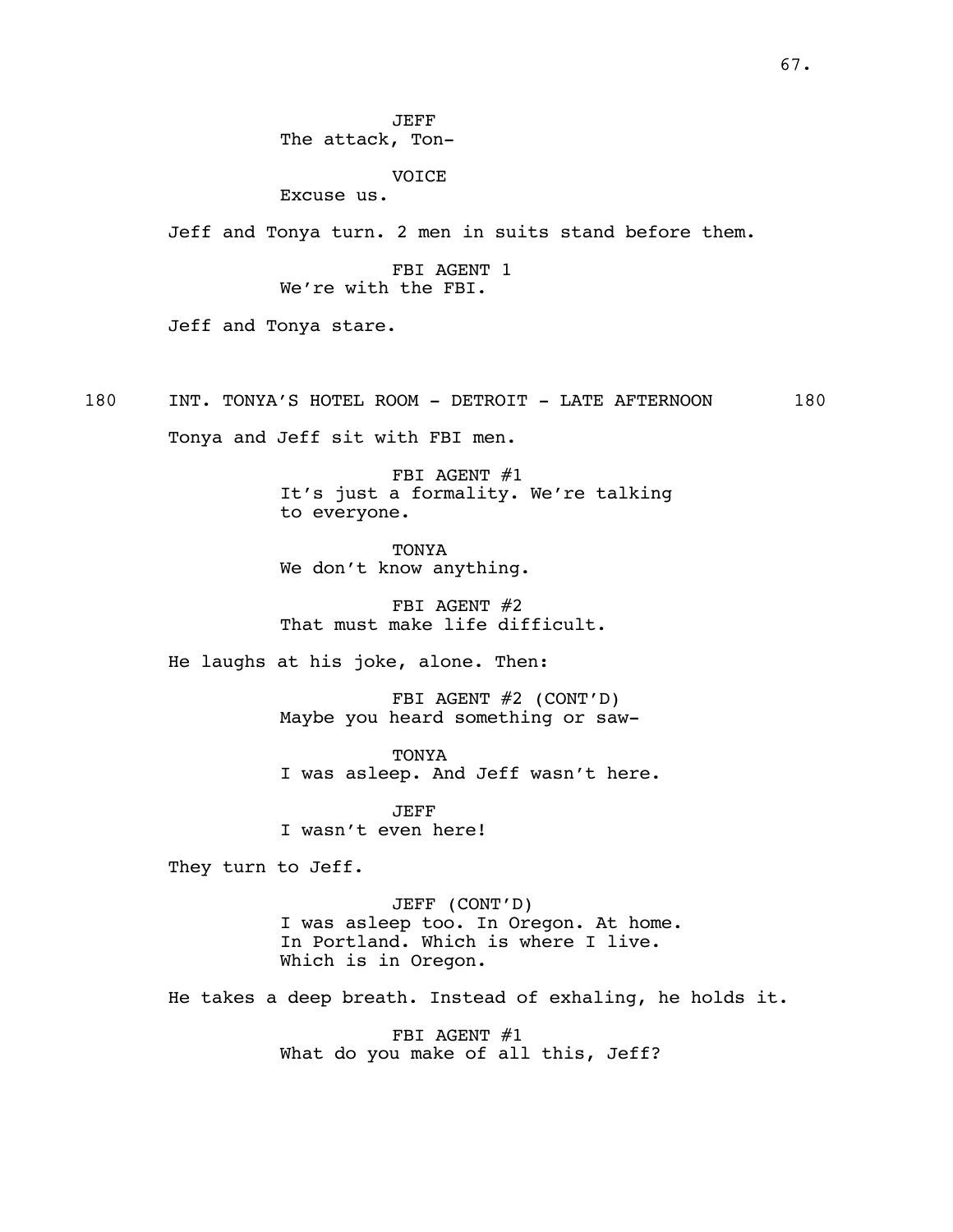JEFF
The attack, Ton-

VOICE
Excuse us.

Jeff and Tonya turn. 2 men in suits stand before them.

FBI AGENT 1
We're with the FBI.

Jeff and Tonya stare.

180 INT. TONYA'S HOTEL ROOM - DETROIT - LATE AFTERNOON 180

Tonya and Jeff sit with FBI men.

FBI AGENT #1
It's just a formality. We're talking to everyone.

TONYA
We don't know anything.

FBI AGENT #2
That must make life difficult.

He laughs at his joke, alone. Then:

FBI AGENT #2 (CONT'D)
Maybe you heard something or saw-

TONYA
I was asleep. And Jeff wasn't here.

JEFF
I wasn't even here!

They turn to Jeff.

JEFF (CONT'D)
I was asleep too. In Oregon. At home. In Portland. Which is where I live. Which is in Oregon.

He takes a deep breath. Instead of exhaling, he holds it.

FBI AGENT #1
What do you make of all this, Jeff?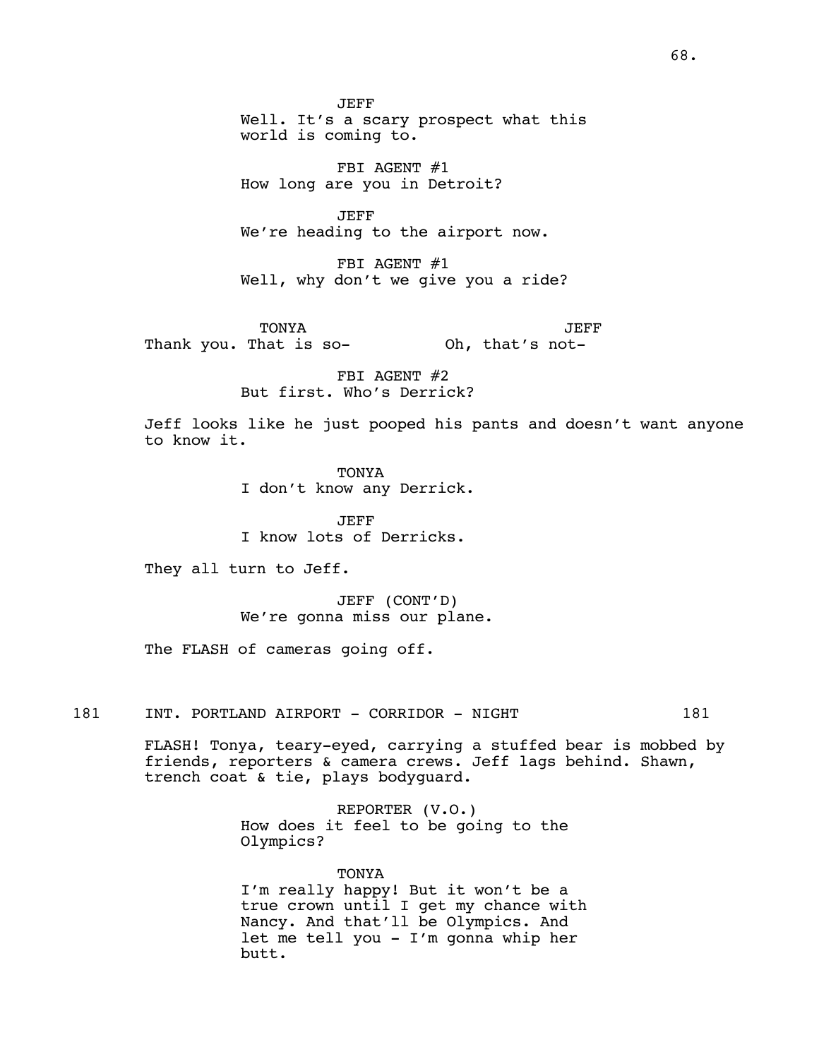JEFF
Well. It's a scary prospect what this world is coming to.

FBI AGENT #1
How long are you in Detroit?

JEFF
We're heading to the airport now.

FBI AGENT #1
Well, why don't we give you a ride?

TONYA
Thank you. That is so-

JEFF
Oh, that's not-

FBI AGENT #2
But first. Who's Derrick?

Jeff looks like he just pooped his pants and doesn't want anyone to know it.

TONYA
I don't know any Derrick.

JEFF
I know lots of Derricks.

They all turn to Jeff.

JEFF (CONT'D)
We're gonna miss our plane.

The FLASH of cameras going off.

181 INT. PORTLAND AIRPORT - CORRIDOR - NIGHT 181

FLASH! Tonya, teary-eyed, carrying a stuffed bear is mobbed by friends, reporters & camera crews. Jeff lags behind. Shawn, trench coat & tie, plays bodyguard.

REPORTER (V.O.)
How does it feel to be going to the Olympics?

TONYA
I'm really happy! But it won't be a true crown until I get my chance with Nancy. And that'll be Olympics. And let me tell you - I'm gonna whip her butt.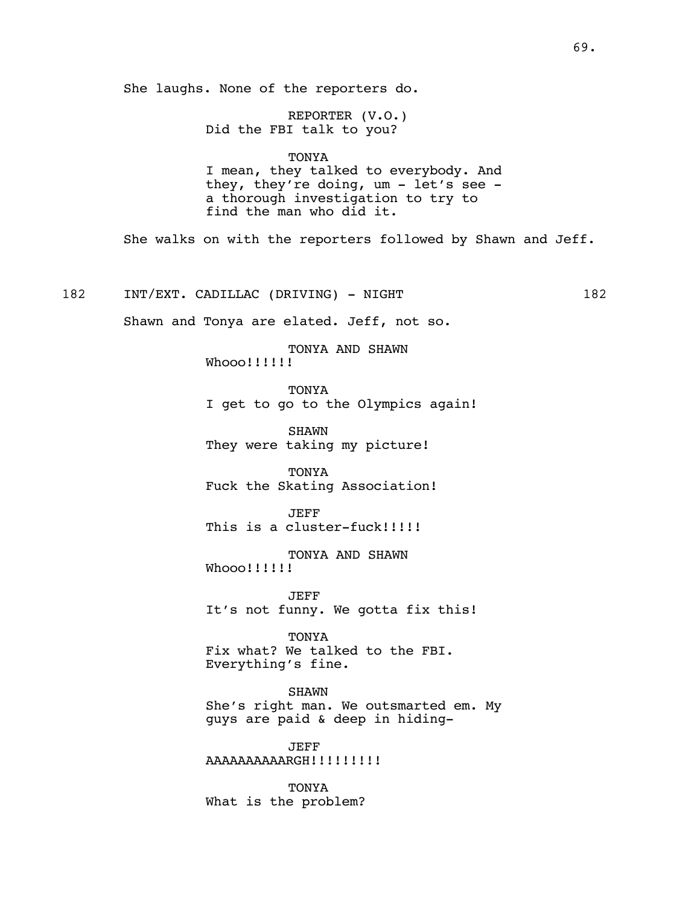She laughs. None of the reporters do.

REPORTER (V.O.)
Did the FBI talk to you?

TONYA
I mean, they talked to everybody. And they, they're doing, um - let's see - a thorough investigation to try to find the man who did it.

She walks on with the reporters followed by Shawn and Jeff.

182 INT/EXT. CADILLAC (DRIVING) - NIGHT 182

Shawn and Tonya are elated. Jeff, not so.

TONYA AND SHAWN
Whooo!!!!!!

TONYA
I get to go to the Olympics again!

SHAWN
They were taking my picture!

TONYA
Fuck the Skating Association!

JEFF
This is a cluster-fuck!!!!!

TONYA AND SHAWN
Whooo!!!!!!

JEFF
It's not funny. We gotta fix this!

TONYA
Fix what? We talked to the FBI. Everything's fine.

SHAWN
She's right man. We outsmarted em. My guys are paid & deep in hiding-

JEFF
AAAAAAAAAARGH!!!!!!!!!

TONYA
What is the problem?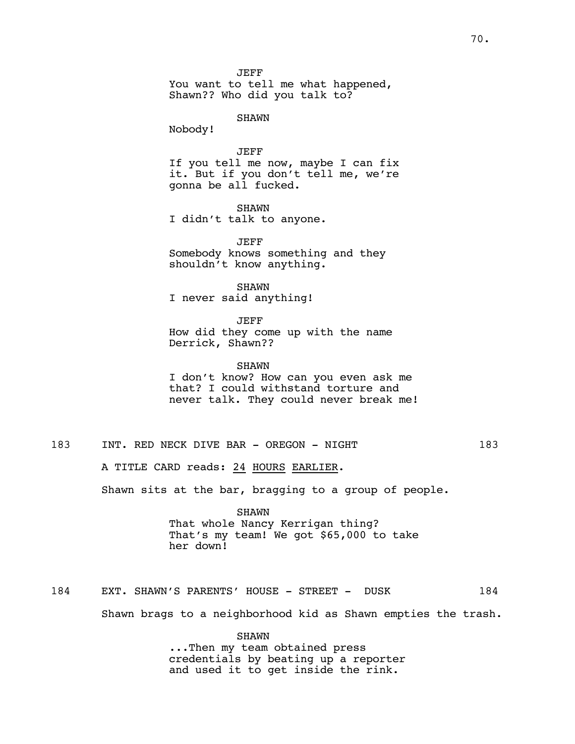JEFF
You want to tell me what happened, Shawn?? Who did you talk to?

SHAWN
Nobody!

JEFF
If you tell me now, maybe I can fix it. But if you don't tell me, we're gonna be all fucked.

SHAWN
I didn't talk to anyone.

JEFF
Somebody knows something and they shouldn't know anything.

SHAWN
I never said anything!

JEFF
How did they come up with the name Derrick, Shawn??

SHAWN
I don't know? How can you even ask me that? I could withstand torture and never talk. They could never break me!

183 INT. RED NECK DIVE BAR - OREGON - NIGHT 183

A TITLE CARD reads: 24 HOURS EARLIER.

Shawn sits at the bar, bragging to a group of people.

SHAWN
That whole Nancy Kerrigan thing? That's my team! We got $65,000 to take her down!

184 EXT. SHAWN'S PARENTS' HOUSE - STREET - DUSK 184

Shawn brags to a neighborhood kid as Shawn empties the trash.

SHAWN
...Then my team obtained press credentials by beating up a reporter and used it to get inside the rink.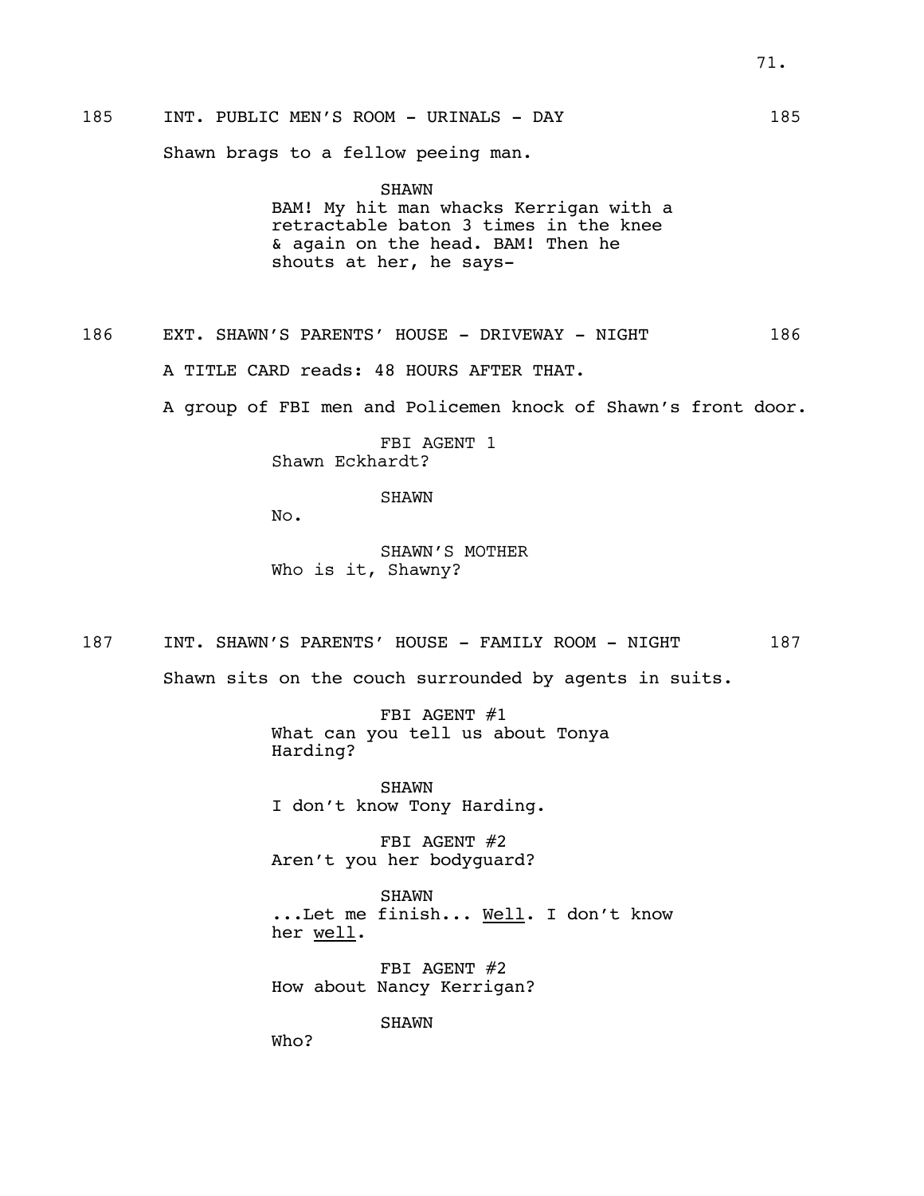185 INT. PUBLIC MEN'S ROOM - URINALS - DAY 185

Shawn brags to a fellow peeing man.

SHAWN
BAM! My hit man whacks Kerrigan with a retractable baton 3 times in the knee & again on the head. BAM! Then he shouts at her, he says-

186 EXT. SHAWN'S PARENTS' HOUSE - DRIVEWAY - NIGHT 186

A TITLE CARD reads: 48 HOURS AFTER THAT.

A group of FBI men and Policemen knock of Shawn's front door.

FBI AGENT 1
Shawn Eckhardt?

SHAWN
No.

SHAWN'S MOTHER
Who is it, Shawny?

187 INT. SHAWN'S PARENTS' HOUSE - FAMILY ROOM - NIGHT 187

Shawn sits on the couch surrounded by agents in suits.

FBI AGENT #1
What can you tell us about Tonya Harding?

SHAWN
I don't know Tony Harding.

FBI AGENT #2
Aren't you her bodyguard?

SHAWN
...Let me finish... <u>Well</u>. I don't know her <u>well</u>.

FBI AGENT #2
How about Nancy Kerrigan?

SHAWN
Who?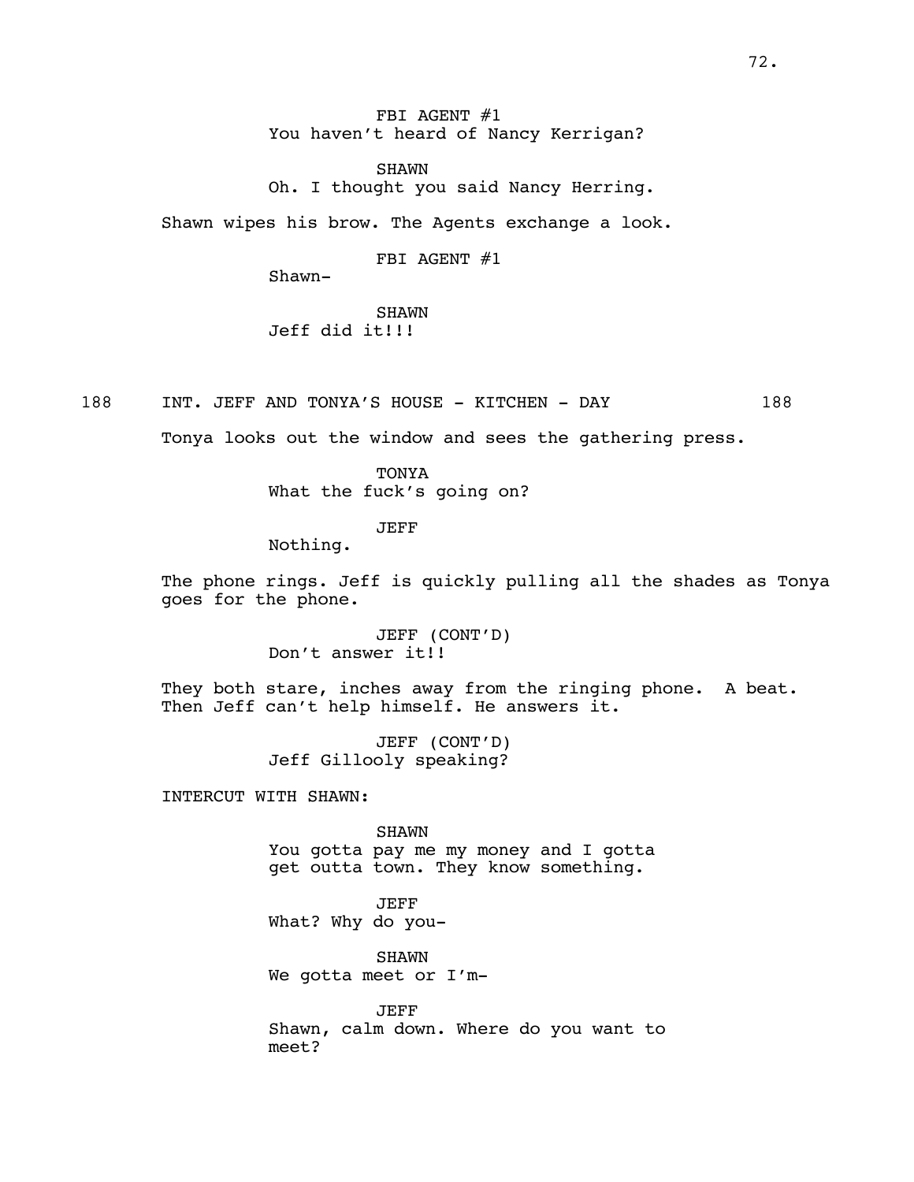FBI AGENT #1
You haven't heard of Nancy Kerrigan?

SHAWN
Oh. I thought you said Nancy Herring.

Shawn wipes his brow. The Agents exchange a look.

FBI AGENT #1
Shawn-

SHAWN
Jeff did it!!!

188 INT. JEFF AND TONYA'S HOUSE - KITCHEN - DAY 188

Tonya looks out the window and sees the gathering press.

TONYA
What the fuck's going on?

JEFF
Nothing.

The phone rings. Jeff is quickly pulling all the shades as Tonya goes for the phone.

JEFF (CONT'D)
Don't answer it!!

They both stare, inches away from the ringing phone. A beat. Then Jeff can't help himself. He answers it.

JEFF (CONT'D)
Jeff Gillooly speaking?

INTERCUT WITH SHAWN:

SHAWN
You gotta pay me my money and I gotta get outta town. They know something.

JEFF
What? Why do you-

SHAWN
We gotta meet or I'm-

JEFF
Shawn, calm down. Where do you want to meet?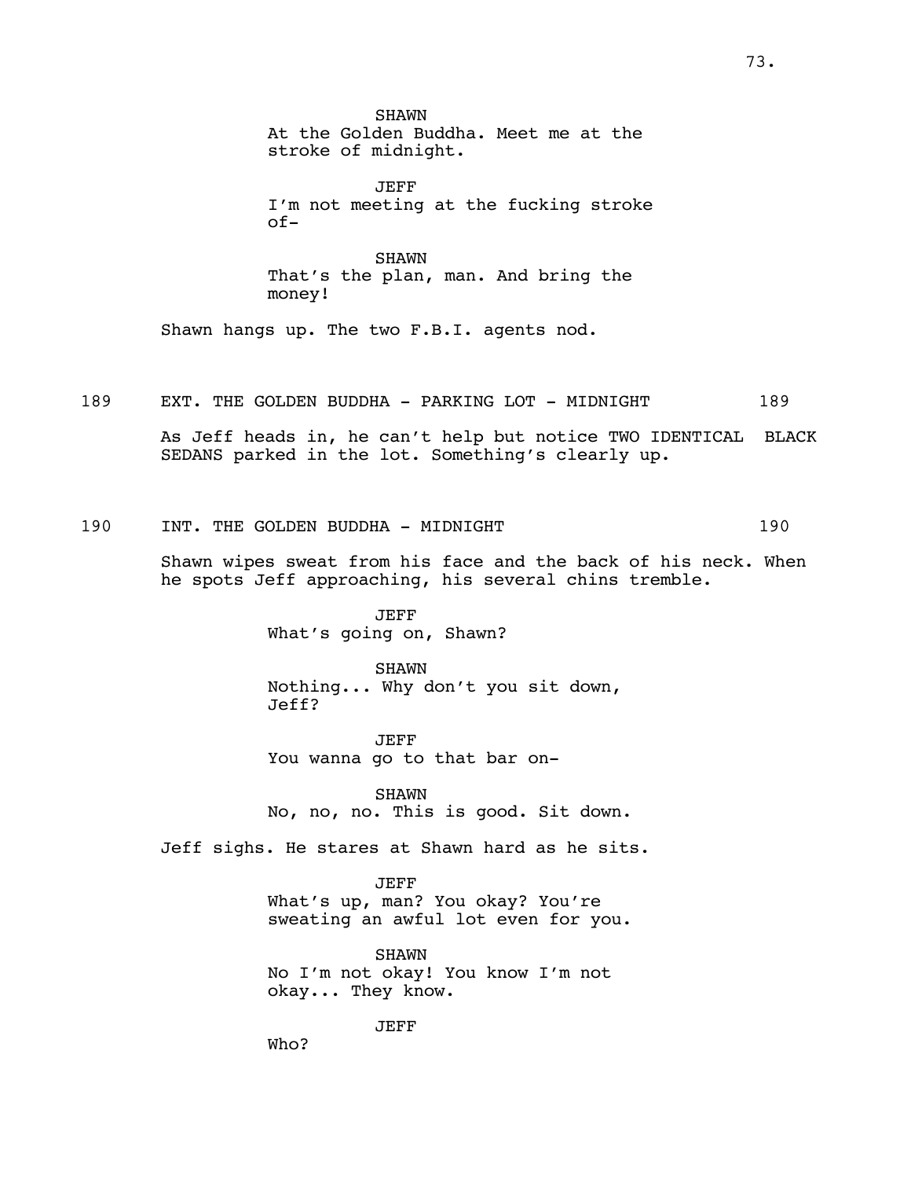SHAWN
At the Golden Buddha. Meet me at the stroke of midnight.

JEFF
I'm not meeting at the fucking stroke of-

SHAWN
That's the plan, man. And bring the money!

Shawn hangs up. The two F.B.I. agents nod.

189 EXT. THE GOLDEN BUDDHA - PARKING LOT - MIDNIGHT 189

As Jeff heads in, he can't help but notice TWO IDENTICAL BLACK SEDANS parked in the lot. Something's clearly up.

190 INT. THE GOLDEN BUDDHA - MIDNIGHT 190

Shawn wipes sweat from his face and the back of his neck. When he spots Jeff approaching, his several chins tremble.

JEFF
What's going on, Shawn?

SHAWN
Nothing... Why don't you sit down, Jeff?

JEFF
You wanna go to that bar on-

SHAWN
No, no, no. This is good. Sit down.

Jeff sighs. He stares at Shawn hard as he sits.

JEFF
What's up, man? You okay? You're sweating an awful lot even for you.

SHAWN
No I'm not okay! You know I'm not okay... They know.

JEFF
Who?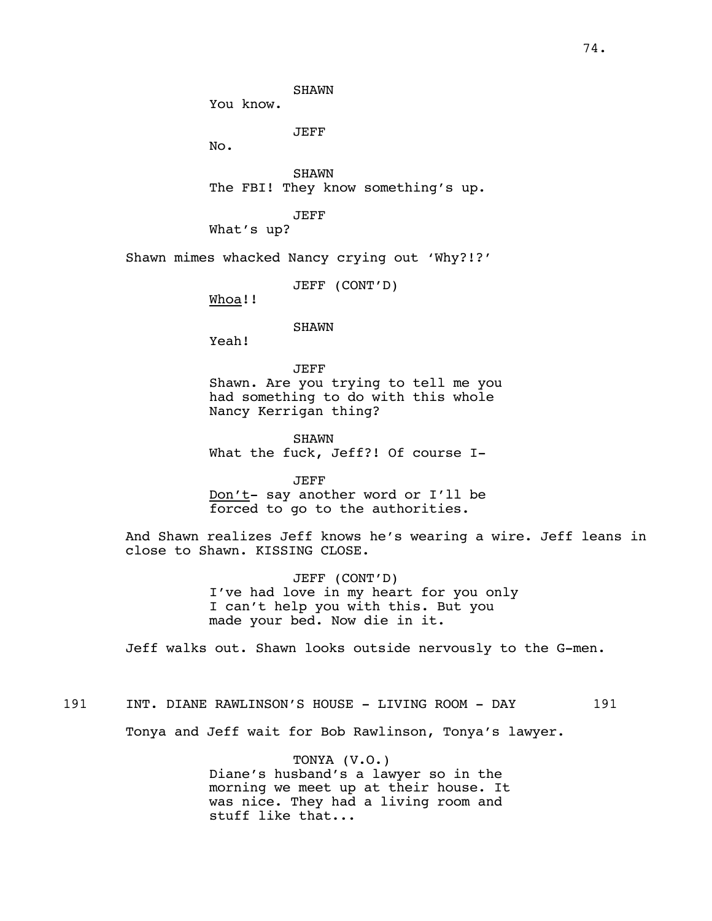SHAWN
You know.

JEFF
No.

SHAWN
The FBI! They know something's up.

JEFF
What's up?

Shawn mimes whacked Nancy crying out 'Why?!?'

JEFF (CONT'D)
<u>Whoa</u>!!

SHAWN
Yeah!

JEFF
Shawn. Are you trying to tell me you had something to do with this whole Nancy Kerrigan thing?

SHAWN
What the fuck, Jeff?! Of course I-

JEFF
<u>Don't</u>- say another word or I'll be forced to go to the authorities.

And Shawn realizes Jeff knows he's wearing a wire. Jeff leans in close to Shawn. KISSING CLOSE.

JEFF (CONT'D)
I've had love in my heart for you only I can't help you with this. But you made your bed. Now die in it.

Jeff walks out. Shawn looks outside nervously to the G-men.

191 INT. DIANE RAWLINSON'S HOUSE - LIVING ROOM - DAY 191

Tonya and Jeff wait for Bob Rawlinson, Tonya's lawyer.

TONYA (V.O.)
Diane's husband's a lawyer so in the morning we meet up at their house. It was nice. They had a living room and stuff like that...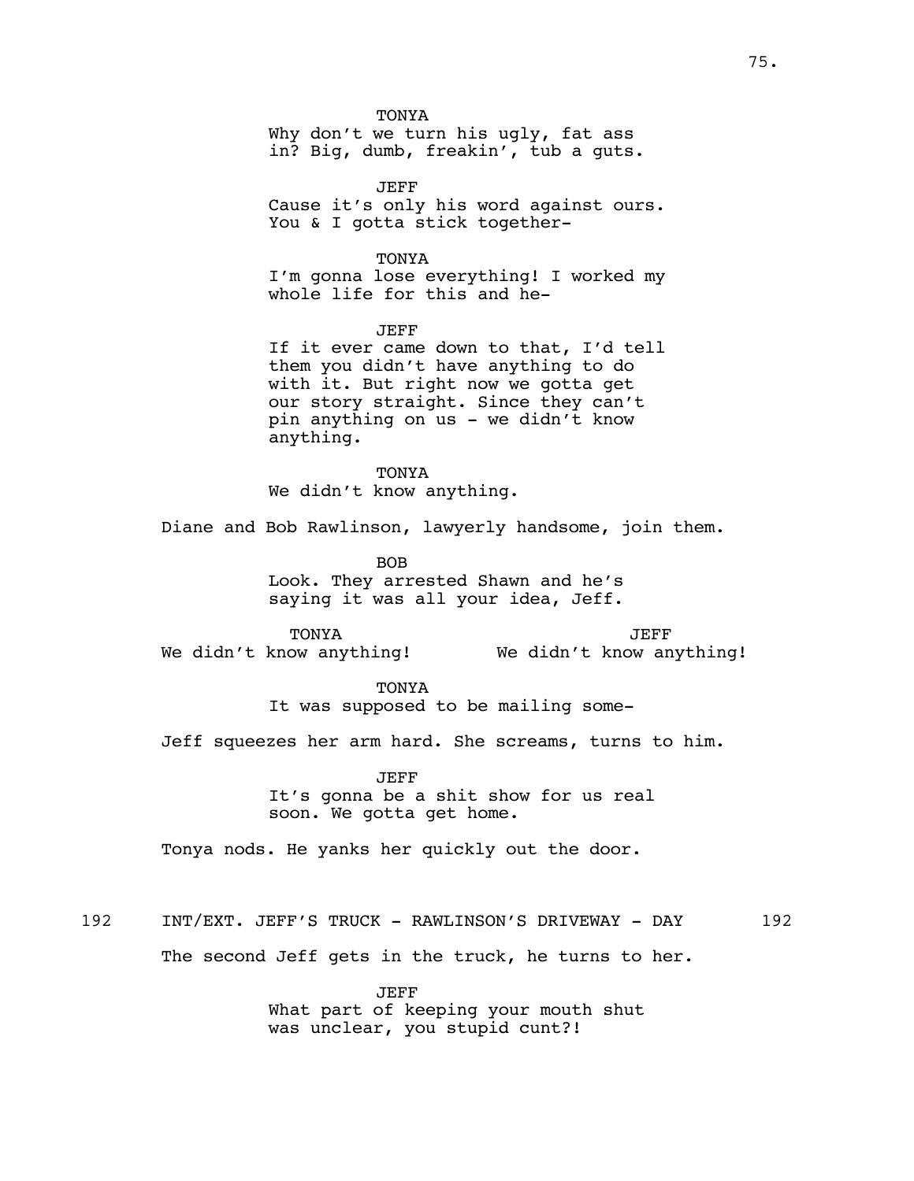TONYA
Why don't we turn his ugly, fat ass in? Big, dumb, freakin', tub a guts.

JEFF
Cause it's only his word against ours. You & I gotta stick together-

TONYA
I'm gonna lose everything! I worked my whole life for this and he-

JEFF
If it ever came down to that, I'd tell them you didn't have anything to do with it. But right now we gotta get our story straight. Since they can't pin anything on us - we didn't know anything.

TONYA
We didn't know anything.

Diane and Bob Rawlinson, lawyerly handsome, join them.

BOB
Look. They arrested Shawn and he's saying it was all your idea, Jeff.

TONYA
We didn't know anything!

JEFF
We didn't know anything!

TONYA
It was supposed to be mailing some-

Jeff squeezes her arm hard. She screams, turns to him.

JEFF
It's gonna be a shit show for us real soon. We gotta get home.

Tonya nods. He yanks her quickly out the door.

192 INT/EXT. JEFF'S TRUCK - RAWLINSON'S DRIVEWAY - DAY 192

The second Jeff gets in the truck, he turns to her.

JEFF
What part of keeping your mouth shut was unclear, you stupid cunt?!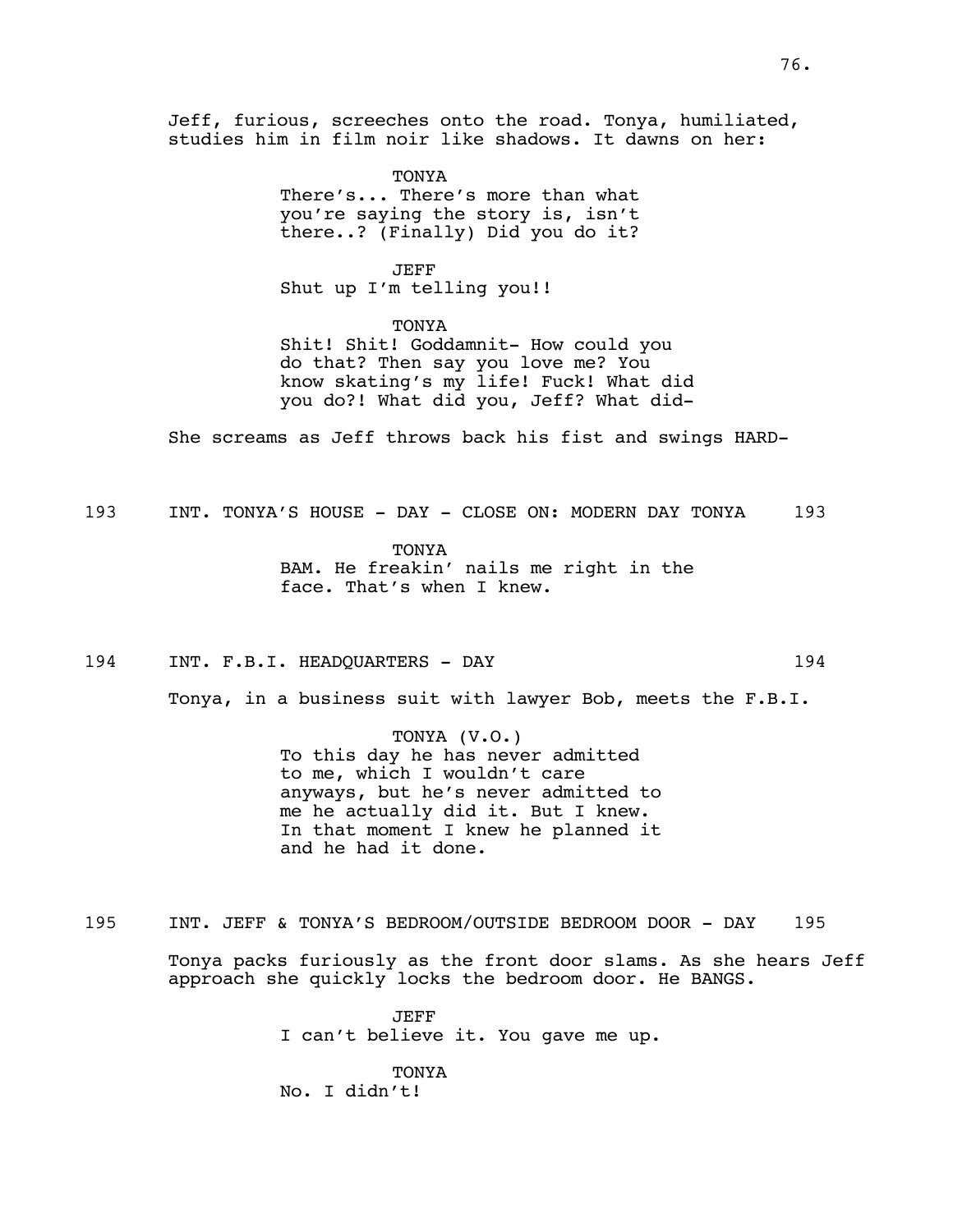Jeff, furious, screeches onto the road. Tonya, humiliated, studies him in film noir like shadows. It dawns on her:

TONYA
There's... There's more than what you're saying the story is, isn't there..? (Finally) Did you do it?

JEFF
Shut up I'm telling you!!

TONYA
Shit! Shit! Goddamnit- How could you do that? Then say you love me? You know skating's my life! Fuck! What did you do?! What did you, Jeff? What did-

She screams as Jeff throws back his fist and swings HARD-

193 INT. TONYA'S HOUSE - DAY - CLOSE ON: MODERN DAY TONYA 193

TONYA
BAM. He freakin' nails me right in the face. That's when I knew.

194 INT. F.B.I. HEADQUARTERS - DAY 194

Tonya, in a business suit with lawyer Bob, meets the F.B.I.

TONYA (V.O.)
To this day he has never admitted to me, which I wouldn't care anyways, but he's never admitted to me he actually did it. But I knew. In that moment I knew he planned it and he had it done.

195 INT. JEFF & TONYA'S BEDROOM/OUTSIDE BEDROOM DOOR - DAY 195

Tonya packs furiously as the front door slams. As she hears Jeff approach she quickly locks the bedroom door. He BANGS.

JEFF
I can't believe it. You gave me up.

TONYA
No. I didn't!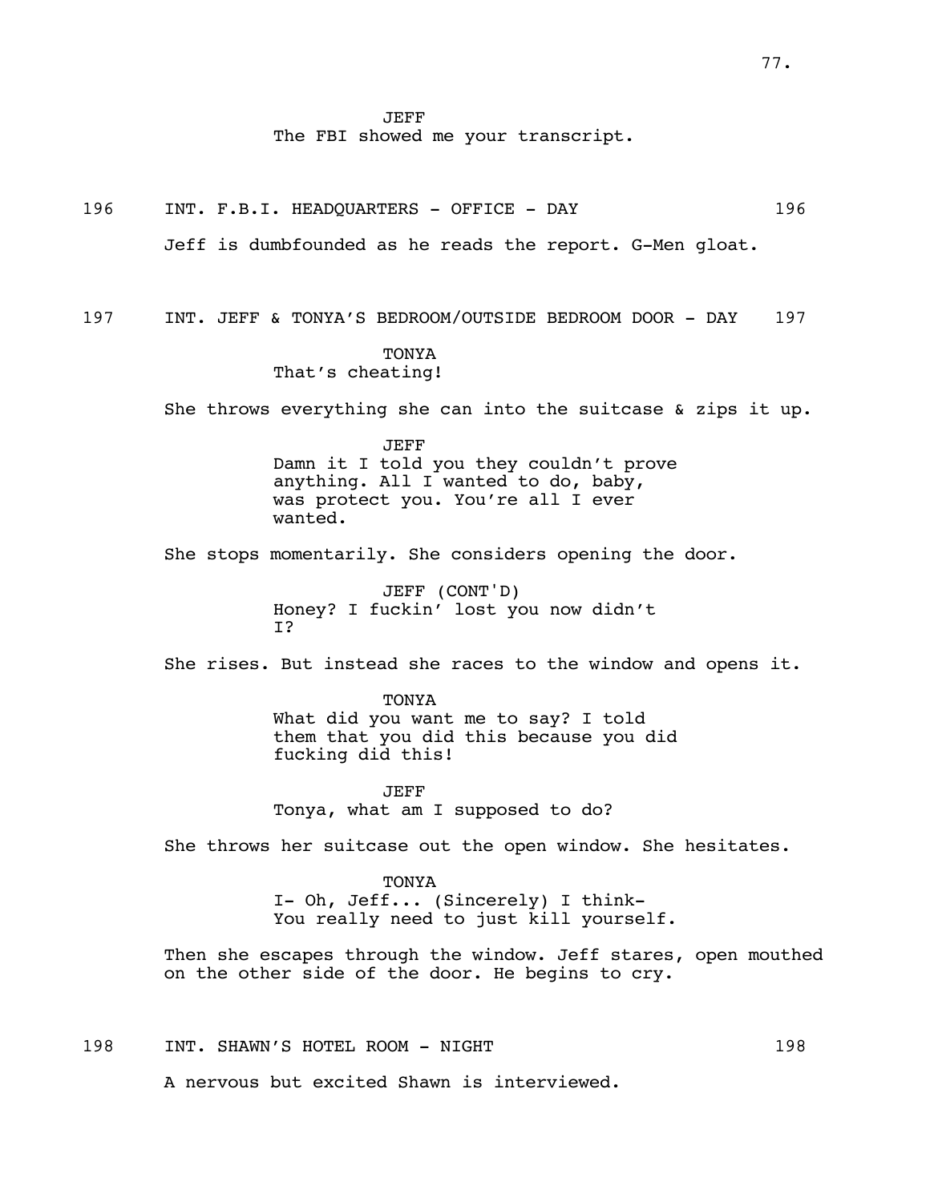JEFF
The FBI showed me your transcript.

196 INT. F.B.I. HEADQUARTERS - OFFICE - DAY 196

Jeff is dumbfounded as he reads the report. G-Men gloat.

197 INT. JEFF & TONYA'S BEDROOM/OUTSIDE BEDROOM DOOR - DAY 197

TONYA
That's cheating!

She throws everything she can into the suitcase & zips it up.

JEFF
Damn it I told you they couldn't prove anything. All I wanted to do, baby, was protect you. You're all I ever wanted.

She stops momentarily. She considers opening the door.

JEFF (CONT'D)
Honey? I fuckin' lost you now didn't I?

She rises. But instead she races to the window and opens it.

TONYA
What did you want me to say? I told them that you did this because you did fucking did this!

JEFF
Tonya, what am I supposed to do?

She throws her suitcase out the open window. She hesitates.

TONYA
I- Oh, Jeff... (Sincerely) I think- You really need to just kill yourself.

Then she escapes through the window. Jeff stares, open mouthed on the other side of the door. He begins to cry.

198 INT. SHAWN'S HOTEL ROOM - NIGHT 198

A nervous but excited Shawn is interviewed.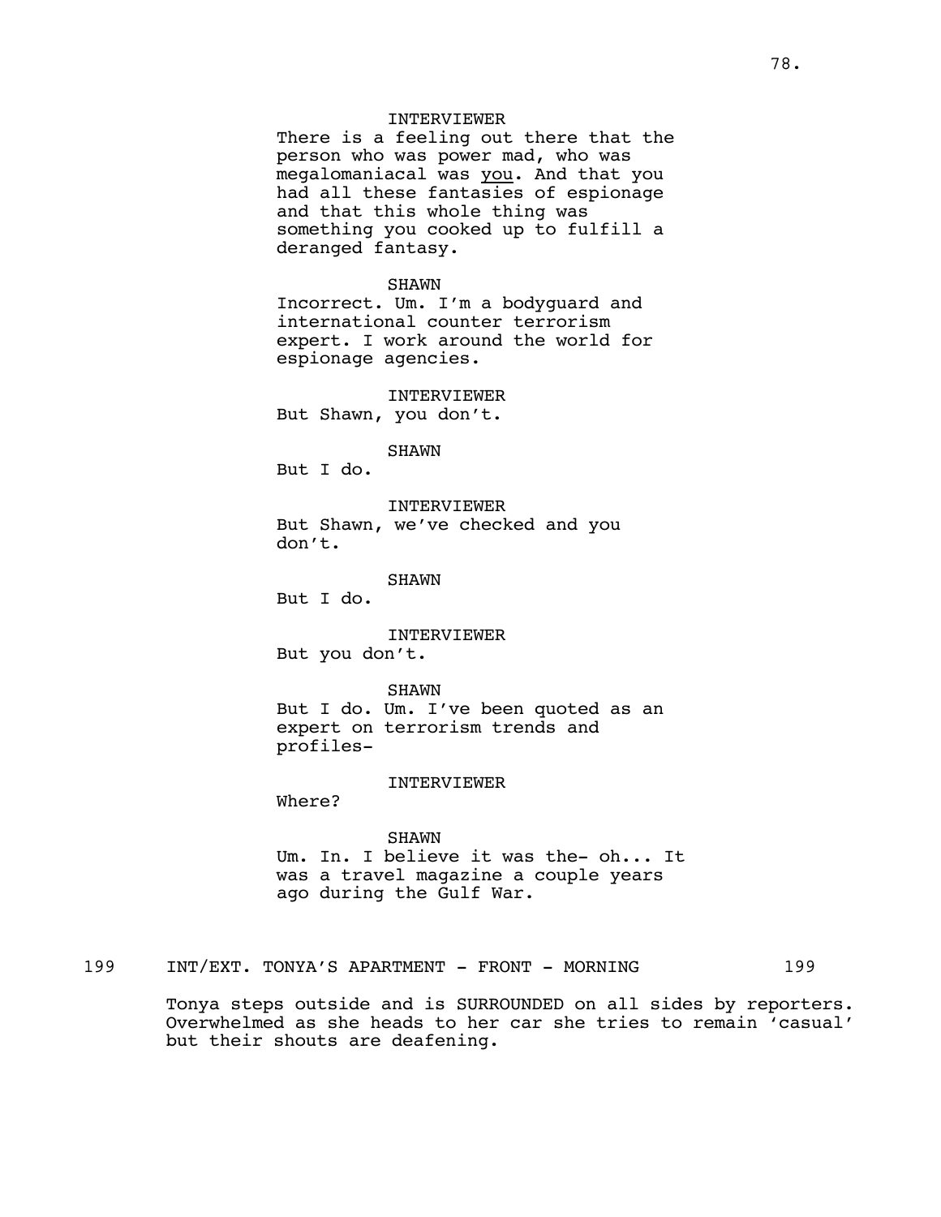INTERVIEWER
There is a feeling out there that the person who was power mad, who was megalomaniacal was you. And that you had all these fantasies of espionage and that this whole thing was something you cooked up to fulfill a deranged fantasy.

SHAWN
Incorrect. Um. I'm a bodyguard and international counter terrorism expert. I work around the world for espionage agencies.

INTERVIEWER
But Shawn, you don't.

SHAWN
But I do.

INTERVIEWER
But Shawn, we've checked and you don't.

SHAWN
But I do.

INTERVIEWER
But you don't.

SHAWN
But I do. Um. I've been quoted as an expert on terrorism trends and profiles-

INTERVIEWER
Where?

SHAWN
Um. In. I believe it was the- oh... It was a travel magazine a couple years ago during the Gulf War.

199 INT/EXT. TONYA'S APARTMENT - FRONT - MORNING 199

Tonya steps outside and is SURROUNDED on all sides by reporters. Overwhelmed as she heads to her car she tries to remain 'casual' but their shouts are deafening.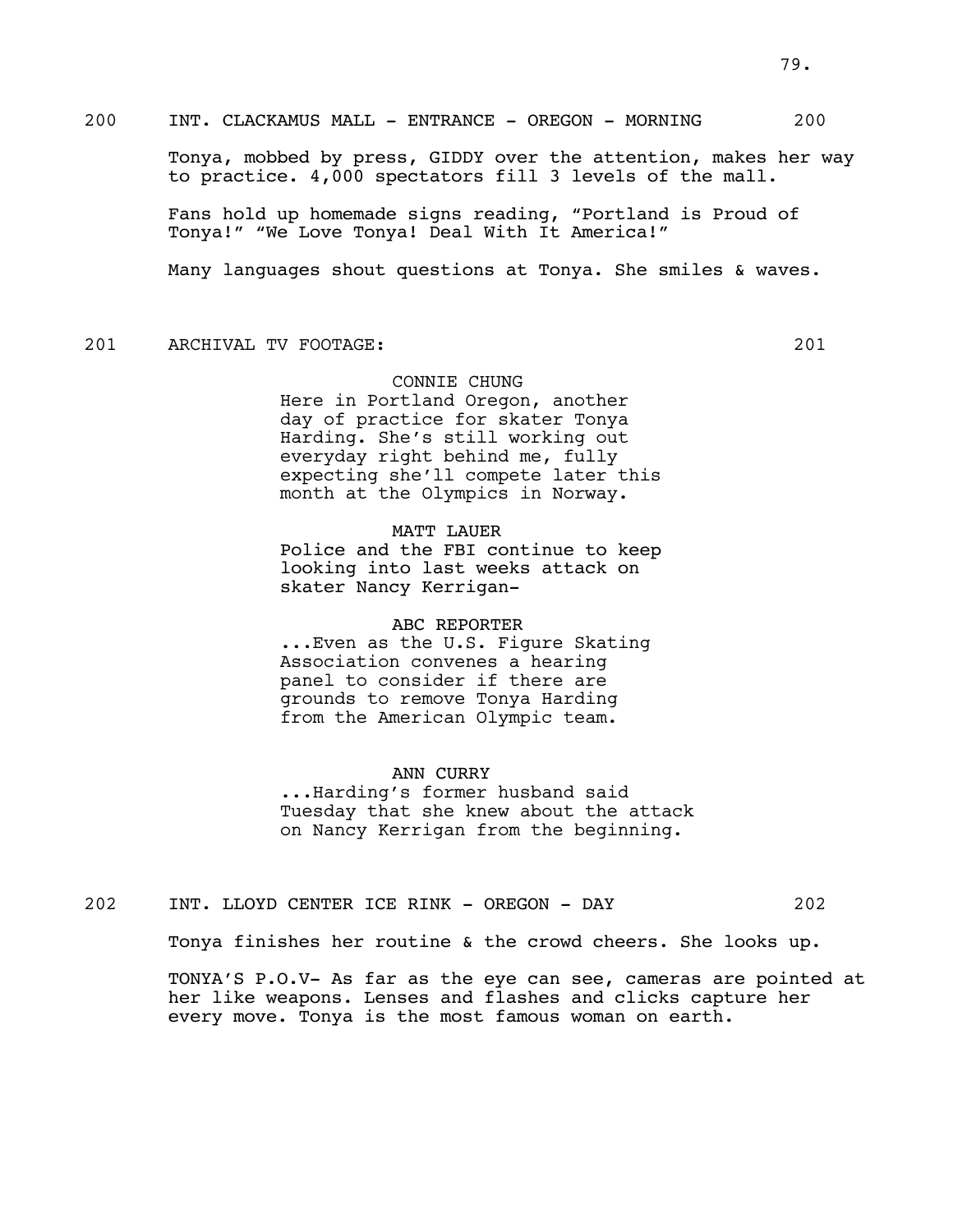200 INT. CLACKAMUS MALL - ENTRANCE - OREGON - MORNING 200

Tonya, mobbed by press, GIDDY over the attention, makes her way to practice. 4,000 spectators fill 3 levels of the mall.

Fans hold up homemade signs reading, "Portland is Proud of Tonya!" "We Love Tonya! Deal With It America!"

Many languages shout questions at Tonya. She smiles & waves.

201 ARCHIVAL TV FOOTAGE: 201

CONNIE CHUNG
Here in Portland Oregon, another day of practice for skater Tonya Harding. She's still working out everyday right behind me, fully expecting she'll compete later this month at the Olympics in Norway.

MATT LAUER
Police and the FBI continue to keep looking into last weeks attack on skater Nancy Kerrigan-

ABC REPORTER
...Even as the U.S. Figure Skating Association convenes a hearing panel to consider if there are grounds to remove Tonya Harding from the American Olympic team.

ANN CURRY
...Harding's former husband said Tuesday that she knew about the attack on Nancy Kerrigan from the beginning.

202 INT. LLOYD CENTER ICE RINK - OREGON - DAY 202

Tonya finishes her routine & the crowd cheers. She looks up.

TONYA'S P.O.V- As far as the eye can see, cameras are pointed at her like weapons. Lenses and flashes and clicks capture her every move. Tonya is the most famous woman on earth.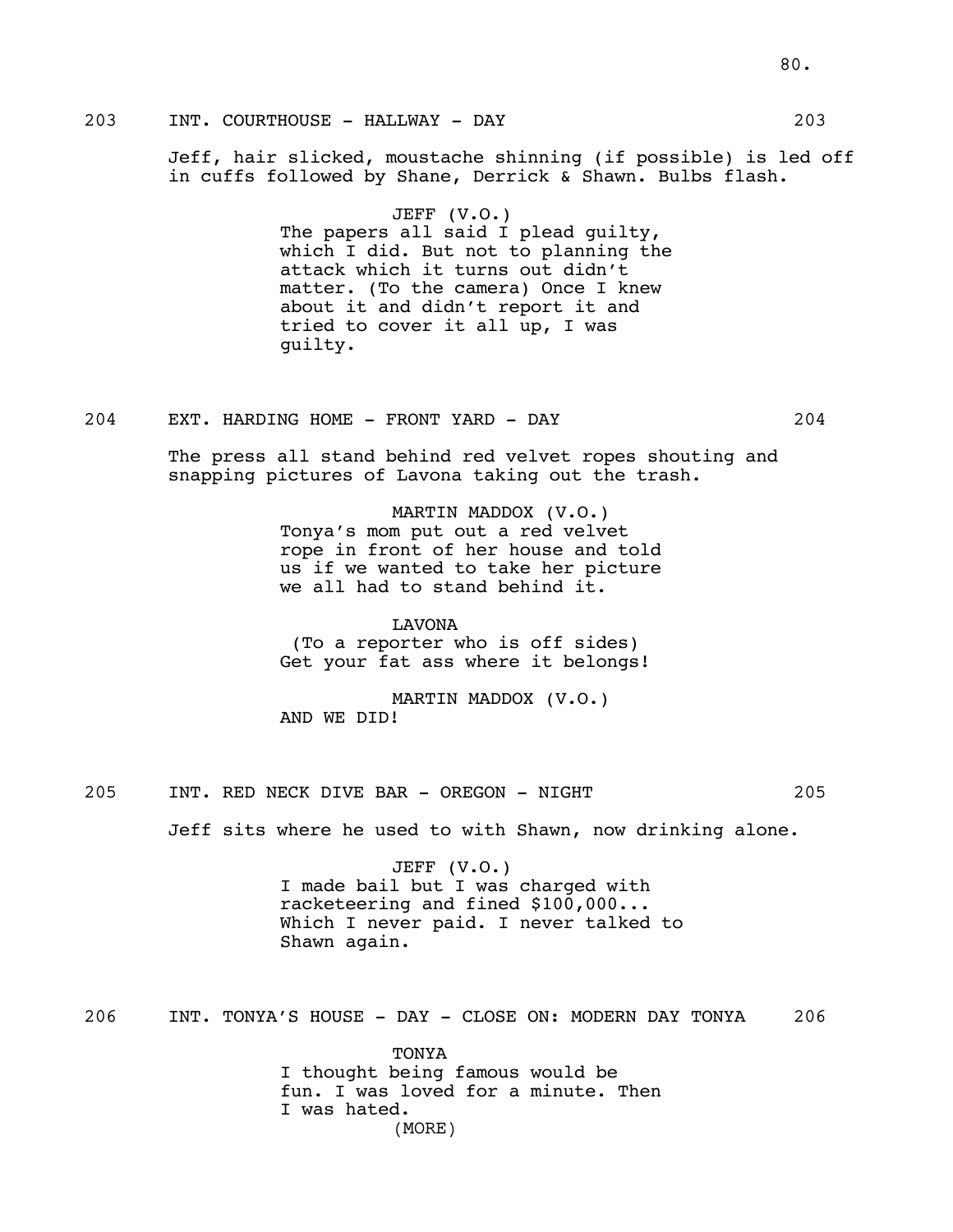203 INT. COURTHOUSE - HALLWAY - DAY 203

Jeff, hair slicked, moustache shinning (if possible) is led off in cuffs followed by Shane, Derrick & Shawn. Bulbs flash.

JEFF (V.O.)
The papers all said I plead guilty, which I did. But not to planning the attack which it turns out didn't matter. (To the camera) Once I knew about it and didn't report it and tried to cover it all up, I was guilty.

204 EXT. HARDING HOME - FRONT YARD - DAY 204

The press all stand behind red velvet ropes shouting and snapping pictures of Lavona taking out the trash.

MARTIN MADDOX (V.O.)
Tonya's mom put out a red velvet rope in front of her house and told us if we wanted to take her picture we all had to stand behind it.

LAVONA
(To a reporter who is off sides)
Get your fat ass where it belongs!

MARTIN MADDOX (V.O.)
AND WE DID!

205 INT. RED NECK DIVE BAR - OREGON - NIGHT 205

Jeff sits where he used to with Shawn, now drinking alone.

JEFF (V.O.)
I made bail but I was charged with racketeering and fined $100,000... Which I never paid. I never talked to Shawn again.

206 INT. TONYA'S HOUSE - DAY - CLOSE ON: MODERN DAY TONYA 206

TONYA
I thought being famous would be fun. I was loved for a minute. Then I was hated.
(MORE)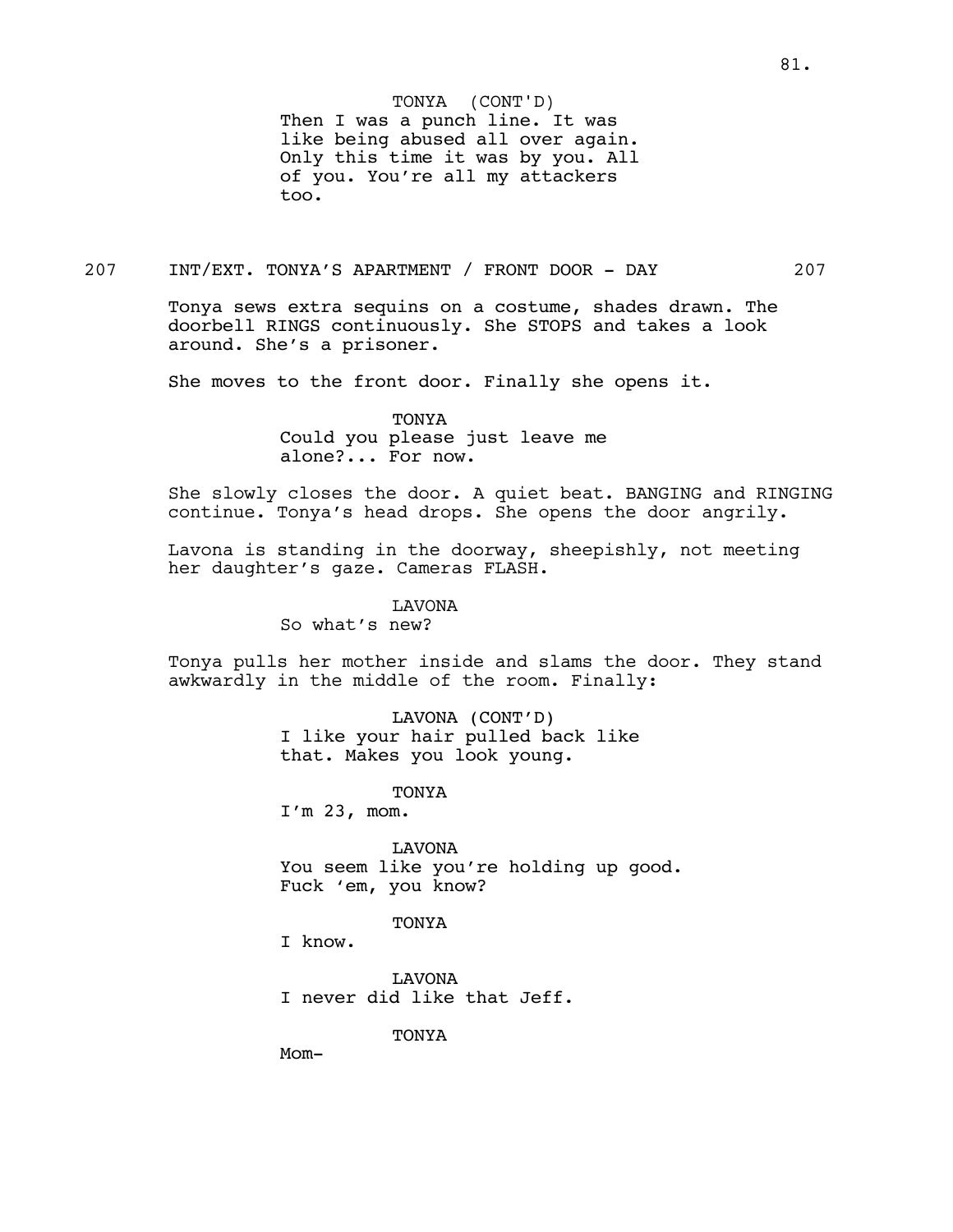TONYA (CONT'D)
Then I was a punch line. It was like being abused all over again. Only this time it was by you. All of you. You're all my attackers too.

207 INT/EXT. TONYA'S APARTMENT / FRONT DOOR - DAY 207

Tonya sews extra sequins on a costume, shades drawn. The doorbell RINGS continuously. She STOPS and takes a look around. She's a prisoner.

She moves to the front door. Finally she opens it.

TONYA
Could you please just leave me alone?... For now.

She slowly closes the door. A quiet beat. BANGING and RINGING continue. Tonya's head drops. She opens the door angrily.

Lavona is standing in the doorway, sheepishly, not meeting her daughter's gaze. Cameras FLASH.

LAVONA
So what's new?

Tonya pulls her mother inside and slams the door. They stand awkwardly in the middle of the room. Finally:

LAVONA (CONT'D)
I like your hair pulled back like that. Makes you look young.

TONYA
I'm 23, mom.

LAVONA
You seem like you're holding up good. Fuck 'em, you know?

TONYA
I know.

LAVONA
I never did like that Jeff.

TONYA
Mom-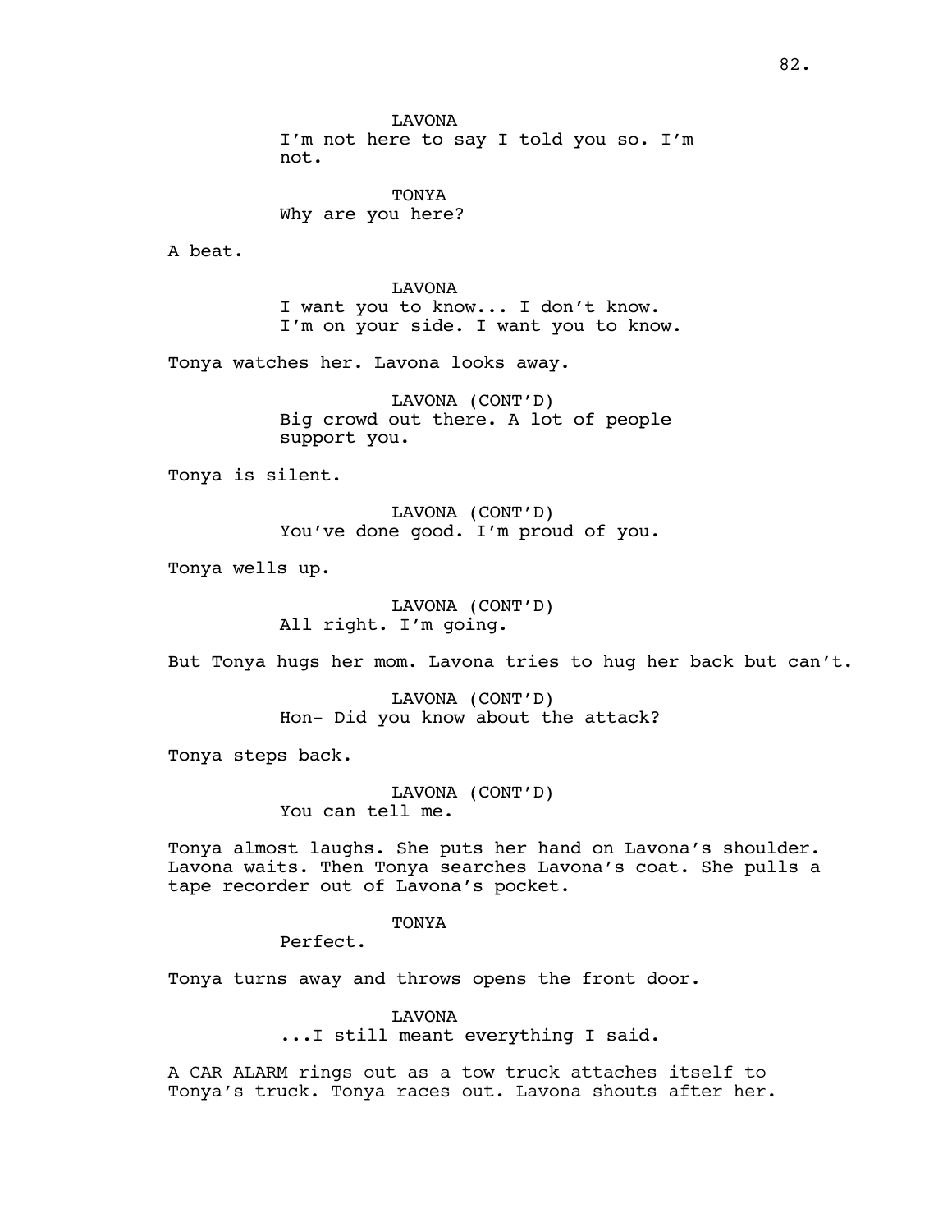LAVONA
I'm not here to say I told you so. I'm not.

TONYA
Why are you here?

A beat.

LAVONA
I want you to know... I don't know. I'm on your side. I want you to know.

Tonya watches her. Lavona looks away.

LAVONA (CONT'D)
Big crowd out there. A lot of people support you.

Tonya is silent.

LAVONA (CONT'D)
You've done good. I'm proud of you.

Tonya wells up.

LAVONA (CONT'D)
All right. I'm going.

But Tonya hugs her mom. Lavona tries to hug her back but can't.

LAVONA (CONT'D)
Hon- Did you know about the attack?

Tonya steps back.

LAVONA (CONT'D)
You can tell me.

Tonya almost laughs. She puts her hand on Lavona's shoulder. Lavona waits. Then Tonya searches Lavona's coat. She pulls a tape recorder out of Lavona's pocket.

TONYA
Perfect.

Tonya turns away and throws opens the front door.

LAVONA
...I still meant everything I said.

A CAR ALARM rings out as a tow truck attaches itself to Tonya's truck. Tonya races out. Lavona shouts after her.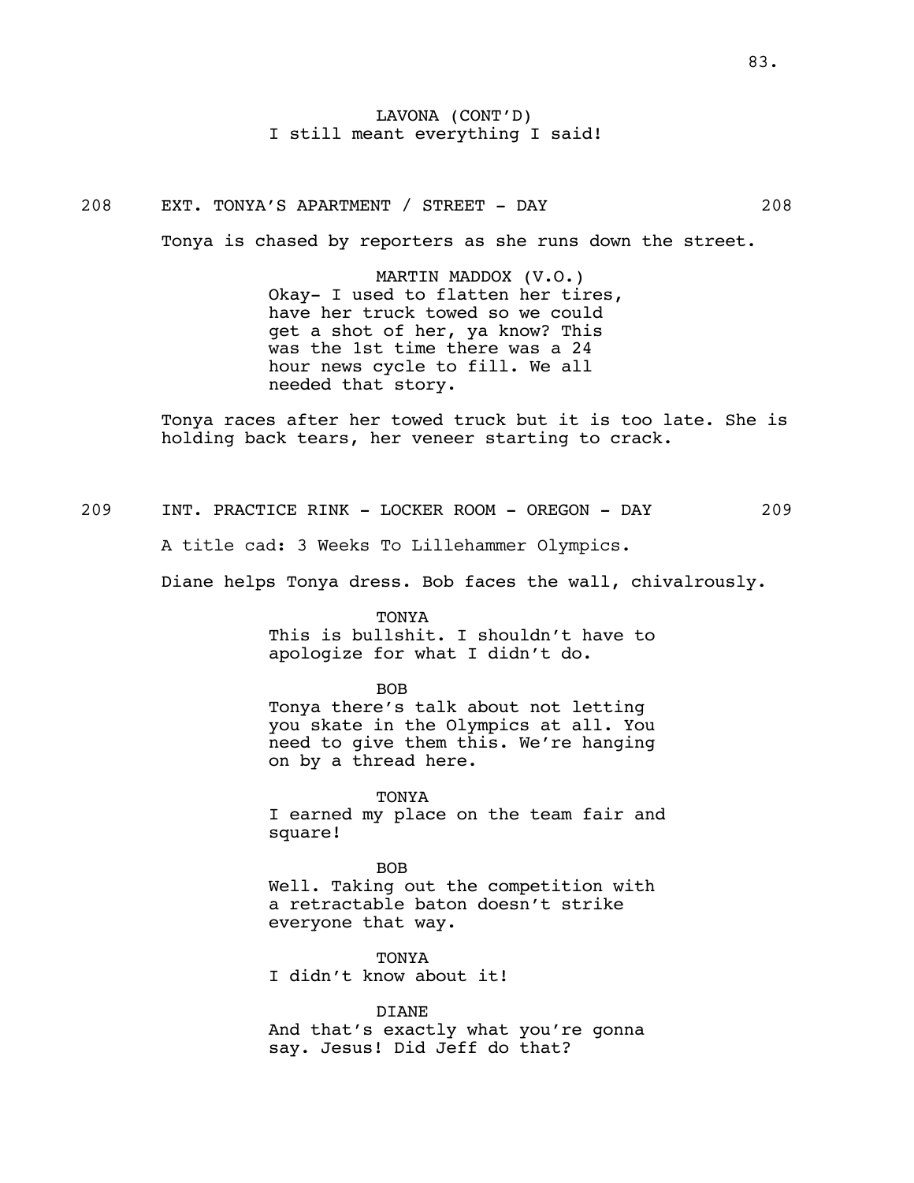LAVONA (CONT'D)
I still meant everything I said!

208 EXT. TONYA'S APARTMENT / STREET - DAY 208

Tonya is chased by reporters as she runs down the street.

MARTIN MADDOX (V.O.)
Okay- I used to flatten her tires, have her truck towed so we could get a shot of her, ya know? This was the 1st time there was a 24 hour news cycle to fill. We all needed that story.

Tonya races after her towed truck but it is too late. She is holding back tears, her veneer starting to crack.

209 INT. PRACTICE RINK - LOCKER ROOM - OREGON - DAY 209

A title cad: 3 Weeks To Lillehammer Olympics.

Diane helps Tonya dress. Bob faces the wall, chivalrously.

TONYA
This is bullshit. I shouldn't have to apologize for what I didn't do.

BOB
Tonya there's talk about not letting you skate in the Olympics at all. You need to give them this. We're hanging on by a thread here.

TONYA
I earned my place on the team fair and square!

BOB
Well. Taking out the competition with a retractable baton doesn't strike everyone that way.

TONYA
I didn't know about it!

DIANE
And that's exactly what you're gonna say. Jesus! Did Jeff do that?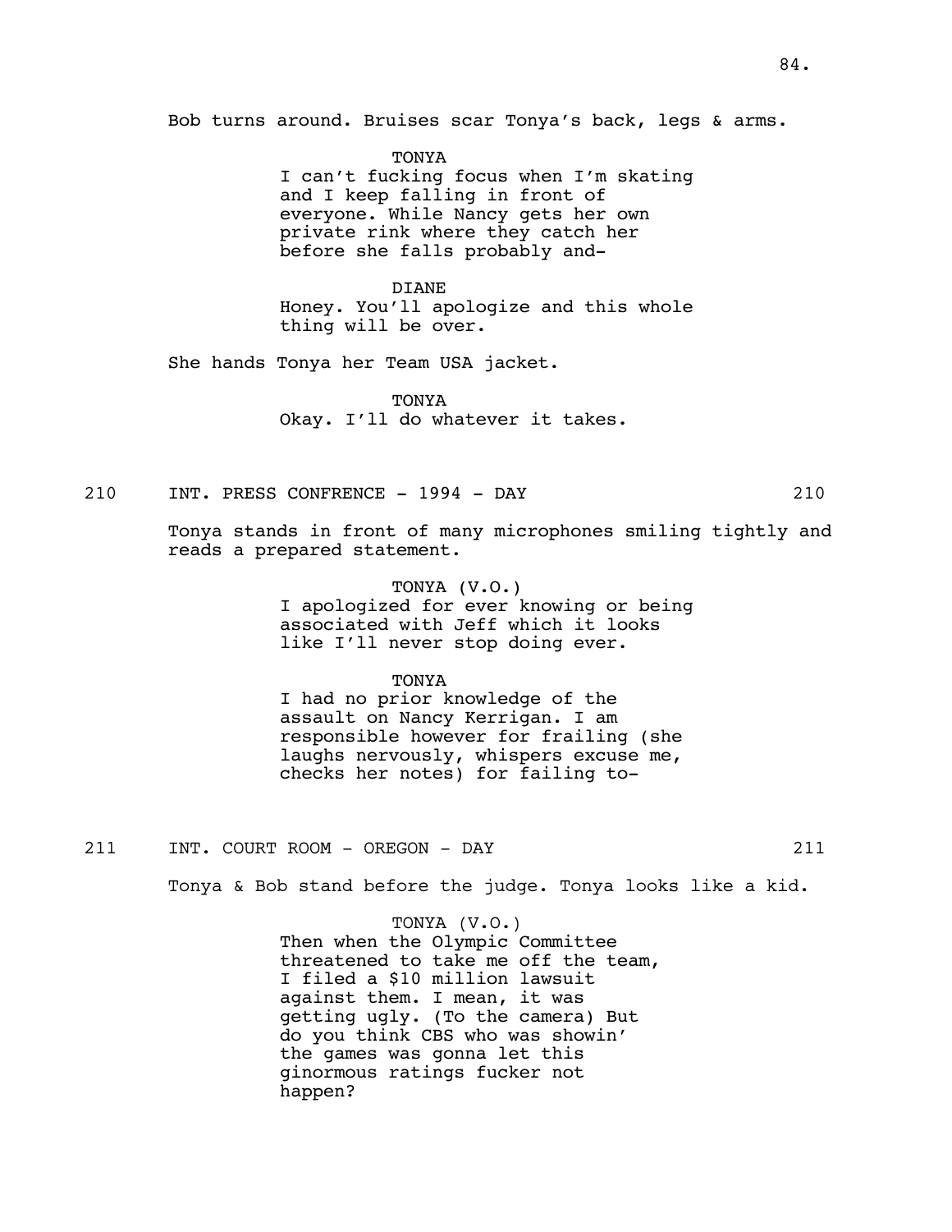Bob turns around. Bruises scar Tonya's back, legs & arms.

TONYA
I can't fucking focus when I'm skating and I keep falling in front of everyone. While Nancy gets her own private rink where they catch her before she falls probably and-

DIANE
Honey. You'll apologize and this whole thing will be over.

She hands Tonya her Team USA jacket.

TONYA
Okay. I'll do whatever it takes.

210 INT. PRESS CONFRENCE - 1994 - DAY 210

Tonya stands in front of many microphones smiling tightly and reads a prepared statement.

TONYA (V.O.)
I apologized for ever knowing or being associated with Jeff which it looks like I'll never stop doing ever.

TONYA
I had no prior knowledge of the assault on Nancy Kerrigan. I am responsible however for frailing (she laughs nervously, whispers excuse me, checks her notes) for failing to-

211 INT. COURT ROOM - OREGON - DAY 211

Tonya & Bob stand before the judge. Tonya looks like a kid.

TONYA (V.O.)
Then when the Olympic Committee threatened to take me off the team, I filed a $10 million lawsuit against them. I mean, it was getting ugly. (To the camera) But do you think CBS who was showin' the games was gonna let this ginormous ratings fucker not happen?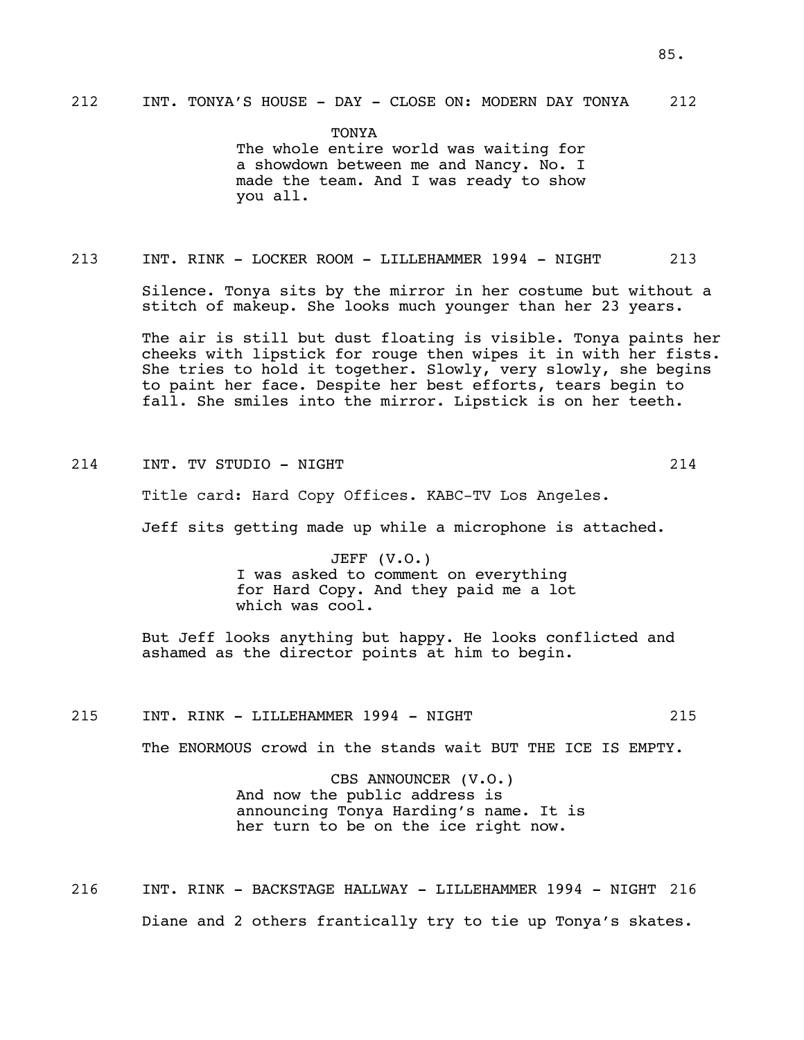212 INT. TONYA'S HOUSE - DAY - CLOSE ON: MODERN DAY TONYA 212

TONYA
The whole entire world was waiting for a showdown between me and Nancy. No. I made the team. And I was ready to show you all.

213 INT. RINK - LOCKER ROOM - LILLEHAMMER 1994 - NIGHT 213

Silence. Tonya sits by the mirror in her costume but without a stitch of makeup. She looks much younger than her 23 years.

The air is still but dust floating is visible. Tonya paints her cheeks with lipstick for rouge then wipes it in with her fists. She tries to hold it together. Slowly, very slowly, she begins to paint her face. Despite her best efforts, tears begin to fall. She smiles into the mirror. Lipstick is on her teeth.

214 INT. TV STUDIO - NIGHT 214

Title card: Hard Copy Offices. KABC-TV Los Angeles.

Jeff sits getting made up while a microphone is attached.

JEFF (V.O.)
I was asked to comment on everything for Hard Copy. And they paid me a lot which was cool.

But Jeff looks anything but happy. He looks conflicted and ashamed as the director points at him to begin.

215 INT. RINK - LILLEHAMMER 1994 - NIGHT 215

The ENORMOUS crowd in the stands wait BUT THE ICE IS EMPTY.

CBS ANNOUNCER (V.O.)
And now the public address is announcing Tonya Harding's name. It is her turn to be on the ice right now.

216 INT. RINK - BACKSTAGE HALLWAY - LILLEHAMMER 1994 - NIGHT 216

Diane and 2 others frantically try to tie up Tonya's skates.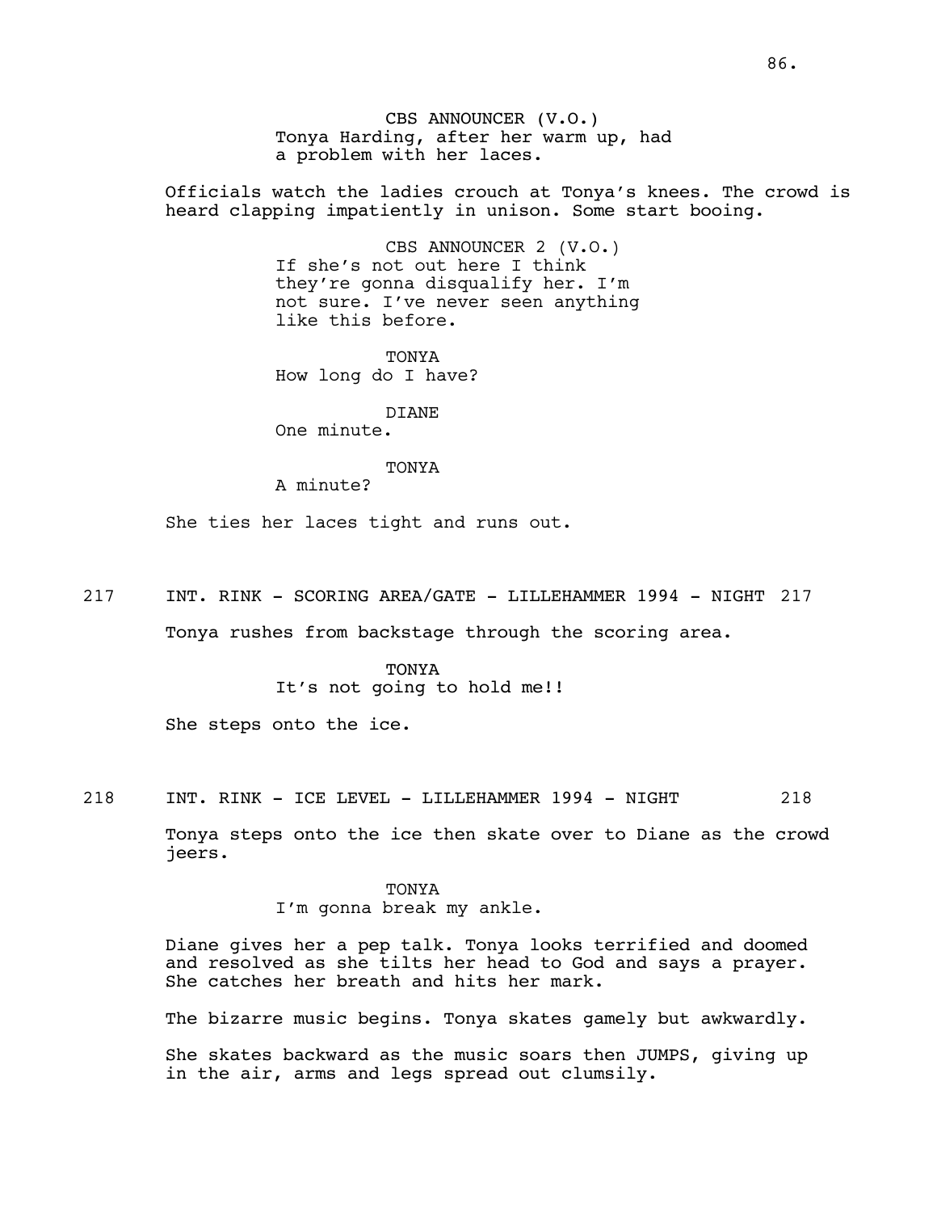CBS ANNOUNCER (V.O.)
Tonya Harding, after her warm up, had a problem with her laces.

Officials watch the ladies crouch at Tonya's knees. The crowd is heard clapping impatiently in unison. Some start booing.

CBS ANNOUNCER 2 (V.O.)
If she's not out here I think they're gonna disqualify her. I'm not sure. I've never seen anything like this before.

TONYA
How long do I have?

DIANE
One minute.

TONYA
A minute?

She ties her laces tight and runs out.

217 INT. RINK - SCORING AREA/GATE - LILLEHAMMER 1994 - NIGHT 217

Tonya rushes from backstage through the scoring area.

TONYA
It's not going to hold me!!

She steps onto the ice.

218 INT. RINK - ICE LEVEL - LILLEHAMMER 1994 - NIGHT 218

Tonya steps onto the ice then skate over to Diane as the crowd jeers.

TONYA
I'm gonna break my ankle.

Diane gives her a pep talk. Tonya looks terrified and doomed and resolved as she tilts her head to God and says a prayer. She catches her breath and hits her mark.

The bizarre music begins. Tonya skates gamely but awkwardly.

She skates backward as the music soars then JUMPS, giving up in the air, arms and legs spread out clumsily.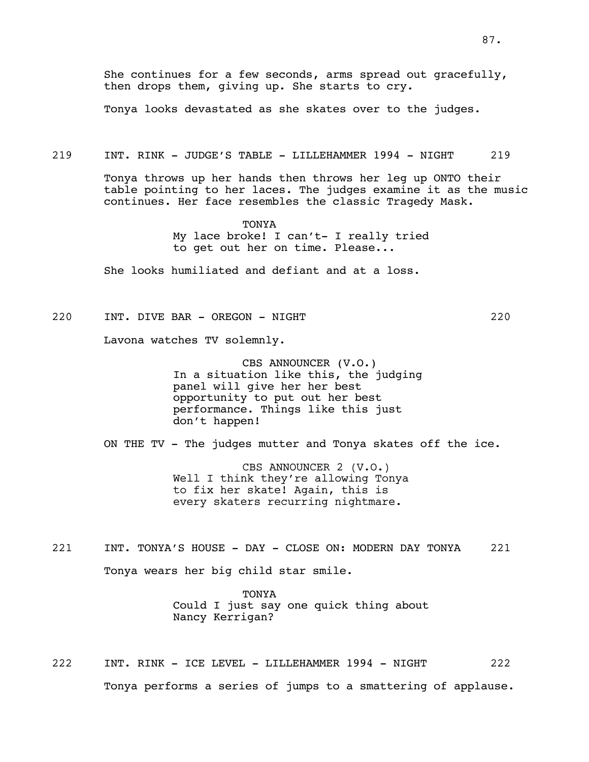She continues for a few seconds, arms spread out gracefully, then drops them, giving up. She starts to cry.

Tonya looks devastated as she skates over to the judges.

219 INT. RINK - JUDGE'S TABLE - LILLEHAMMER 1994 - NIGHT 219

Tonya throws up her hands then throws her leg up ONTO their table pointing to her laces. The judges examine it as the music continues. Her face resembles the classic Tragedy Mask.

TONYA
My lace broke! I can't- I really tried to get out her on time. Please...

She looks humiliated and defiant and at a loss.

220 INT. DIVE BAR - OREGON - NIGHT 220

Lavona watches TV solemnly.

CBS ANNOUNCER (V.O.)
In a situation like this, the judging panel will give her her best opportunity to put out her best performance. Things like this just don't happen!

ON THE TV - The judges mutter and Tonya skates off the ice.

CBS ANNOUNCER 2 (V.O.)
Well I think they're allowing Tonya to fix her skate! Again, this is every skaters recurring nightmare.

221 INT. TONYA'S HOUSE - DAY - CLOSE ON: MODERN DAY TONYA 221

Tonya wears her big child star smile.

TONYA
Could I just say one quick thing about Nancy Kerrigan?

222 INT. RINK - ICE LEVEL - LILLEHAMMER 1994 - NIGHT 222

Tonya performs a series of jumps to a smattering of applause.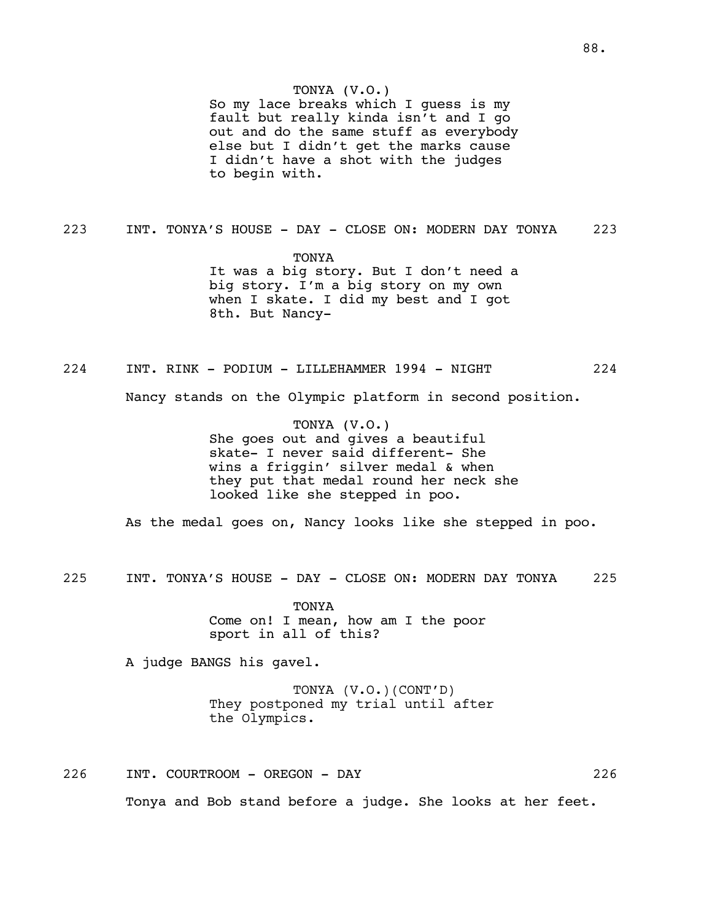TONYA (V.O.)
So my lace breaks which I guess is my fault but really kinda isn't and I go out and do the same stuff as everybody else but I didn't get the marks cause I didn't have a shot with the judges to begin with.

223 INT. TONYA'S HOUSE - DAY - CLOSE ON: MODERN DAY TONYA 223

TONYA
It was a big story. But I don't need a big story. I'm a big story on my own when I skate. I did my best and I got 8th. But Nancy-

224 INT. RINK - PODIUM - LILLEHAMMER 1994 - NIGHT 224

Nancy stands on the Olympic platform in second position.

TONYA (V.O.)
She goes out and gives a beautiful skate- I never said different- She wins a friggin' silver medal & when they put that medal round her neck she looked like she stepped in poo.

As the medal goes on, Nancy looks like she stepped in poo.

225 INT. TONYA'S HOUSE - DAY - CLOSE ON: MODERN DAY TONYA 225

TONYA
Come on! I mean, how am I the poor sport in all of this?

A judge BANGS his gavel.

TONYA (V.O.)(CONT'D)
They postponed my trial until after the Olympics.

226 INT. COURTROOM - OREGON - DAY 226

Tonya and Bob stand before a judge. She looks at her feet.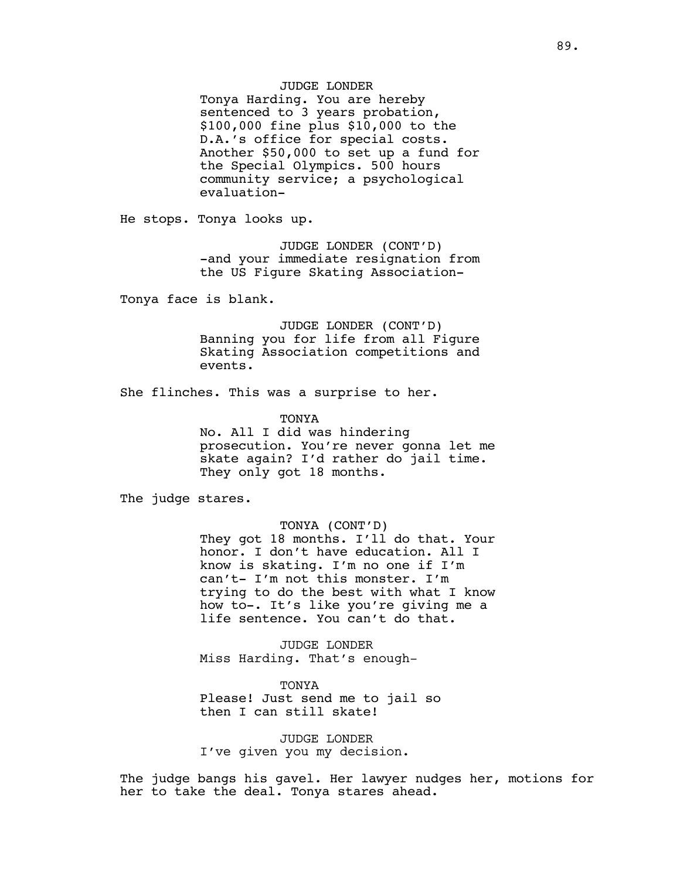JUDGE LONDER

Tonya Harding. You are hereby sentenced to 3 years probation, $100,000 fine plus $10,000 to the D.A.'s office for special costs. Another $50,000 to set up a fund for the Special Olympics. 500 hours community service; a psychological evaluation-

He stops. Tonya looks up.

JUDGE LONDER (CONT'D)

-and your immediate resignation from the US Figure Skating Association-

Tonya face is blank.

JUDGE LONDER (CONT'D)

Banning you for life from all Figure Skating Association competitions and events.

She flinches. This was a surprise to her.

TONYA

No. All I did was hindering prosecution. You're never gonna let me skate again? I'd rather do jail time. They only got 18 months.

The judge stares.

TONYA (CONT'D)

They got 18 months. I'll do that. Your honor. I don't have education. All I know is skating. I'm no one if I'm can't- I'm not this monster. I'm trying to do the best with what I know how to-. It's like you're giving me a life sentence. You can't do that.

JUDGE LONDER

Miss Harding. That's enough-

TONYA

Please! Just send me to jail so then I can still skate!

JUDGE LONDER

I've given you my decision.

The judge bangs his gavel. Her lawyer nudges her, motions for her to take the deal. Tonya stares ahead.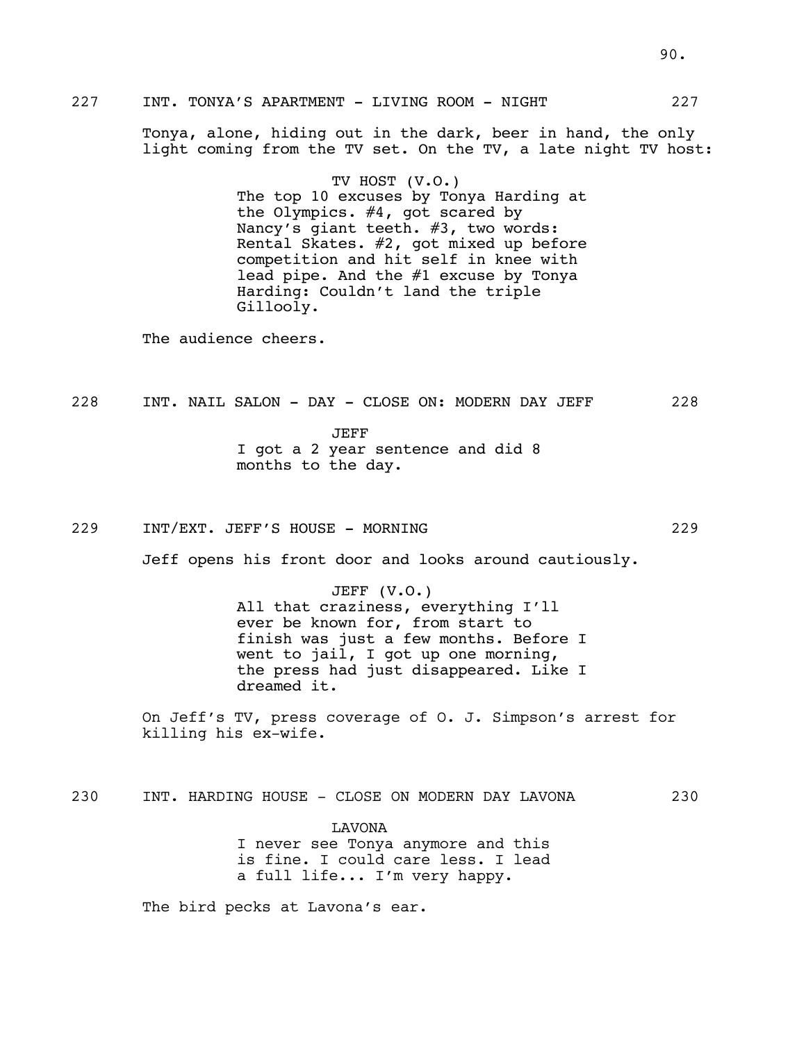227 INT. TONYA'S APARTMENT - LIVING ROOM - NIGHT 227

Tonya, alone, hiding out in the dark, beer in hand, the only light coming from the TV set. On the TV, a late night TV host:

TV HOST (V.O.)
The top 10 excuses by Tonya Harding at the Olympics. #4, got scared by Nancy's giant teeth. #3, two words: Rental Skates. #2, got mixed up before competition and hit self in knee with lead pipe. And the #1 excuse by Tonya Harding: Couldn't land the triple Gillooly.

The audience cheers.

228 INT. NAIL SALON - DAY - CLOSE ON: MODERN DAY JEFF 228

JEFF
I got a 2 year sentence and did 8 months to the day.

229 INT/EXT. JEFF'S HOUSE - MORNING 229

Jeff opens his front door and looks around cautiously.

JEFF (V.O.)
All that craziness, everything I'll ever be known for, from start to finish was just a few months. Before I went to jail, I got up one morning, the press had just disappeared. Like I dreamed it.

On Jeff's TV, press coverage of O. J. Simpson's arrest for killing his ex-wife.

230 INT. HARDING HOUSE - CLOSE ON MODERN DAY LAVONA 230

LAVONA
I never see Tonya anymore and this is fine. I could care less. I lead a full life... I'm very happy.

The bird pecks at Lavona's ear.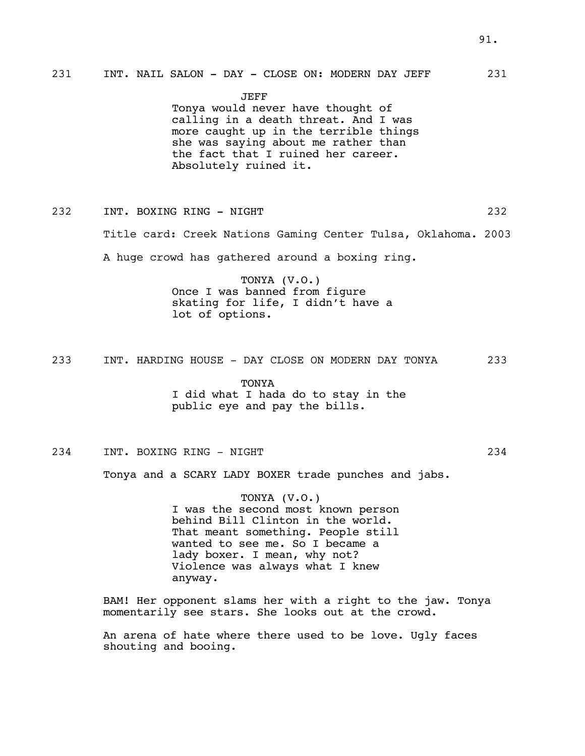231 INT. NAIL SALON - DAY - CLOSE ON: MODERN DAY JEFF 231

JEFF

Tonya would never have thought of calling in a death threat. And I was more caught up in the terrible things she was saying about me rather than the fact that I ruined her career. Absolutely ruined it.

232 INT. BOXING RING - NIGHT 232

Title card: Creek Nations Gaming Center Tulsa, Oklahoma. 2003

A huge crowd has gathered around a boxing ring.

TONYA (V.O.)

Once I was banned from figure skating for life, I didn't have a lot of options.

233 INT. HARDING HOUSE - DAY CLOSE ON MODERN DAY TONYA 233

TONYA

I did what I hada do to stay in the public eye and pay the bills.

234 INT. BOXING RING - NIGHT 234

Tonya and a SCARY LADY BOXER trade punches and jabs.

TONYA (V.O.)

I was the second most known person behind Bill Clinton in the world. That meant something. People still wanted to see me. So I became a lady boxer. I mean, why not? Violence was always what I knew anyway.

BAM! Her opponent slams her with a right to the jaw. Tonya momentarily see stars. She looks out at the crowd.

An arena of hate where there used to be love. Ugly faces shouting and booing.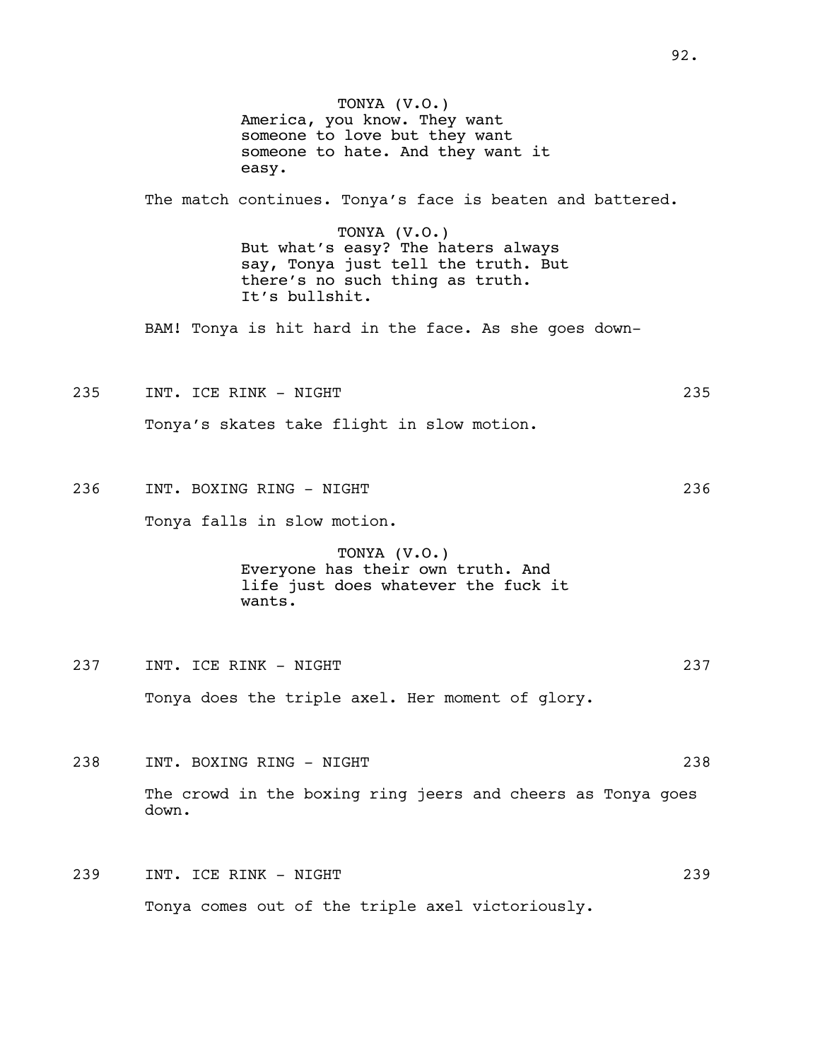TONYA (V.O.)
America, you know. They want someone to love but they want someone to hate. And they want it easy.

The match continues. Tonya's face is beaten and battered.

TONYA (V.O.)
But what's easy? The haters always say, Tonya just tell the truth. But there's no such thing as truth. It's bullshit.

BAM! Tonya is hit hard in the face. As she goes down-

235 INT. ICE RINK - NIGHT 235

Tonya's skates take flight in slow motion.

236 INT. BOXING RING - NIGHT 236

Tonya falls in slow motion.

TONYA (V.O.)
Everyone has their own truth. And life just does whatever the fuck it wants.

237 INT. ICE RINK - NIGHT 237

Tonya does the triple axel. Her moment of glory.

238 INT. BOXING RING - NIGHT 238

The crowd in the boxing ring jeers and cheers as Tonya goes down.

239 INT. ICE RINK - NIGHT 239

Tonya comes out of the triple axel victoriously.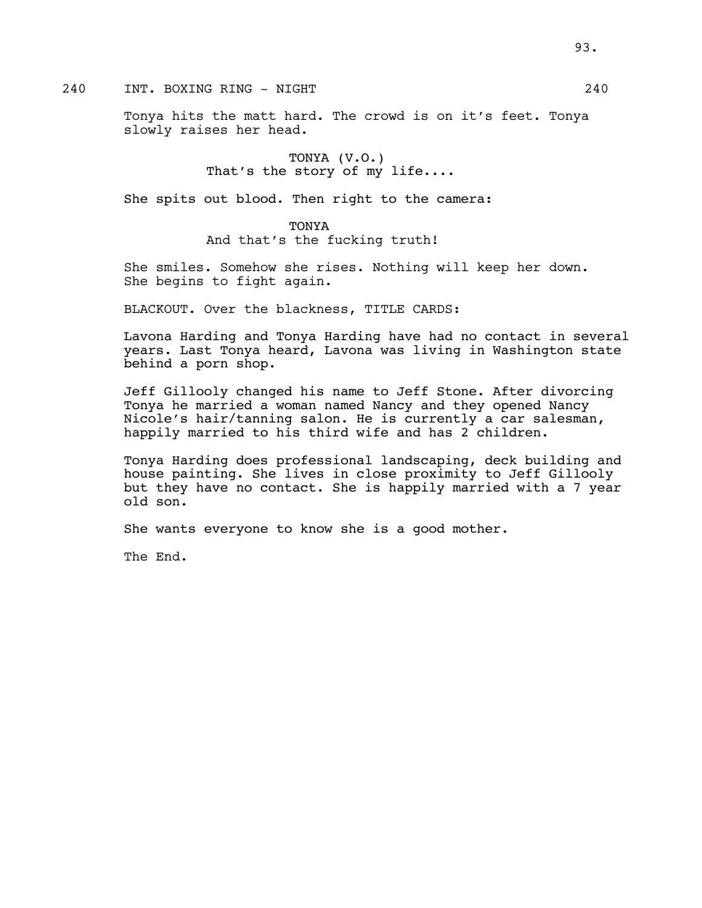240 INT. BOXING RING - NIGHT 240

Tonya hits the matt hard. The crowd is on it's feet. Tonya slowly raises her head.

TONYA (V.O.)
That's the story of my life....

She spits out blood. Then right to the camera:

TONYA
And that's the fucking truth!

She smiles. Somehow she rises. Nothing will keep her down. She begins to fight again.

BLACKOUT. Over the blackness, TITLE CARDS:

Lavona Harding and Tonya Harding have had no contact in several years. Last Tonya heard, Lavona was living in Washington state behind a porn shop.

Jeff Gillooly changed his name to Jeff Stone. After divorcing Tonya he married a woman named Nancy and they opened Nancy Nicole's hair/tanning salon. He is currently a car salesman, happily married to his third wife and has 2 children.

Tonya Harding does professional landscaping, deck building and house painting. She lives in close proximity to Jeff Gillooly but they have no contact. She is happily married with a 7 year old son.

She wants everyone to know she is a good mother.

The End.